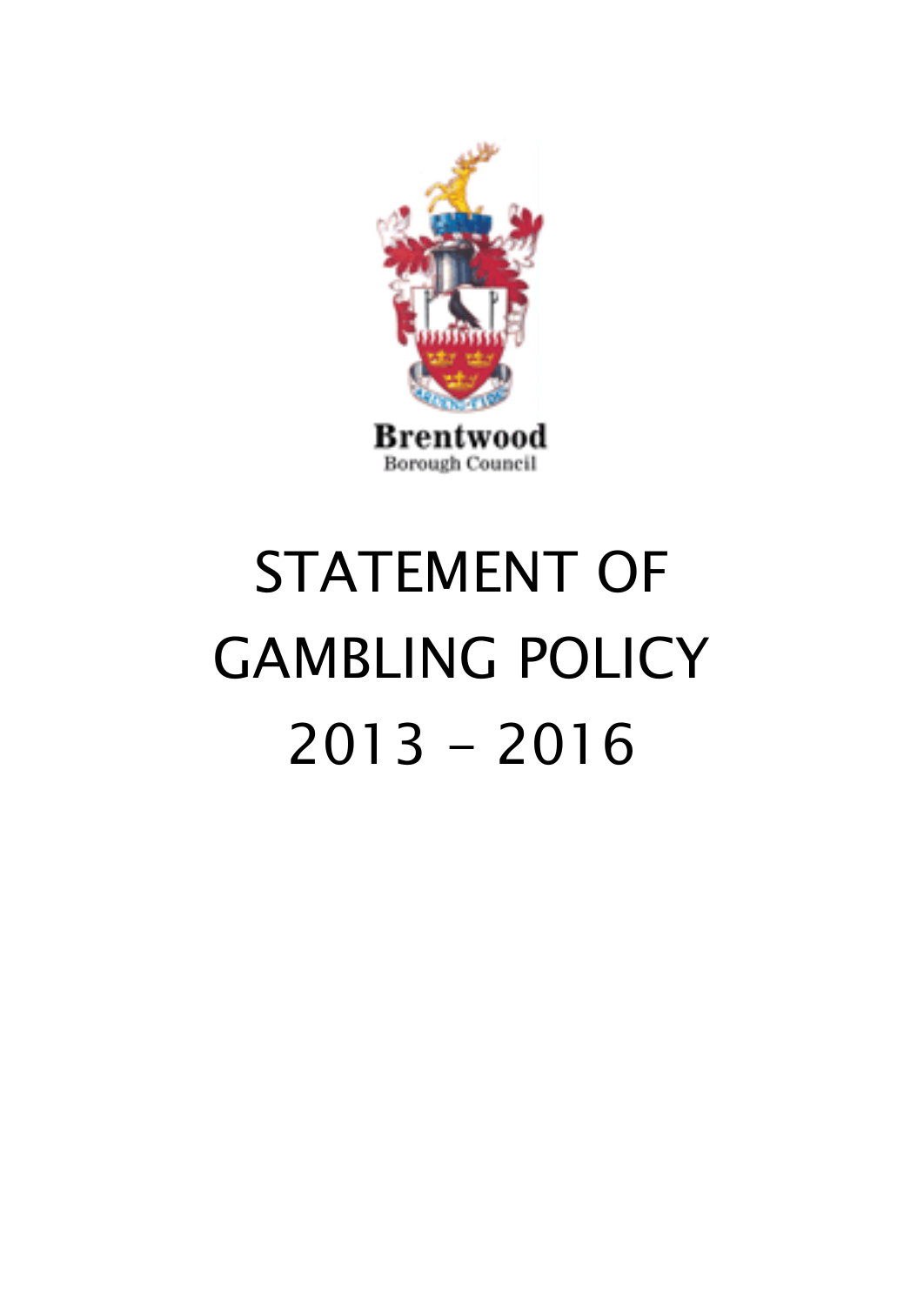Brentwood
Borough Council

# STATEMENT OF GAMBLING POLICY 2013 – 2016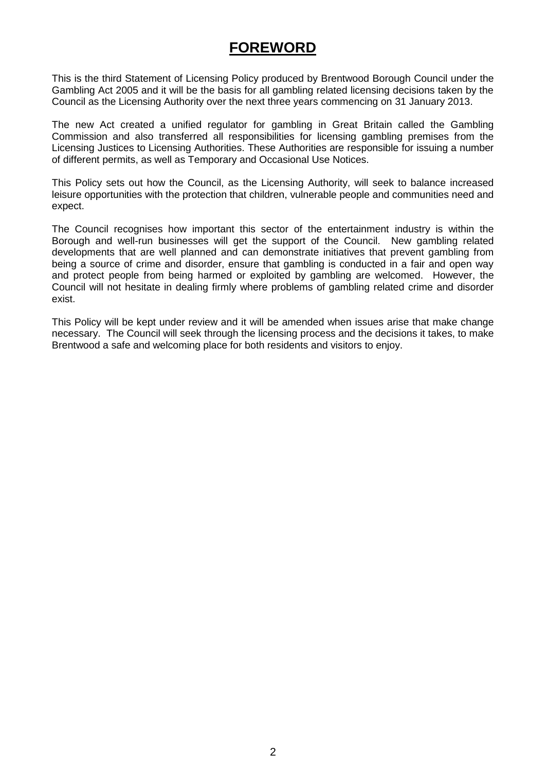# FOREWORD

This is the third Statement of Licensing Policy produced by Brentwood Borough Council under the Gambling Act 2005 and it will be the basis for all gambling related licensing decisions taken by the Council as the Licensing Authority over the next three years commencing on 31 January 2013.

The new Act created a unified regulator for gambling in Great Britain called the Gambling Commission and also transferred all responsibilities for licensing gambling premises from the Licensing Justices to Licensing Authorities. These Authorities are responsible for issuing a number of different permits, as well as Temporary and Occasional Use Notices.

This Policy sets out how the Council, as the Licensing Authority, will seek to balance increased leisure opportunities with the protection that children, vulnerable people and communities need and expect.

The Council recognises how important this sector of the entertainment industry is within the Borough and well-run businesses will get the support of the Council. New gambling related developments that are well planned and can demonstrate initiatives that prevent gambling from being a source of crime and disorder, ensure that gambling is conducted in a fair and open way and protect people from being harmed or exploited by gambling are welcomed. However, the Council will not hesitate in dealing firmly where problems of gambling related crime and disorder exist.

This Policy will be kept under review and it will be amended when issues arise that make change necessary. The Council will seek through the licensing process and the decisions it takes, to make Brentwood a safe and welcoming place for both residents and visitors to enjoy.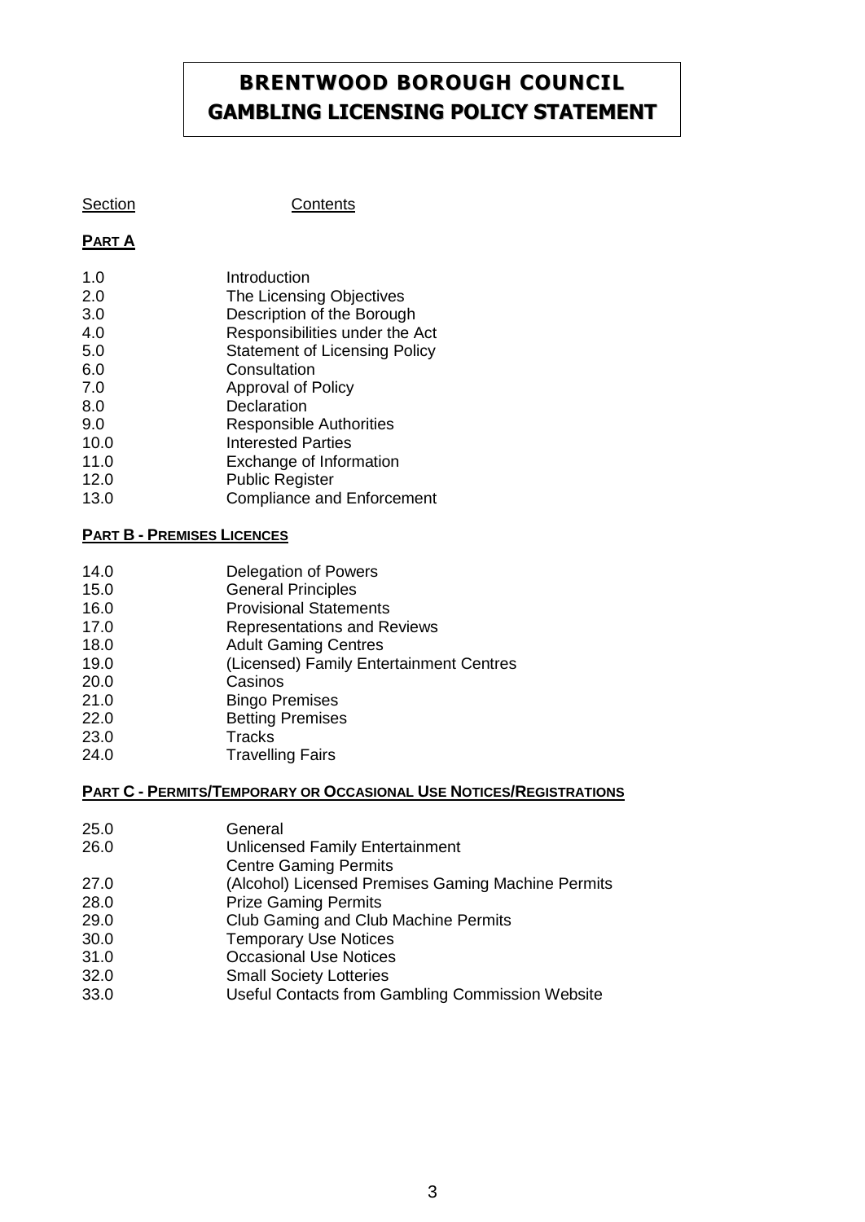# BRENTWOOD BOROUGH COUNCIL
# GAMBLING LICENSING POLICY STATEMENT

| Section | Contents |
| --- | --- |

**PART A**

| | |
| --- | --- |
| 1.0 | Introduction |
| 2.0 | The Licensing Objectives |
| 3.0 | Description of the Borough |
| 4.0 | Responsibilities under the Act |
| 5.0 | Statement of Licensing Policy |
| 6.0 | Consultation |
| 7.0 | Approval of Policy |
| 8.0 | Declaration |
| 9.0 | Responsible Authorities |
| 10.0 | Interested Parties |
| 11.0 | Exchange of Information |
| 12.0 | Public Register |
| 13.0 | Compliance and Enforcement |

**PART B - PREMISES LICENCES**

| | |
| --- | --- |
| 14.0 | Delegation of Powers |
| 15.0 | General Principles |
| 16.0 | Provisional Statements |
| 17.0 | Representations and Reviews |
| 18.0 | Adult Gaming Centres |
| 19.0 | (Licensed) Family Entertainment Centres |
| 20.0 | Casinos |
| 21.0 | Bingo Premises |
| 22.0 | Betting Premises |
| 23.0 | Tracks |
| 24.0 | Travelling Fairs |

**PART C - PERMITS/TEMPORARY OR OCCASIONAL USE NOTICES/REGISTRATIONS**

| | |
| --- | --- |
| 25.0 | General |
| 26.0 | Unlicensed Family Entertainment Centre Gaming Permits |
| 27.0 | (Alcohol) Licensed Premises Gaming Machine Permits |
| 28.0 | Prize Gaming Permits |
| 29.0 | Club Gaming and Club Machine Permits |
| 30.0 | Temporary Use Notices |
| 31.0 | Occasional Use Notices |
| 32.0 | Small Society Lotteries |
| 33.0 | Useful Contacts from Gambling Commission Website |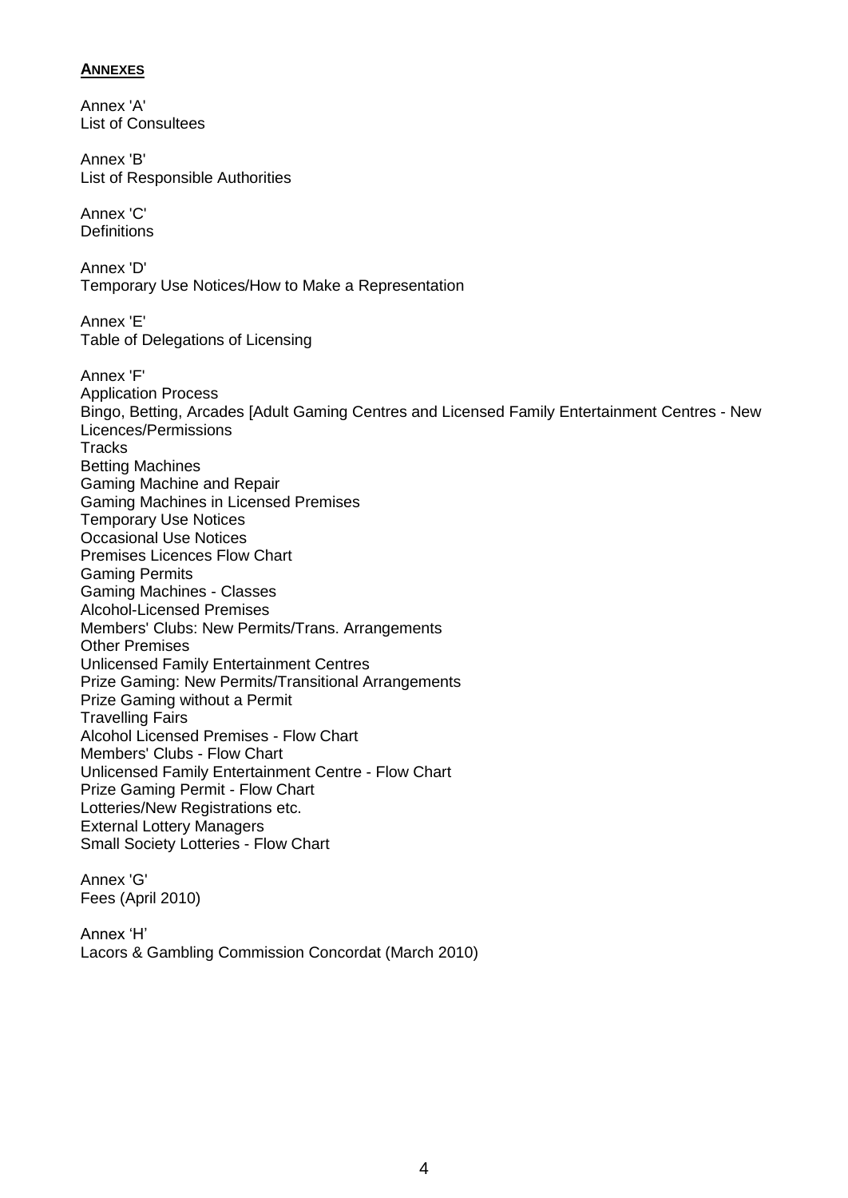**ANNEXES**

Annex 'A'
List of Consultees

Annex 'B'
List of Responsible Authorities

Annex 'C'
Definitions

Annex 'D'
Temporary Use Notices/How to Make a Representation

Annex 'E'
Table of Delegations of Licensing

Annex 'F'
Application Process
Bingo, Betting, Arcades [Adult Gaming Centres and Licensed Family Entertainment Centres - New Licences/Permissions
Tracks
Betting Machines
Gaming Machine and Repair
Gaming Machines in Licensed Premises
Temporary Use Notices
Occasional Use Notices
Premises Licences Flow Chart
Gaming Permits
Gaming Machines - Classes
Alcohol-Licensed Premises
Members' Clubs: New Permits/Trans. Arrangements
Other Premises
Unlicensed Family Entertainment Centres
Prize Gaming: New Permits/Transitional Arrangements
Prize Gaming without a Permit
Travelling Fairs
Alcohol Licensed Premises - Flow Chart
Members' Clubs - Flow Chart
Unlicensed Family Entertainment Centre - Flow Chart
Prize Gaming Permit - Flow Chart
Lotteries/New Registrations etc.
External Lottery Managers
Small Society Lotteries - Flow Chart

Annex 'G'
Fees (April 2010)

Annex 'H'
Lacors & Gambling Commission Concordat (March 2010)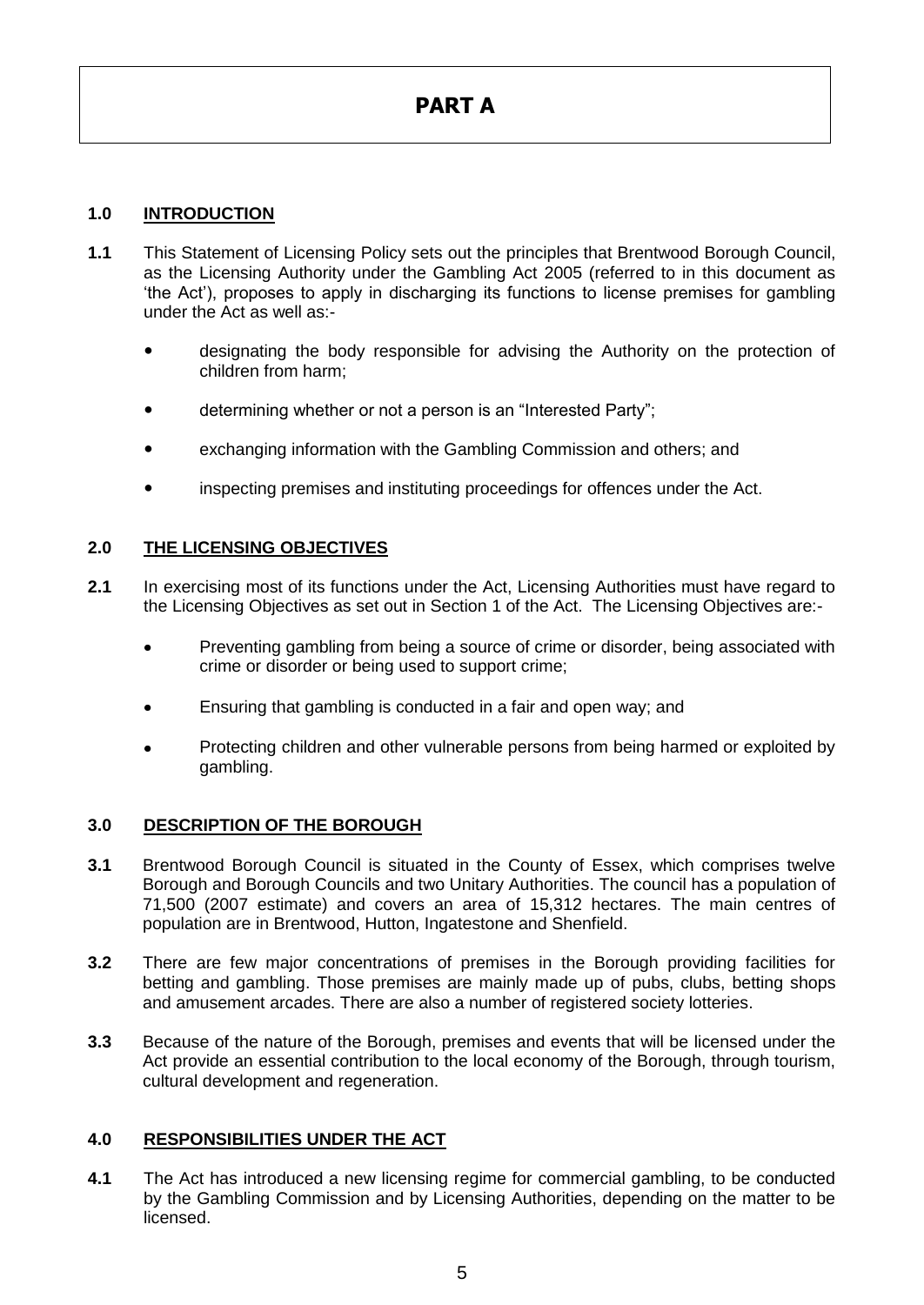# PART A

## 1.0 INTRODUCTION

**1.1** This Statement of Licensing Policy sets out the principles that Brentwood Borough Council, as the Licensing Authority under the Gambling Act 2005 (referred to in this document as 'the Act'), proposes to apply in discharging its functions to license premises for gambling under the Act as well as:-

- designating the body responsible for advising the Authority on the protection of children from harm;
- determining whether or not a person is an "Interested Party";
- exchanging information with the Gambling Commission and others; and
- inspecting premises and instituting proceedings for offences under the Act.

## 2.0 THE LICENSING OBJECTIVES

**2.1** In exercising most of its functions under the Act, Licensing Authorities must have regard to the Licensing Objectives as set out in Section 1 of the Act. The Licensing Objectives are:-

- Preventing gambling from being a source of crime or disorder, being associated with crime or disorder or being used to support crime;
- Ensuring that gambling is conducted in a fair and open way; and
- Protecting children and other vulnerable persons from being harmed or exploited by gambling.

## 3.0 DESCRIPTION OF THE BOROUGH

**3.1** Brentwood Borough Council is situated in the County of Essex, which comprises twelve Borough and Borough Councils and two Unitary Authorities. The council has a population of 71,500 (2007 estimate) and covers an area of 15,312 hectares. The main centres of population are in Brentwood, Hutton, Ingatestone and Shenfield.

**3.2** There are few major concentrations of premises in the Borough providing facilities for betting and gambling. Those premises are mainly made up of pubs, clubs, betting shops and amusement arcades. There are also a number of registered society lotteries.

**3.3** Because of the nature of the Borough, premises and events that will be licensed under the Act provide an essential contribution to the local economy of the Borough, through tourism, cultural development and regeneration.

## 4.0 RESPONSIBILITIES UNDER THE ACT

**4.1** The Act has introduced a new licensing regime for commercial gambling, to be conducted by the Gambling Commission and by Licensing Authorities, depending on the matter to be licensed.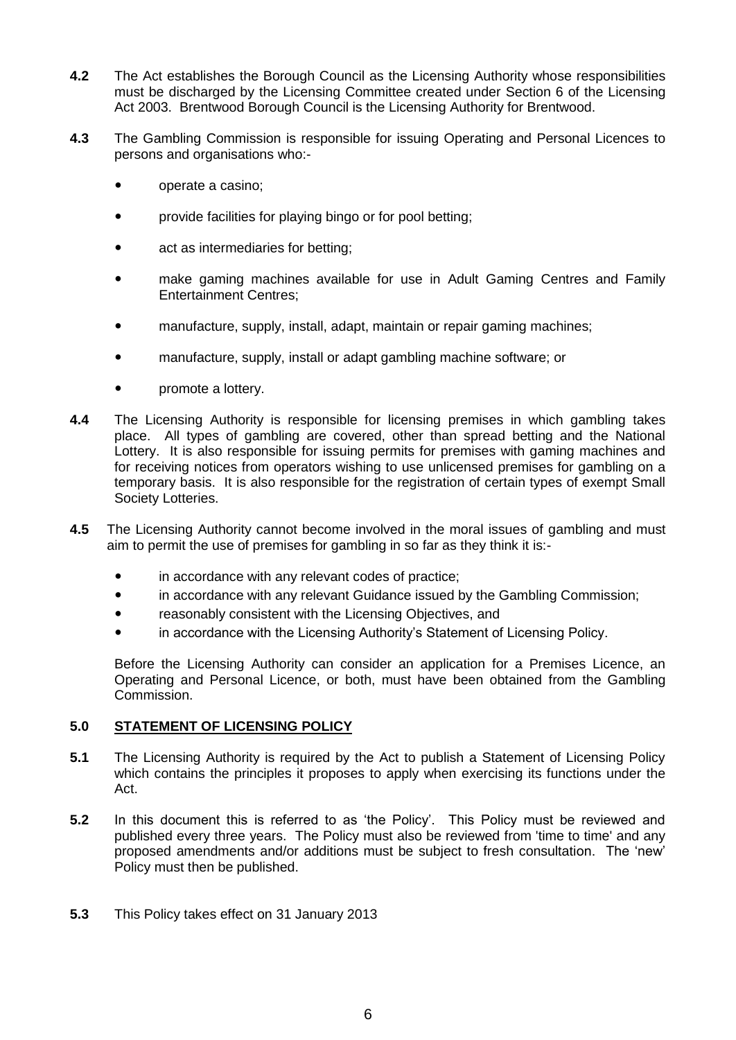**4.2** The Act establishes the Borough Council as the Licensing Authority whose responsibilities must be discharged by the Licensing Committee created under Section 6 of the Licensing Act 2003. Brentwood Borough Council is the Licensing Authority for Brentwood.

**4.3** The Gambling Commission is responsible for issuing Operating and Personal Licences to persons and organisations who:-

- operate a casino;
- provide facilities for playing bingo or for pool betting;
- act as intermediaries for betting;
- make gaming machines available for use in Adult Gaming Centres and Family Entertainment Centres;
- manufacture, supply, install, adapt, maintain or repair gaming machines;
- manufacture, supply, install or adapt gambling machine software; or
- promote a lottery.

**4.4** The Licensing Authority is responsible for licensing premises in which gambling takes place. All types of gambling are covered, other than spread betting and the National Lottery. It is also responsible for issuing permits for premises with gaming machines and for receiving notices from operators wishing to use unlicensed premises for gambling on a temporary basis. It is also responsible for the registration of certain types of exempt Small Society Lotteries.

**4.5** The Licensing Authority cannot become involved in the moral issues of gambling and must aim to permit the use of premises for gambling in so far as they think it is:-

- in accordance with any relevant codes of practice;
- in accordance with any relevant Guidance issued by the Gambling Commission;
- reasonably consistent with the Licensing Objectives, and
- in accordance with the Licensing Authority's Statement of Licensing Policy.

Before the Licensing Authority can consider an application for a Premises Licence, an Operating and Personal Licence, or both, must have been obtained from the Gambling Commission.

## 5.0 STATEMENT OF LICENSING POLICY

**5.1** The Licensing Authority is required by the Act to publish a Statement of Licensing Policy which contains the principles it proposes to apply when exercising its functions under the Act.

**5.2** In this document this is referred to as 'the Policy'. This Policy must be reviewed and published every three years. The Policy must also be reviewed from 'time to time' and any proposed amendments and/or additions must be subject to fresh consultation. The 'new' Policy must then be published.

**5.3** This Policy takes effect on 31 January 2013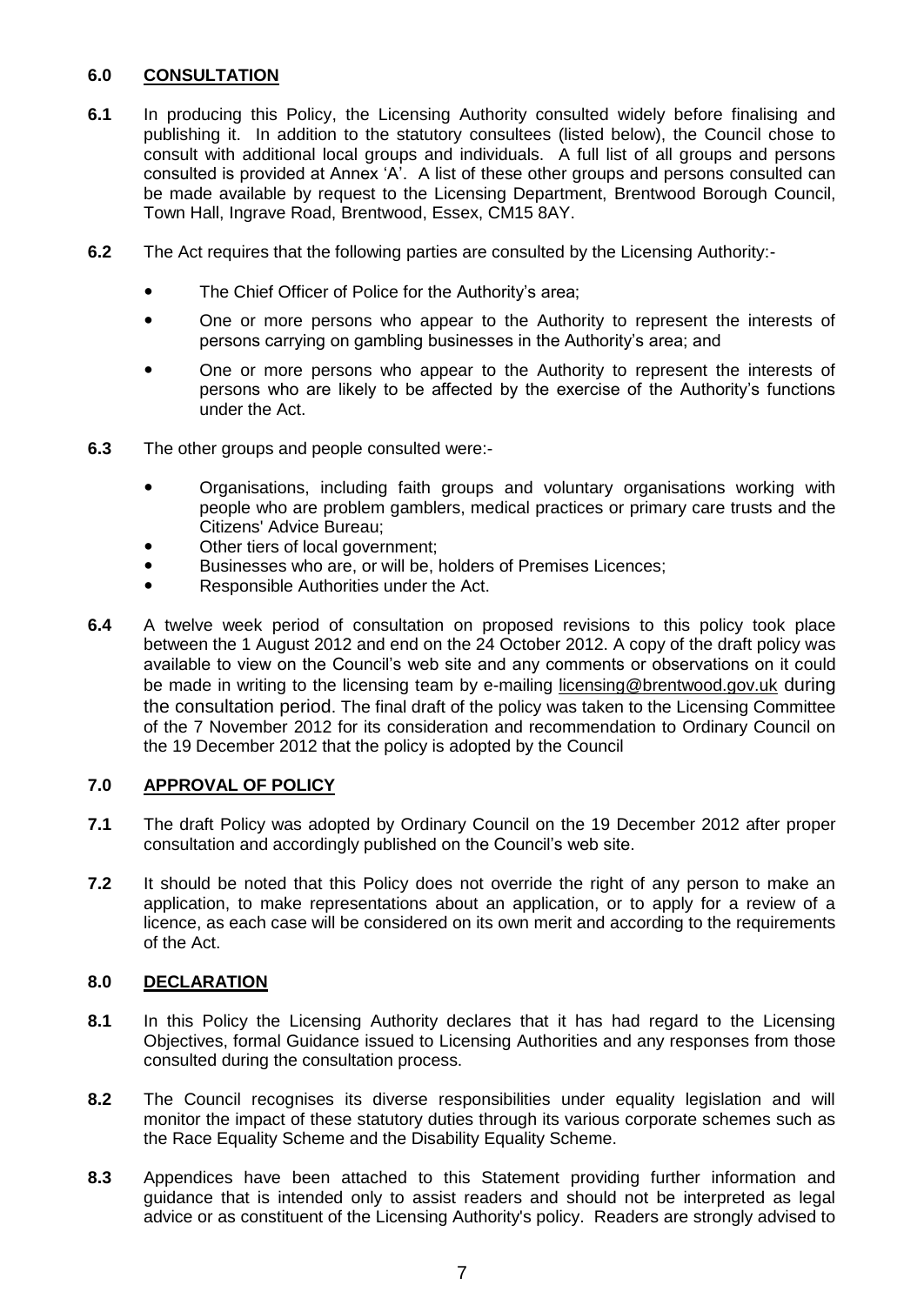## 6.0 CONSULTATION

**6.1** In producing this Policy, the Licensing Authority consulted widely before finalising and publishing it. In addition to the statutory consultees (listed below), the Council chose to consult with additional local groups and individuals. A full list of all groups and persons consulted is provided at Annex 'A'. A list of these other groups and persons consulted can be made available by request to the Licensing Department, Brentwood Borough Council, Town Hall, Ingrave Road, Brentwood, Essex, CM15 8AY.

**6.2** The Act requires that the following parties are consulted by the Licensing Authority:-

- The Chief Officer of Police for the Authority's area;
- One or more persons who appear to the Authority to represent the interests of persons carrying on gambling businesses in the Authority's area; and
- One or more persons who appear to the Authority to represent the interests of persons who are likely to be affected by the exercise of the Authority's functions under the Act.

**6.3** The other groups and people consulted were:-

- Organisations, including faith groups and voluntary organisations working with people who are problem gamblers, medical practices or primary care trusts and the Citizens' Advice Bureau;
- Other tiers of local government;
- Businesses who are, or will be, holders of Premises Licences;
- Responsible Authorities under the Act.

**6.4** A twelve week period of consultation on proposed revisions to this policy took place between the 1 August 2012 and end on the 24 October 2012. A copy of the draft policy was available to view on the Council's web site and any comments or observations on it could be made in writing to the licensing team by e-mailing licensing@brentwood.gov.uk during the consultation period. The final draft of the policy was taken to the Licensing Committee of the 7 November 2012 for its consideration and recommendation to Ordinary Council on the 19 December 2012 that the policy is adopted by the Council

## 7.0 APPROVAL OF POLICY

**7.1** The draft Policy was adopted by Ordinary Council on the 19 December 2012 after proper consultation and accordingly published on the Council's web site.

**7.2** It should be noted that this Policy does not override the right of any person to make an application, to make representations about an application, or to apply for a review of a licence, as each case will be considered on its own merit and according to the requirements of the Act.

## 8.0 DECLARATION

**8.1** In this Policy the Licensing Authority declares that it has had regard to the Licensing Objectives, formal Guidance issued to Licensing Authorities and any responses from those consulted during the consultation process.

**8.2** The Council recognises its diverse responsibilities under equality legislation and will monitor the impact of these statutory duties through its various corporate schemes such as the Race Equality Scheme and the Disability Equality Scheme.

**8.3** Appendices have been attached to this Statement providing further information and guidance that is intended only to assist readers and should not be interpreted as legal advice or as constituent of the Licensing Authority's policy. Readers are strongly advised to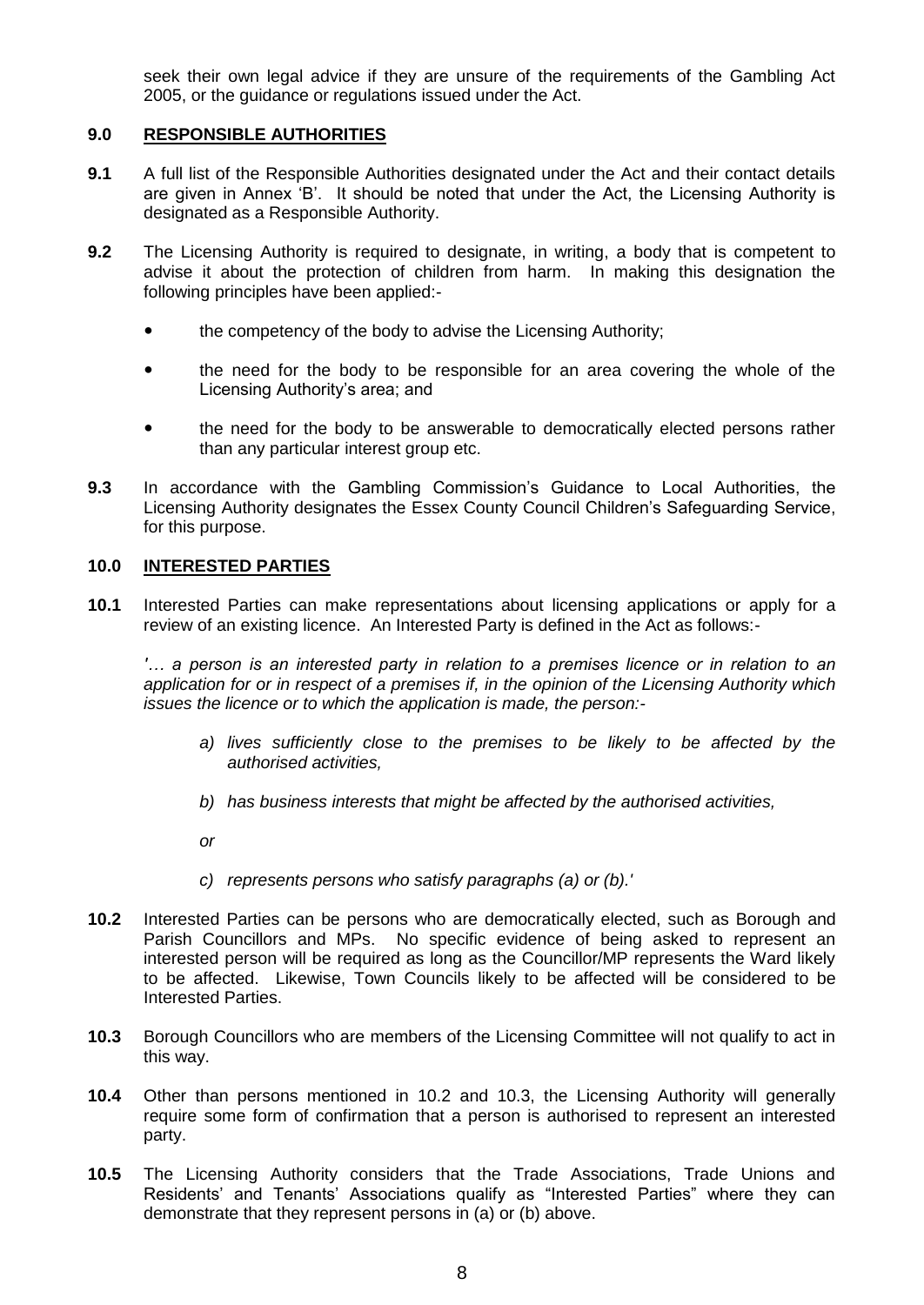seek their own legal advice if they are unsure of the requirements of the Gambling Act 2005, or the guidance or regulations issued under the Act.

## 9.0 RESPONSIBLE AUTHORITIES

**9.1** A full list of the Responsible Authorities designated under the Act and their contact details are given in Annex 'B'. It should be noted that under the Act, the Licensing Authority is designated as a Responsible Authority.

**9.2** The Licensing Authority is required to designate, in writing, a body that is competent to advise it about the protection of children from harm. In making this designation the following principles have been applied:-

- the competency of the body to advise the Licensing Authority;
- the need for the body to be responsible for an area covering the whole of the Licensing Authority's area; and
- the need for the body to be answerable to democratically elected persons rather than any particular interest group etc.

**9.3** In accordance with the Gambling Commission's Guidance to Local Authorities, the Licensing Authority designates the Essex County Council Children's Safeguarding Service, for this purpose.

## 10.0 INTERESTED PARTIES

**10.1** Interested Parties can make representations about licensing applications or apply for a review of an existing licence. An Interested Party is defined in the Act as follows:-

*'… a person is an interested party in relation to a premises licence or in relation to an application for or in respect of a premises if, in the opinion of the Licensing Authority which issues the licence or to which the application is made, the person:-*

*a) lives sufficiently close to the premises to be likely to be affected by the authorised activities,*

*b) has business interests that might be affected by the authorised activities,*

*or*

*c) represents persons who satisfy paragraphs (a) or (b).'*

**10.2** Interested Parties can be persons who are democratically elected, such as Borough and Parish Councillors and MPs. No specific evidence of being asked to represent an interested person will be required as long as the Councillor/MP represents the Ward likely to be affected. Likewise, Town Councils likely to be affected will be considered to be Interested Parties.

**10.3** Borough Councillors who are members of the Licensing Committee will not qualify to act in this way.

**10.4** Other than persons mentioned in 10.2 and 10.3, the Licensing Authority will generally require some form of confirmation that a person is authorised to represent an interested party.

**10.5** The Licensing Authority considers that the Trade Associations, Trade Unions and Residents' and Tenants' Associations qualify as "Interested Parties" where they can demonstrate that they represent persons in (a) or (b) above.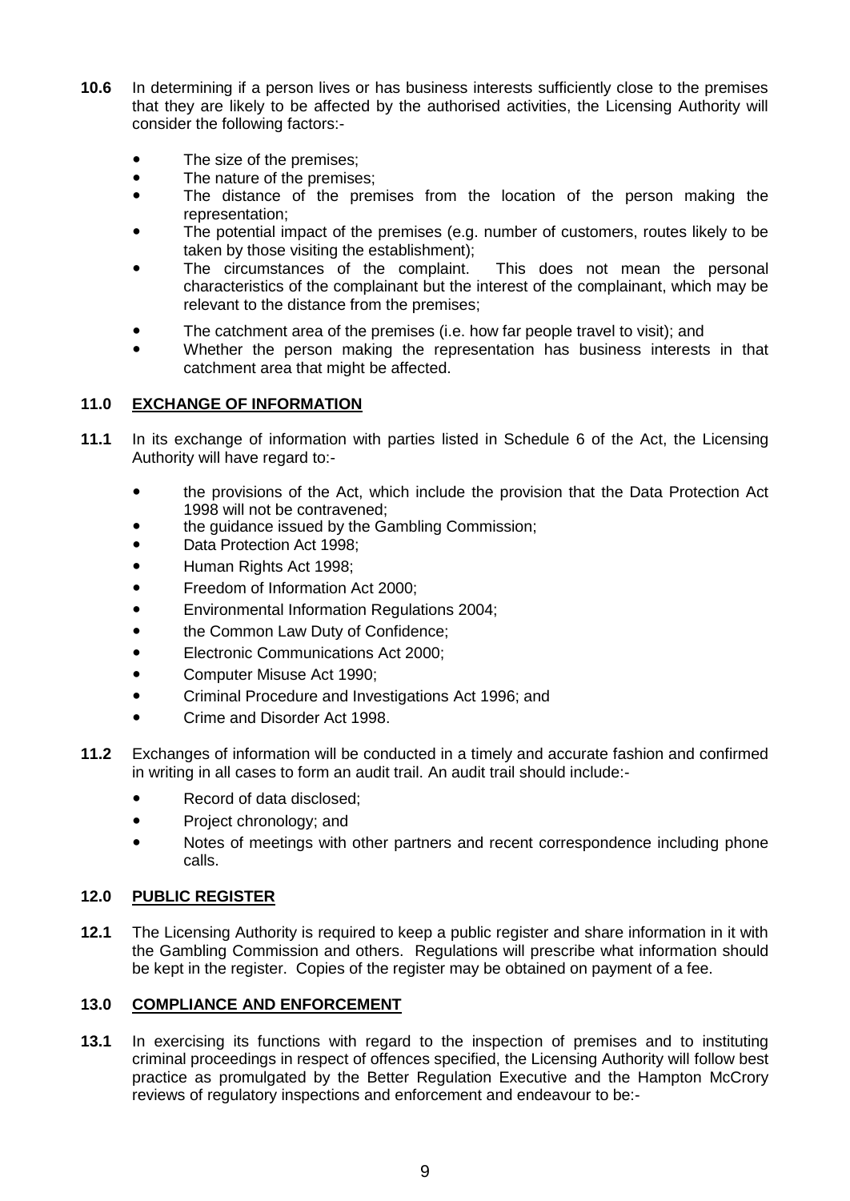**10.6** In determining if a person lives or has business interests sufficiently close to the premises that they are likely to be affected by the authorised activities, the Licensing Authority will consider the following factors:-

- The size of the premises;
- The nature of the premises;
- The distance of the premises from the location of the person making the representation;
- The potential impact of the premises (e.g. number of customers, routes likely to be taken by those visiting the establishment);
- The circumstances of the complaint. This does not mean the personal characteristics of the complainant but the interest of the complainant, which may be relevant to the distance from the premises;
- The catchment area of the premises (i.e. how far people travel to visit); and
- Whether the person making the representation has business interests in that catchment area that might be affected.

## 11.0 EXCHANGE OF INFORMATION

**11.1** In its exchange of information with parties listed in Schedule 6 of the Act, the Licensing Authority will have regard to:-

- the provisions of the Act, which include the provision that the Data Protection Act 1998 will not be contravened;
- the guidance issued by the Gambling Commission;
- Data Protection Act 1998;
- Human Rights Act 1998;
- Freedom of Information Act 2000;
- Environmental Information Regulations 2004;
- the Common Law Duty of Confidence;
- Electronic Communications Act 2000;
- Computer Misuse Act 1990;
- Criminal Procedure and Investigations Act 1996; and
- Crime and Disorder Act 1998.

**11.2** Exchanges of information will be conducted in a timely and accurate fashion and confirmed in writing in all cases to form an audit trail. An audit trail should include:-

- Record of data disclosed;
- Project chronology; and
- Notes of meetings with other partners and recent correspondence including phone calls.

## 12.0 PUBLIC REGISTER

**12.1** The Licensing Authority is required to keep a public register and share information in it with the Gambling Commission and others. Regulations will prescribe what information should be kept in the register. Copies of the register may be obtained on payment of a fee.

## 13.0 COMPLIANCE AND ENFORCEMENT

**13.1** In exercising its functions with regard to the inspection of premises and to instituting criminal proceedings in respect of offences specified, the Licensing Authority will follow best practice as promulgated by the Better Regulation Executive and the Hampton McCrory reviews of regulatory inspections and enforcement and endeavour to be:-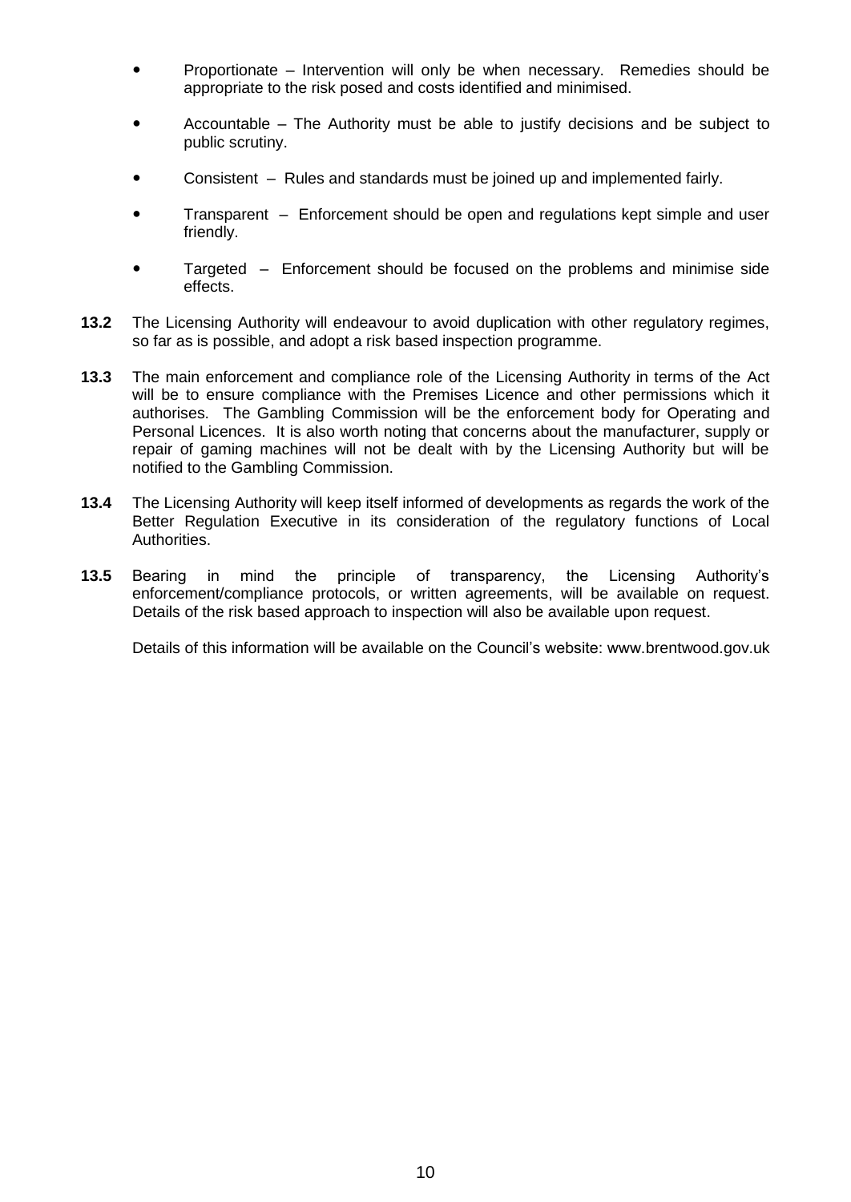- Proportionate – Intervention will only be when necessary. Remedies should be appropriate to the risk posed and costs identified and minimised.
- Accountable – The Authority must be able to justify decisions and be subject to public scrutiny.
- Consistent – Rules and standards must be joined up and implemented fairly.
- Transparent – Enforcement should be open and regulations kept simple and user friendly.
- Targeted – Enforcement should be focused on the problems and minimise side effects.

**13.2** The Licensing Authority will endeavour to avoid duplication with other regulatory regimes, so far as is possible, and adopt a risk based inspection programme.

**13.3** The main enforcement and compliance role of the Licensing Authority in terms of the Act will be to ensure compliance with the Premises Licence and other permissions which it authorises. The Gambling Commission will be the enforcement body for Operating and Personal Licences. It is also worth noting that concerns about the manufacturer, supply or repair of gaming machines will not be dealt with by the Licensing Authority but will be notified to the Gambling Commission.

**13.4** The Licensing Authority will keep itself informed of developments as regards the work of the Better Regulation Executive in its consideration of the regulatory functions of Local Authorities.

**13.5** Bearing in mind the principle of transparency, the Licensing Authority's enforcement/compliance protocols, or written agreements, will be available on request. Details of the risk based approach to inspection will also be available upon request.

Details of this information will be available on the Council's website: www.brentwood.gov.uk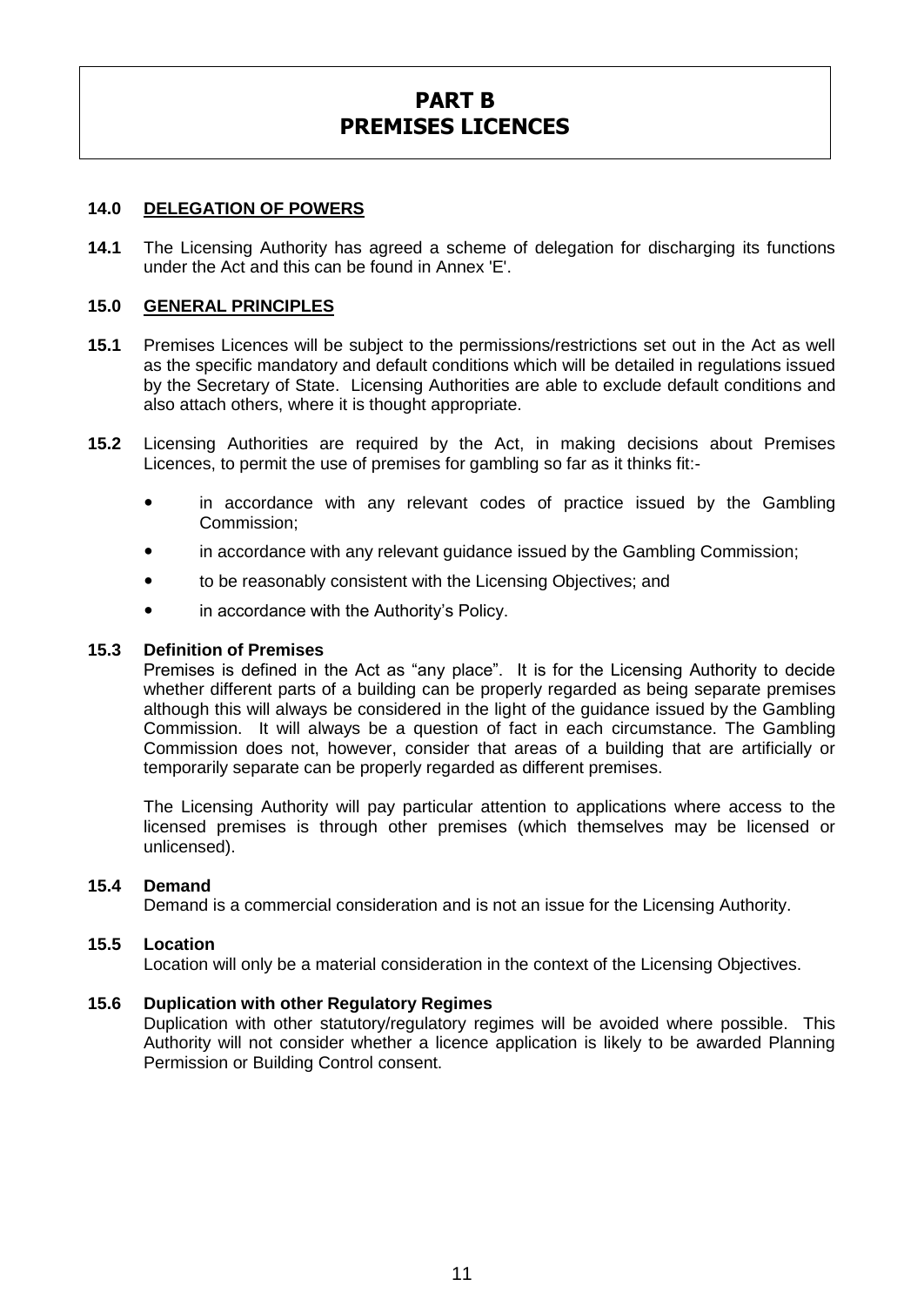# PART B
# PREMISES LICENCES

## 14.0 DELEGATION OF POWERS

**14.1** The Licensing Authority has agreed a scheme of delegation for discharging its functions under the Act and this can be found in Annex 'E'.

## 15.0 GENERAL PRINCIPLES

**15.1** Premises Licences will be subject to the permissions/restrictions set out in the Act as well as the specific mandatory and default conditions which will be detailed in regulations issued by the Secretary of State. Licensing Authorities are able to exclude default conditions and also attach others, where it is thought appropriate.

**15.2** Licensing Authorities are required by the Act, in making decisions about Premises Licences, to permit the use of premises for gambling so far as it thinks fit:-

- in accordance with any relevant codes of practice issued by the Gambling Commission;
- in accordance with any relevant guidance issued by the Gambling Commission;
- to be reasonably consistent with the Licensing Objectives; and
- in accordance with the Authority's Policy.

**15.3 Definition of Premises**
Premises is defined in the Act as "any place". It is for the Licensing Authority to decide whether different parts of a building can be properly regarded as being separate premises although this will always be considered in the light of the guidance issued by the Gambling Commission. It will always be a question of fact in each circumstance. The Gambling Commission does not, however, consider that areas of a building that are artificially or temporarily separate can be properly regarded as different premises.

The Licensing Authority will pay particular attention to applications where access to the licensed premises is through other premises (which themselves may be licensed or unlicensed).

**15.4 Demand**
Demand is a commercial consideration and is not an issue for the Licensing Authority.

**15.5 Location**
Location will only be a material consideration in the context of the Licensing Objectives.

**15.6 Duplication with other Regulatory Regimes**
Duplication with other statutory/regulatory regimes will be avoided where possible. This Authority will not consider whether a licence application is likely to be awarded Planning Permission or Building Control consent.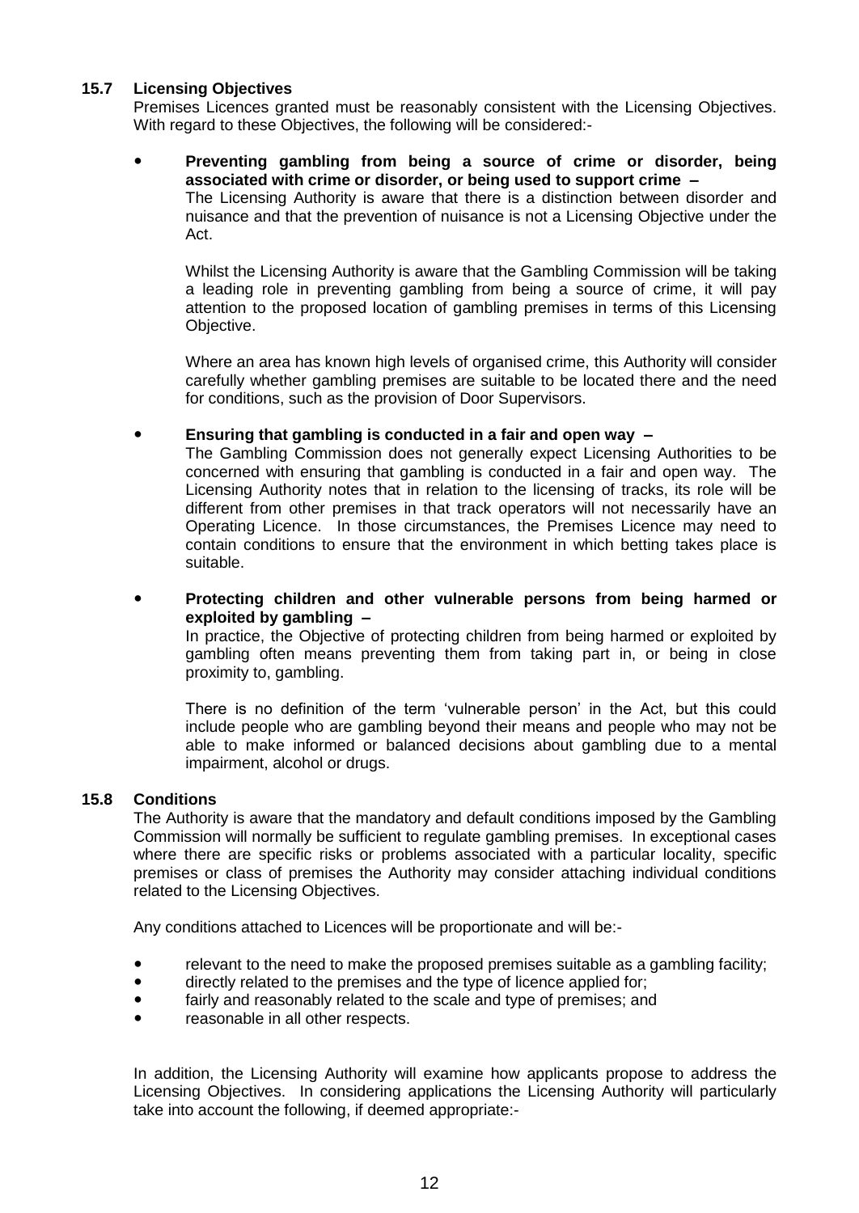### 15.7 Licensing Objectives

Premises Licences granted must be reasonably consistent with the Licensing Objectives. With regard to these Objectives, the following will be considered:-

- **Preventing gambling from being a source of crime or disorder, being associated with crime or disorder, or being used to support crime –**
  The Licensing Authority is aware that there is a distinction between disorder and nuisance and that the prevention of nuisance is not a Licensing Objective under the Act.

  Whilst the Licensing Authority is aware that the Gambling Commission will be taking a leading role in preventing gambling from being a source of crime, it will pay attention to the proposed location of gambling premises in terms of this Licensing Objective.

  Where an area has known high levels of organised crime, this Authority will consider carefully whether gambling premises are suitable to be located there and the need for conditions, such as the provision of Door Supervisors.

- **Ensuring that gambling is conducted in a fair and open way –**
  The Gambling Commission does not generally expect Licensing Authorities to be concerned with ensuring that gambling is conducted in a fair and open way. The Licensing Authority notes that in relation to the licensing of tracks, its role will be different from other premises in that track operators will not necessarily have an Operating Licence. In those circumstances, the Premises Licence may need to contain conditions to ensure that the environment in which betting takes place is suitable.

- **Protecting children and other vulnerable persons from being harmed or exploited by gambling –**
  In practice, the Objective of protecting children from being harmed or exploited by gambling often means preventing them from taking part in, or being in close proximity to, gambling.

  There is no definition of the term 'vulnerable person' in the Act, but this could include people who are gambling beyond their means and people who may not be able to make informed or balanced decisions about gambling due to a mental impairment, alcohol or drugs.

### 15.8 Conditions

The Authority is aware that the mandatory and default conditions imposed by the Gambling Commission will normally be sufficient to regulate gambling premises. In exceptional cases where there are specific risks or problems associated with a particular locality, specific premises or class of premises the Authority may consider attaching individual conditions related to the Licensing Objectives.

Any conditions attached to Licences will be proportionate and will be:-

- relevant to the need to make the proposed premises suitable as a gambling facility;
- directly related to the premises and the type of licence applied for;
- fairly and reasonably related to the scale and type of premises; and
- reasonable in all other respects.

In addition, the Licensing Authority will examine how applicants propose to address the Licensing Objectives. In considering applications the Licensing Authority will particularly take into account the following, if deemed appropriate:-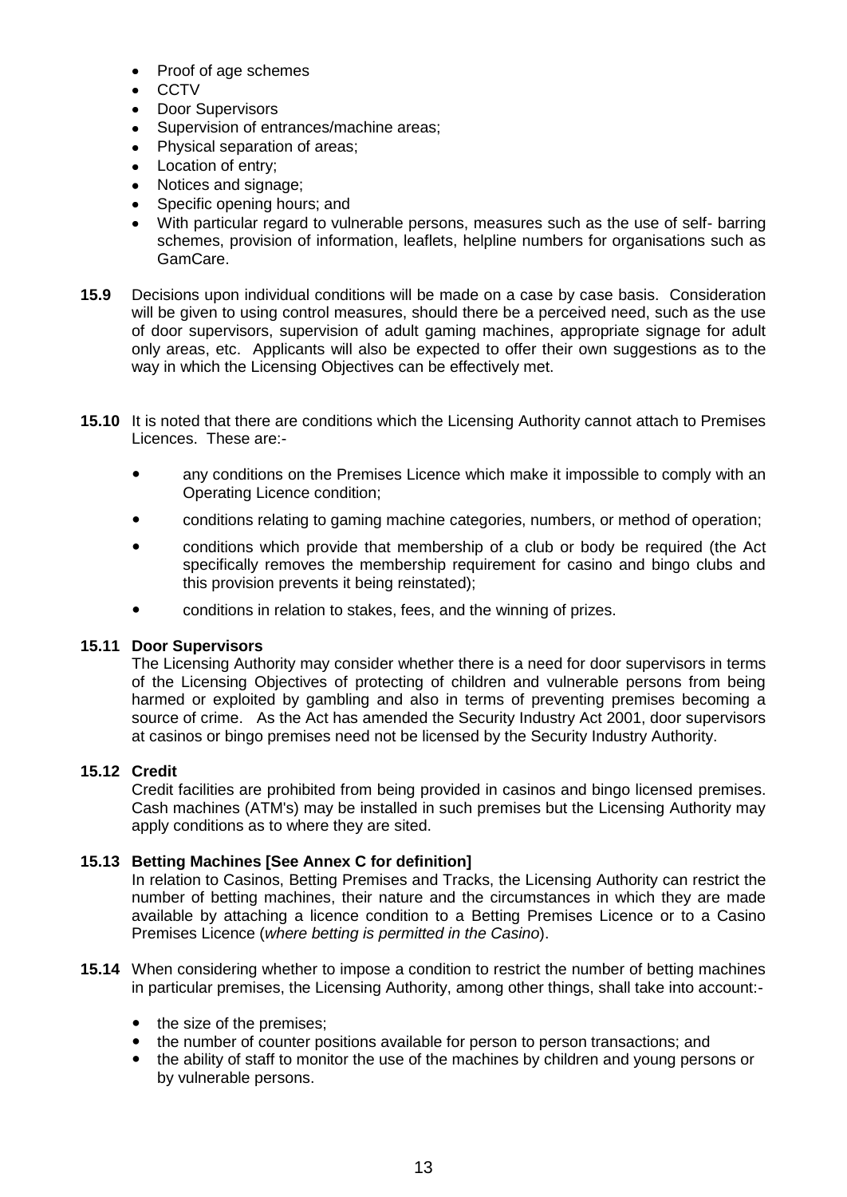- Proof of age schemes
- CCTV
- Door Supervisors
- Supervision of entrances/machine areas;
- Physical separation of areas;
- Location of entry;
- Notices and signage;
- Specific opening hours; and
- With particular regard to vulnerable persons, measures such as the use of self- barring schemes, provision of information, leaflets, helpline numbers for organisations such as GamCare.

**15.9** Decisions upon individual conditions will be made on a case by case basis. Consideration will be given to using control measures, should there be a perceived need, such as the use of door supervisors, supervision of adult gaming machines, appropriate signage for adult only areas, etc. Applicants will also be expected to offer their own suggestions as to the way in which the Licensing Objectives can be effectively met.

**15.10** It is noted that there are conditions which the Licensing Authority cannot attach to Premises Licences. These are:-

- any conditions on the Premises Licence which make it impossible to comply with an Operating Licence condition;
- conditions relating to gaming machine categories, numbers, or method of operation;
- conditions which provide that membership of a club or body be required (the Act specifically removes the membership requirement for casino and bingo clubs and this provision prevents it being reinstated);
- conditions in relation to stakes, fees, and the winning of prizes.

**15.11 Door Supervisors**

The Licensing Authority may consider whether there is a need for door supervisors in terms of the Licensing Objectives of protecting of children and vulnerable persons from being harmed or exploited by gambling and also in terms of preventing premises becoming a source of crime. As the Act has amended the Security Industry Act 2001, door supervisors at casinos or bingo premises need not be licensed by the Security Industry Authority.

**15.12 Credit**

Credit facilities are prohibited from being provided in casinos and bingo licensed premises. Cash machines (ATM's) may be installed in such premises but the Licensing Authority may apply conditions as to where they are sited.

**15.13 Betting Machines [See Annex C for definition]**

In relation to Casinos, Betting Premises and Tracks, the Licensing Authority can restrict the number of betting machines, their nature and the circumstances in which they are made available by attaching a licence condition to a Betting Premises Licence or to a Casino Premises Licence (*where betting is permitted in the Casino*).

**15.14** When considering whether to impose a condition to restrict the number of betting machines in particular premises, the Licensing Authority, among other things, shall take into account:-

- the size of the premises;
- the number of counter positions available for person to person transactions; and
- the ability of staff to monitor the use of the machines by children and young persons or by vulnerable persons.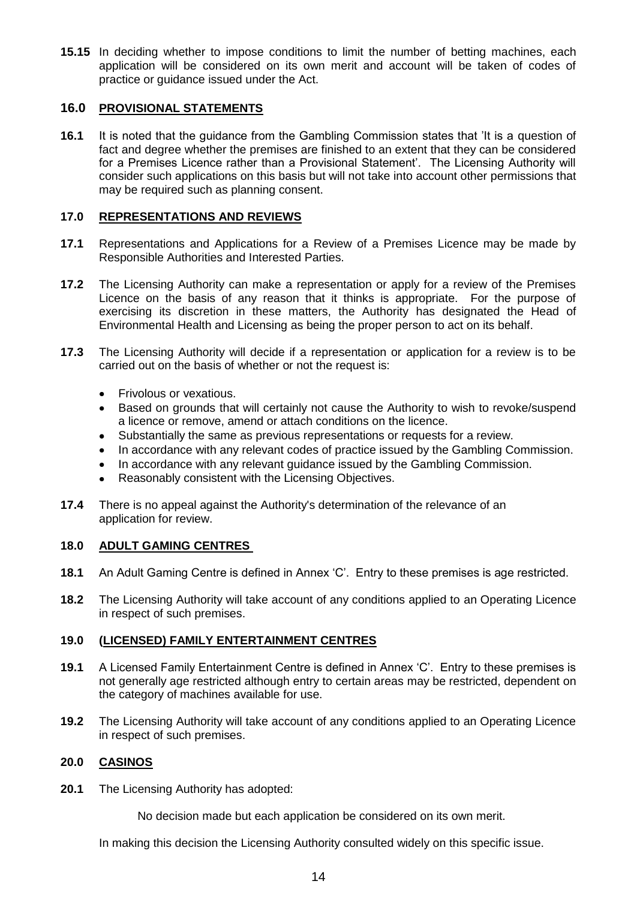**15.15** In deciding whether to impose conditions to limit the number of betting machines, each application will be considered on its own merit and account will be taken of codes of practice or guidance issued under the Act.

## 16.0 PROVISIONAL STATEMENTS

**16.1** It is noted that the guidance from the Gambling Commission states that 'It is a question of fact and degree whether the premises are finished to an extent that they can be considered for a Premises Licence rather than a Provisional Statement'. The Licensing Authority will consider such applications on this basis but will not take into account other permissions that may be required such as planning consent.

## 17.0 REPRESENTATIONS AND REVIEWS

**17.1** Representations and Applications for a Review of a Premises Licence may be made by Responsible Authorities and Interested Parties.

**17.2** The Licensing Authority can make a representation or apply for a review of the Premises Licence on the basis of any reason that it thinks is appropriate. For the purpose of exercising its discretion in these matters, the Authority has designated the Head of Environmental Health and Licensing as being the proper person to act on its behalf.

**17.3** The Licensing Authority will decide if a representation or application for a review is to be carried out on the basis of whether or not the request is:

- Frivolous or vexatious.
- Based on grounds that will certainly not cause the Authority to wish to revoke/suspend a licence or remove, amend or attach conditions on the licence.
- Substantially the same as previous representations or requests for a review.
- In accordance with any relevant codes of practice issued by the Gambling Commission.
- In accordance with any relevant guidance issued by the Gambling Commission.
- Reasonably consistent with the Licensing Objectives.

**17.4** There is no appeal against the Authority's determination of the relevance of an application for review.

## 18.0 ADULT GAMING CENTRES

**18.1** An Adult Gaming Centre is defined in Annex 'C'. Entry to these premises is age restricted.

**18.2** The Licensing Authority will take account of any conditions applied to an Operating Licence in respect of such premises.

## 19.0 (LICENSED) FAMILY ENTERTAINMENT CENTRES

**19.1** A Licensed Family Entertainment Centre is defined in Annex 'C'. Entry to these premises is not generally age restricted although entry to certain areas may be restricted, dependent on the category of machines available for use.

**19.2** The Licensing Authority will take account of any conditions applied to an Operating Licence in respect of such premises.

## 20.0 CASINOS

**20.1** The Licensing Authority has adopted:

No decision made but each application be considered on its own merit.

In making this decision the Licensing Authority consulted widely on this specific issue.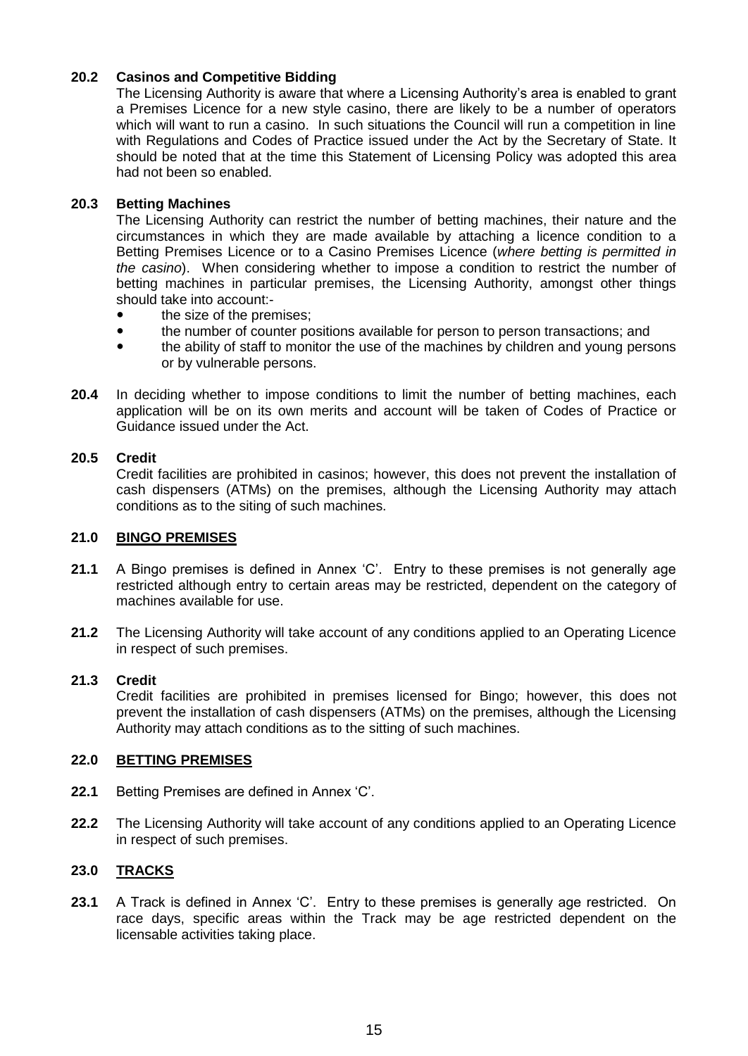**20.2 Casinos and Competitive Bidding**

The Licensing Authority is aware that where a Licensing Authority's area is enabled to grant a Premises Licence for a new style casino, there are likely to be a number of operators which will want to run a casino. In such situations the Council will run a competition in line with Regulations and Codes of Practice issued under the Act by the Secretary of State. It should be noted that at the time this Statement of Licensing Policy was adopted this area had not been so enabled.

**20.3 Betting Machines**

The Licensing Authority can restrict the number of betting machines, their nature and the circumstances in which they are made available by attaching a licence condition to a Betting Premises Licence or to a Casino Premises Licence (*where betting is permitted in the casino*). When considering whether to impose a condition to restrict the number of betting machines in particular premises, the Licensing Authority, amongst other things should take into account:-

- the size of the premises;
- the number of counter positions available for person to person transactions; and
- the ability of staff to monitor the use of the machines by children and young persons or by vulnerable persons.

**20.4** In deciding whether to impose conditions to limit the number of betting machines, each application will be on its own merits and account will be taken of Codes of Practice or Guidance issued under the Act.

**20.5 Credit**

Credit facilities are prohibited in casinos; however, this does not prevent the installation of cash dispensers (ATMs) on the premises, although the Licensing Authority may attach conditions as to the siting of such machines.

## 21.0 BINGO PREMISES

**21.1** A Bingo premises is defined in Annex 'C'. Entry to these premises is not generally age restricted although entry to certain areas may be restricted, dependent on the category of machines available for use.

**21.2** The Licensing Authority will take account of any conditions applied to an Operating Licence in respect of such premises.

**21.3 Credit**

Credit facilities are prohibited in premises licensed for Bingo; however, this does not prevent the installation of cash dispensers (ATMs) on the premises, although the Licensing Authority may attach conditions as to the sitting of such machines.

## 22.0 BETTING PREMISES

**22.1** Betting Premises are defined in Annex 'C'.

**22.2** The Licensing Authority will take account of any conditions applied to an Operating Licence in respect of such premises.

## 23.0 TRACKS

**23.1** A Track is defined in Annex 'C'. Entry to these premises is generally age restricted. On race days, specific areas within the Track may be age restricted dependent on the licensable activities taking place.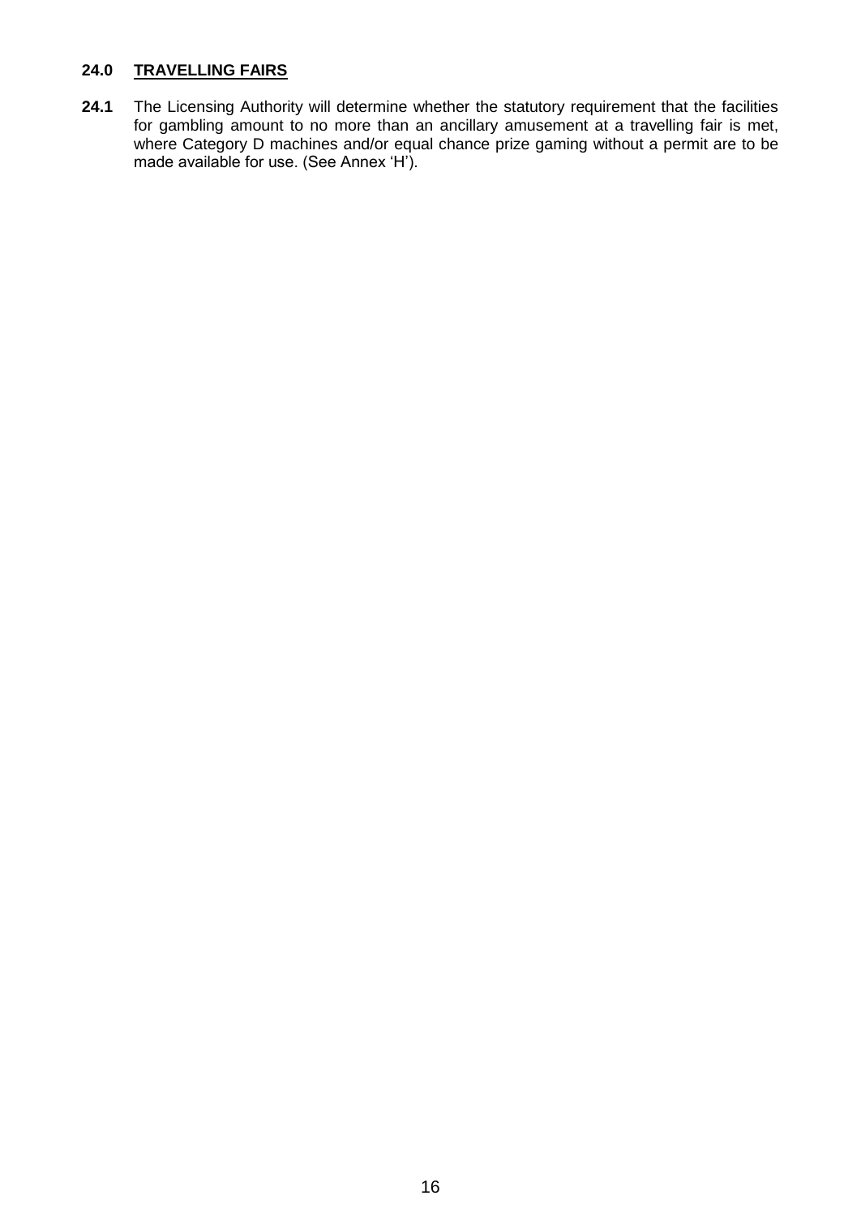## 24.0 TRAVELLING FAIRS

**24.1** The Licensing Authority will determine whether the statutory requirement that the facilities for gambling amount to no more than an ancillary amusement at a travelling fair is met, where Category D machines and/or equal chance prize gaming without a permit are to be made available for use. (See Annex 'H').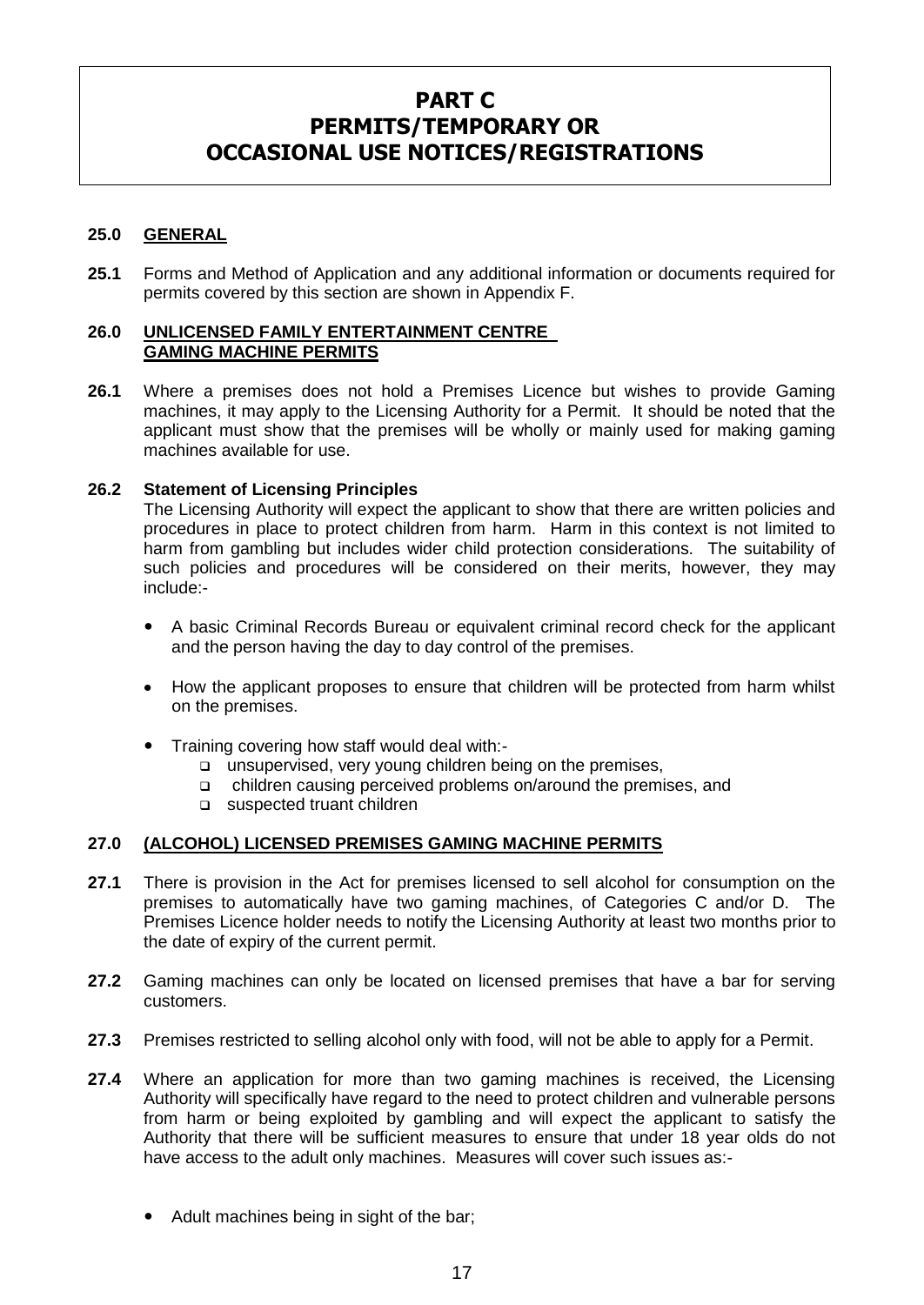# PART C
# PERMITS/TEMPORARY OR OCCASIONAL USE NOTICES/REGISTRATIONS

**25.0 GENERAL**

**25.1** Forms and Method of Application and any additional information or documents required for permits covered by this section are shown in Appendix F.

**26.0 UNLICENSED FAMILY ENTERTAINMENT CENTRE GAMING MACHINE PERMITS**

**26.1** Where a premises does not hold a Premises Licence but wishes to provide Gaming machines, it may apply to the Licensing Authority for a Permit. It should be noted that the applicant must show that the premises will be wholly or mainly used for making gaming machines available for use.

**26.2 Statement of Licensing Principles**
The Licensing Authority will expect the applicant to show that there are written policies and procedures in place to protect children from harm. Harm in this context is not limited to harm from gambling but includes wider child protection considerations. The suitability of such policies and procedures will be considered on their merits, however, they may include:-

- A basic Criminal Records Bureau or equivalent criminal record check for the applicant and the person having the day to day control of the premises.
- How the applicant proposes to ensure that children will be protected from harm whilst on the premises.
- Training covering how staff would deal with:-
  - unsupervised, very young children being on the premises,
  - children causing perceived problems on/around the premises, and
  - suspected truant children

**27.0 (ALCOHOL) LICENSED PREMISES GAMING MACHINE PERMITS**

**27.1** There is provision in the Act for premises licensed to sell alcohol for consumption on the premises to automatically have two gaming machines, of Categories C and/or D. The Premises Licence holder needs to notify the Licensing Authority at least two months prior to the date of expiry of the current permit.

**27.2** Gaming machines can only be located on licensed premises that have a bar for serving customers.

**27.3** Premises restricted to selling alcohol only with food, will not be able to apply for a Permit.

**27.4** Where an application for more than two gaming machines is received, the Licensing Authority will specifically have regard to the need to protect children and vulnerable persons from harm or being exploited by gambling and will expect the applicant to satisfy the Authority that there will be sufficient measures to ensure that under 18 year olds do not have access to the adult only machines. Measures will cover such issues as:-

- Adult machines being in sight of the bar;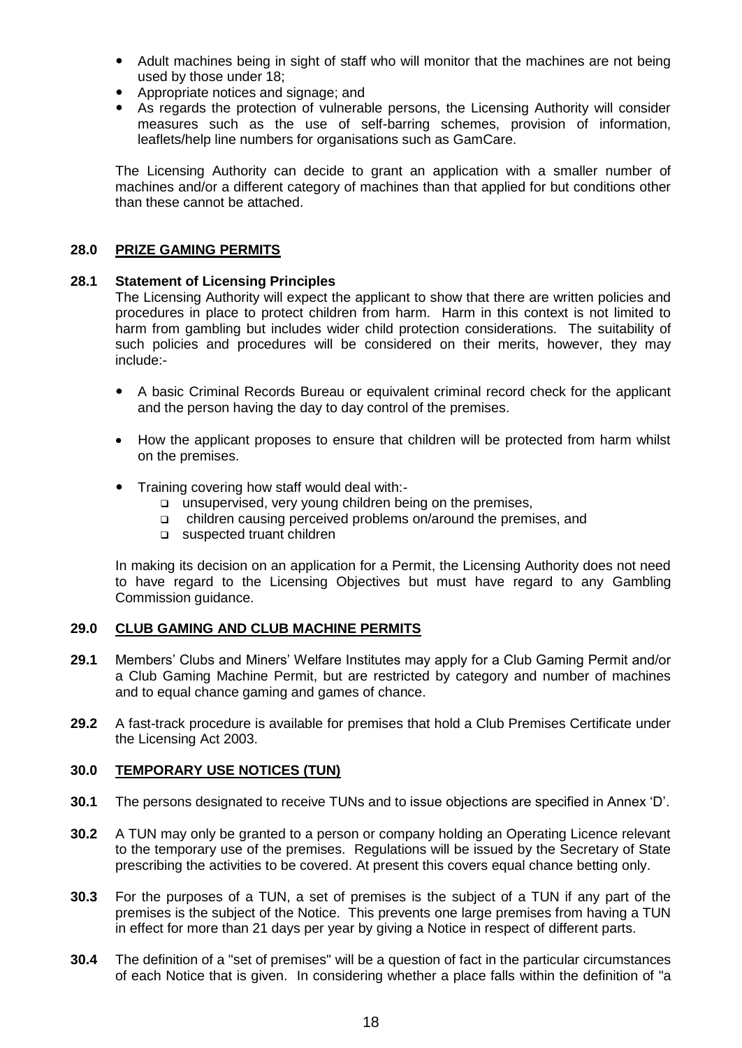- Adult machines being in sight of staff who will monitor that the machines are not being used by those under 18;
- Appropriate notices and signage; and
- As regards the protection of vulnerable persons, the Licensing Authority will consider measures such as the use of self-barring schemes, provision of information, leaflets/help line numbers for organisations such as GamCare.

The Licensing Authority can decide to grant an application with a smaller number of machines and/or a different category of machines than that applied for but conditions other than these cannot be attached.

## 28.0 PRIZE GAMING PERMITS

### 28.1 Statement of Licensing Principles

The Licensing Authority will expect the applicant to show that there are written policies and procedures in place to protect children from harm. Harm in this context is not limited to harm from gambling but includes wider child protection considerations. The suitability of such policies and procedures will be considered on their merits, however, they may include:-

- A basic Criminal Records Bureau or equivalent criminal record check for the applicant and the person having the day to day control of the premises.
- How the applicant proposes to ensure that children will be protected from harm whilst on the premises.
- Training covering how staff would deal with:-
  - unsupervised, very young children being on the premises,
  - children causing perceived problems on/around the premises, and
  - suspected truant children

In making its decision on an application for a Permit, the Licensing Authority does not need to have regard to the Licensing Objectives but must have regard to any Gambling Commission guidance.

## 29.0 CLUB GAMING AND CLUB MACHINE PERMITS

**29.1** Members' Clubs and Miners' Welfare Institutes may apply for a Club Gaming Permit and/or a Club Gaming Machine Permit, but are restricted by category and number of machines and to equal chance gaming and games of chance.

**29.2** A fast-track procedure is available for premises that hold a Club Premises Certificate under the Licensing Act 2003.

## 30.0 TEMPORARY USE NOTICES (TUN)

**30.1** The persons designated to receive TUNs and to issue objections are specified in Annex 'D'.

**30.2** A TUN may only be granted to a person or company holding an Operating Licence relevant to the temporary use of the premises. Regulations will be issued by the Secretary of State prescribing the activities to be covered. At present this covers equal chance betting only.

**30.3** For the purposes of a TUN, a set of premises is the subject of a TUN if any part of the premises is the subject of the Notice. This prevents one large premises from having a TUN in effect for more than 21 days per year by giving a Notice in respect of different parts.

**30.4** The definition of a "set of premises" will be a question of fact in the particular circumstances of each Notice that is given. In considering whether a place falls within the definition of "a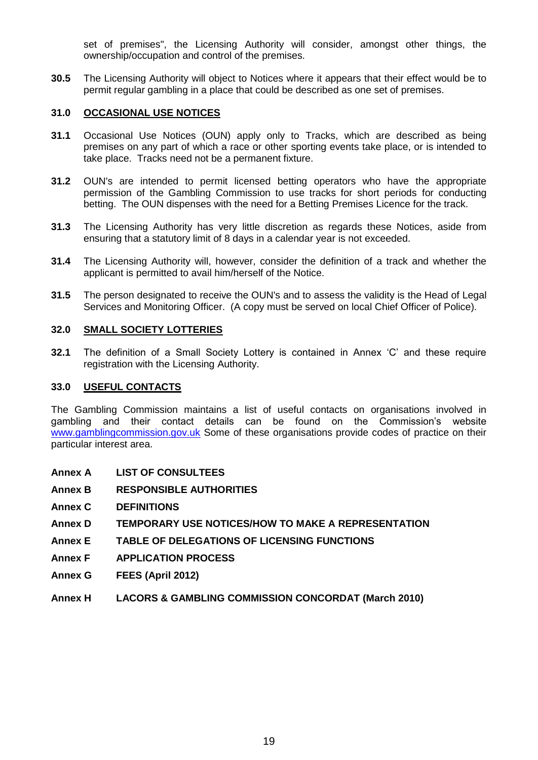set of premises", the Licensing Authority will consider, amongst other things, the ownership/occupation and control of the premises.

**30.5** The Licensing Authority will object to Notices where it appears that their effect would be to permit regular gambling in a place that could be described as one set of premises.

## 31.0 OCCASIONAL USE NOTICES

**31.1** Occasional Use Notices (OUN) apply only to Tracks, which are described as being premises on any part of which a race or other sporting events take place, or is intended to take place. Tracks need not be a permanent fixture.

**31.2** OUN's are intended to permit licensed betting operators who have the appropriate permission of the Gambling Commission to use tracks for short periods for conducting betting. The OUN dispenses with the need for a Betting Premises Licence for the track.

**31.3** The Licensing Authority has very little discretion as regards these Notices, aside from ensuring that a statutory limit of 8 days in a calendar year is not exceeded.

**31.4** The Licensing Authority will, however, consider the definition of a track and whether the applicant is permitted to avail him/herself of the Notice.

**31.5** The person designated to receive the OUN's and to assess the validity is the Head of Legal Services and Monitoring Officer. (A copy must be served on local Chief Officer of Police).

## 32.0 SMALL SOCIETY LOTTERIES

**32.1** The definition of a Small Society Lottery is contained in Annex 'C' and these require registration with the Licensing Authority.

## 33.0 USEFUL CONTACTS

The Gambling Commission maintains a list of useful contacts on organisations involved in gambling and their contact details can be found on the Commission's website www.gamblingcommission.gov.uk Some of these organisations provide codes of practice on their particular interest area.

**Annex A** **LIST OF CONSULTEES**

**Annex B** **RESPONSIBLE AUTHORITIES**

**Annex C** **DEFINITIONS**

**Annex D** **TEMPORARY USE NOTICES/HOW TO MAKE A REPRESENTATION**

**Annex E** **TABLE OF DELEGATIONS OF LICENSING FUNCTIONS**

**Annex F** **APPLICATION PROCESS**

**Annex G** **FEES (April 2012)**

**Annex H** **LACORS & GAMBLING COMMISSION CONCORDAT (March 2010)**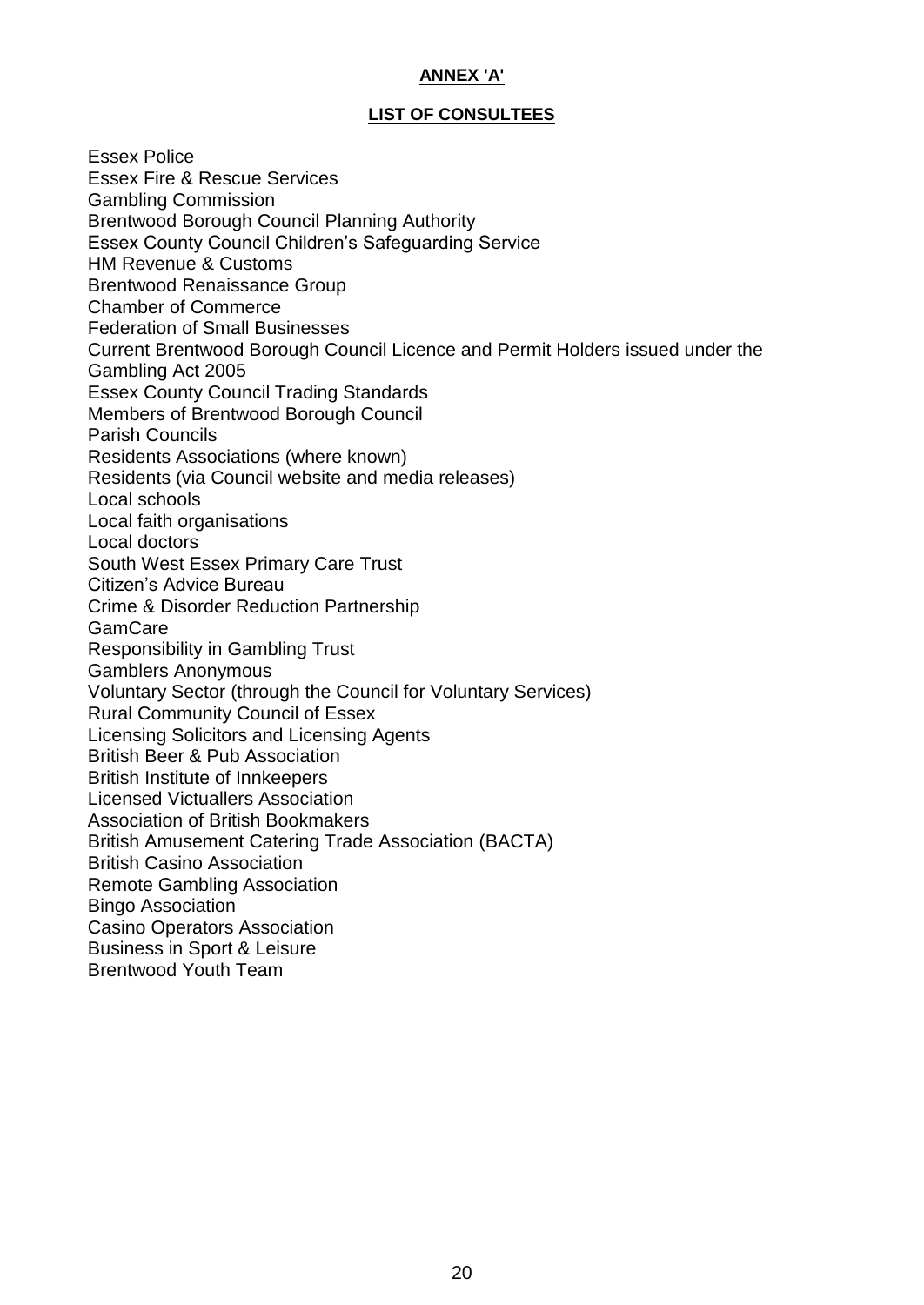**ANNEX 'A'**

**LIST OF CONSULTEES**

Essex Police
Essex Fire & Rescue Services
Gambling Commission
Brentwood Borough Council Planning Authority
Essex County Council Children's Safeguarding Service
HM Revenue & Customs
Brentwood Renaissance Group
Chamber of Commerce
Federation of Small Businesses
Current Brentwood Borough Council Licence and Permit Holders issued under the Gambling Act 2005
Essex County Council Trading Standards
Members of Brentwood Borough Council
Parish Councils
Residents Associations (where known)
Residents (via Council website and media releases)
Local schools
Local faith organisations
Local doctors
South West Essex Primary Care Trust
Citizen's Advice Bureau
Crime & Disorder Reduction Partnership
GamCare
Responsibility in Gambling Trust
Gamblers Anonymous
Voluntary Sector (through the Council for Voluntary Services)
Rural Community Council of Essex
Licensing Solicitors and Licensing Agents
British Beer & Pub Association
British Institute of Innkeepers
Licensed Victuallers Association
Association of British Bookmakers
British Amusement Catering Trade Association (BACTA)
British Casino Association
Remote Gambling Association
Bingo Association
Casino Operators Association
Business in Sport & Leisure
Brentwood Youth Team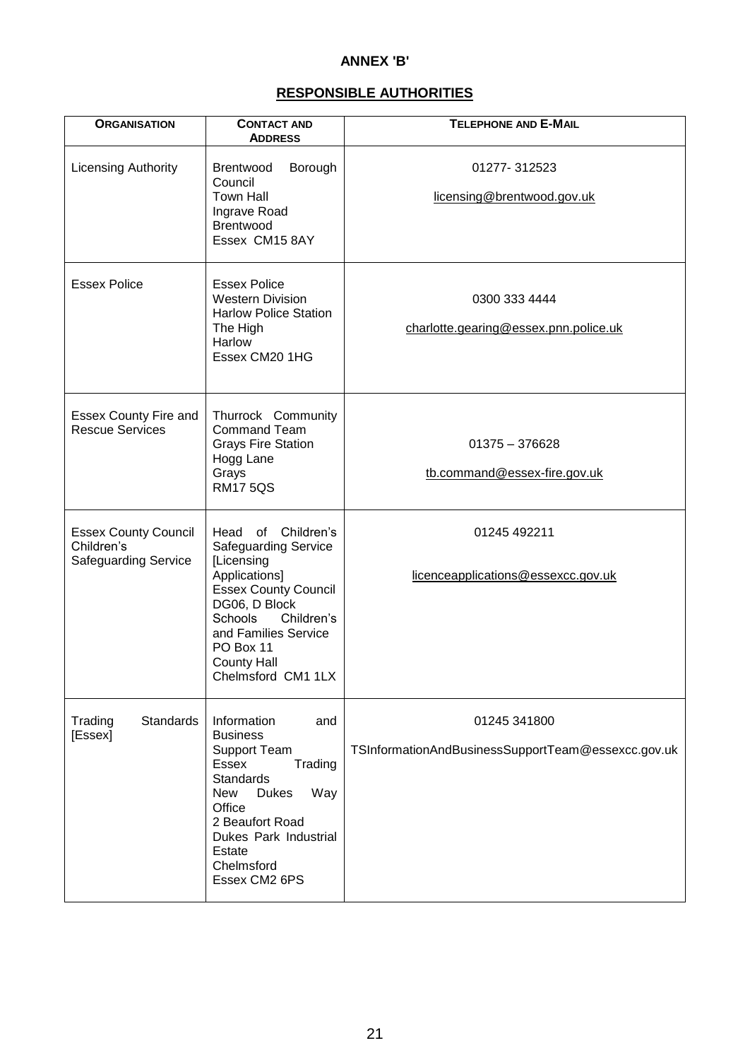**ANNEX 'B'**

**RESPONSIBLE AUTHORITIES**

| ORGANISATION | CONTACT AND ADDRESS | TELEPHONE AND E-MAIL |
|---|---|---|
| Licensing Authority | Brentwood Borough Council<br>Town Hall<br>Ingrave Road<br>Brentwood<br>Essex CM15 8AY | 01277- 312523<br>licensing@brentwood.gov.uk |
| Essex Police | Essex Police<br>Western Division<br>Harlow Police Station<br>The High<br>Harlow<br>Essex CM20 1HG | 0300 333 4444<br>charlotte.gearing@essex.pnn.police.uk |
| Essex County Fire and Rescue Services | Thurrock Community Command Team<br>Grays Fire Station<br>Hogg Lane<br>Grays<br>RM17 5QS | 01375 – 376628<br>tb.command@essex-fire.gov.uk |
| Essex County Council Children's Safeguarding Service | Head of Children's Safeguarding Service [Licensing Applications]<br>Essex County Council<br>DG06, D Block<br>Schools Children's and Families Service<br>PO Box 11<br>County Hall<br>Chelmsford CM1 1LX | 01245 492211<br>licenceapplications@essexcc.gov.uk |
| Trading Standards [Essex] | Information and Business Support Team<br>Essex Trading Standards<br>New Dukes Way Office<br>2 Beaufort Road<br>Dukes Park Industrial Estate<br>Chelmsford<br>Essex CM2 6PS | 01245 341800<br>TSInformationAndBusinessSupportTeam@essexcc.gov.uk |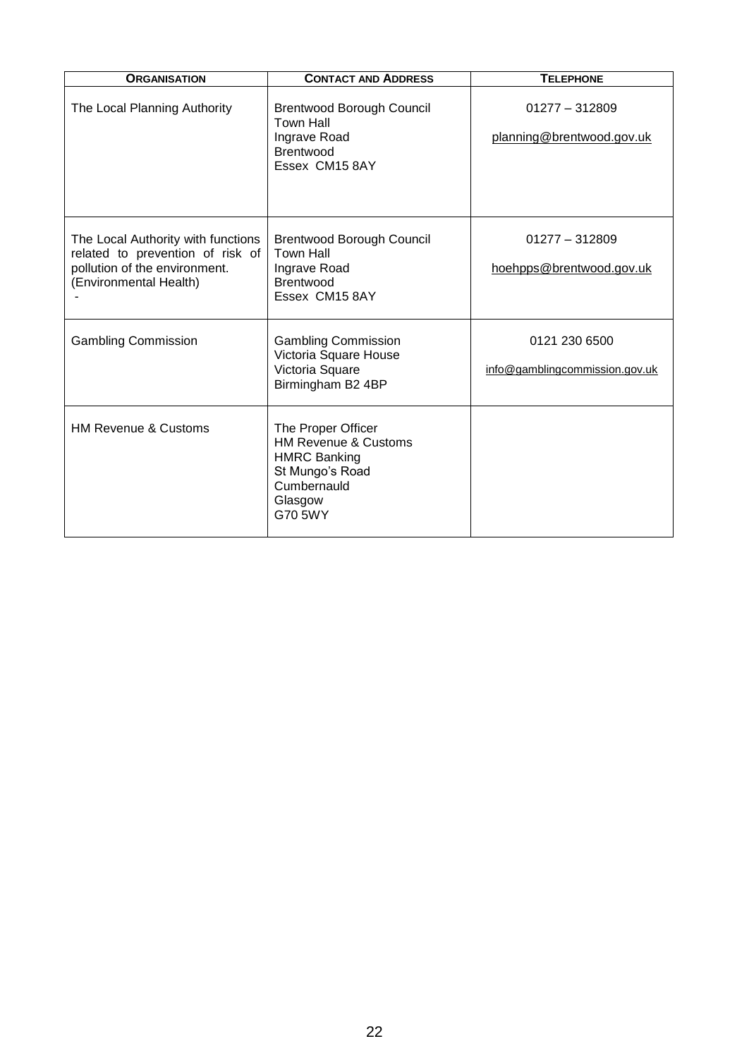| ORGANISATION | CONTACT AND ADDRESS | TELEPHONE |
|---|---|---|
| The Local Planning Authority | Brentwood Borough Council<br>Town Hall<br>Ingrave Road<br>Brentwood<br>Essex CM15 8AY | 01277 – 312809<br><br>planning@brentwood.gov.uk |
| The Local Authority with functions related to prevention of risk of pollution of the environment. (Environmental Health)<br>- | Brentwood Borough Council<br>Town Hall<br>Ingrave Road<br>Brentwood<br>Essex CM15 8AY | 01277 – 312809<br><br>hoehpps@brentwood.gov.uk |
| Gambling Commission | Gambling Commission<br>Victoria Square House<br>Victoria Square<br>Birmingham B2 4BP | 0121 230 6500<br><br>info@gamblingcommission.gov.uk |
| HM Revenue & Customs | The Proper Officer<br>HM Revenue & Customs<br>HMRC Banking<br>St Mungo's Road<br>Cumbernauld<br>Glasgow<br>G70 5WY | |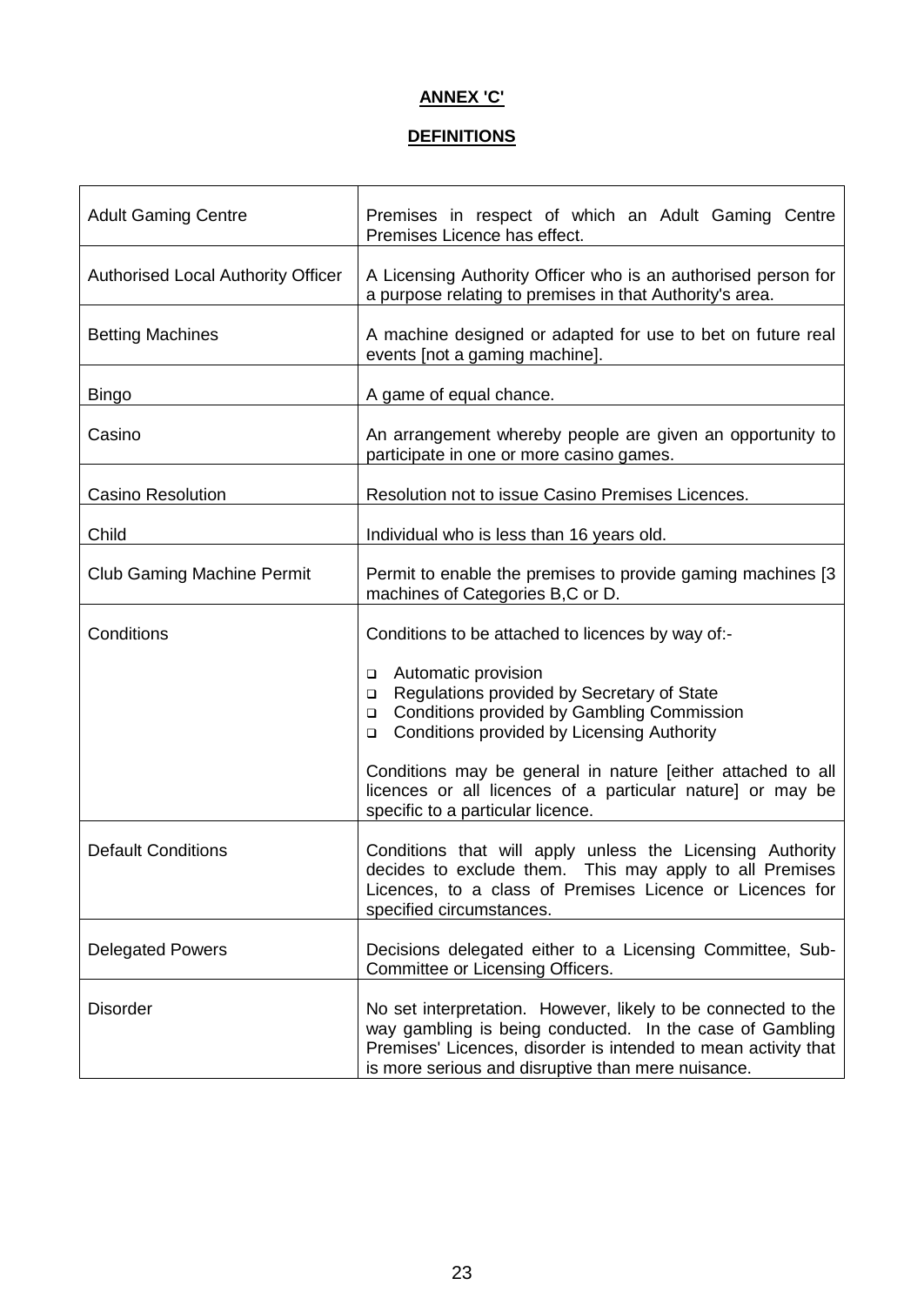**ANNEX 'C'**

**DEFINITIONS**

| | |
|---|---|
| Adult Gaming Centre | Premises in respect of which an Adult Gaming Centre Premises Licence has effect. |
| Authorised Local Authority Officer | A Licensing Authority Officer who is an authorised person for a purpose relating to premises in that Authority's area. |
| Betting Machines | A machine designed or adapted for use to bet on future real events [not a gaming machine]. |
| Bingo | A game of equal chance. |
| Casino | An arrangement whereby people are given an opportunity to participate in one or more casino games. |
| Casino Resolution | Resolution not to issue Casino Premises Licences. |
| Child | Individual who is less than 16 years old. |
| Club Gaming Machine Permit | Permit to enable the premises to provide gaming machines [3 machines of Categories B,C or D. |
| Conditions | Conditions to be attached to licences by way of:-<br><br>- Automatic provision<br>- Regulations provided by Secretary of State<br>- Conditions provided by Gambling Commission<br>- Conditions provided by Licensing Authority<br><br>Conditions may be general in nature [either attached to all licences or all licences of a particular nature] or may be specific to a particular licence. |
| Default Conditions | Conditions that will apply unless the Licensing Authority decides to exclude them. This may apply to all Premises Licences, to a class of Premises Licence or Licences for specified circumstances. |
| Delegated Powers | Decisions delegated either to a Licensing Committee, Sub-Committee or Licensing Officers. |
| Disorder | No set interpretation. However, likely to be connected to the way gambling is being conducted. In the case of Gambling Premises' Licences, disorder is intended to mean activity that is more serious and disruptive than mere nuisance. |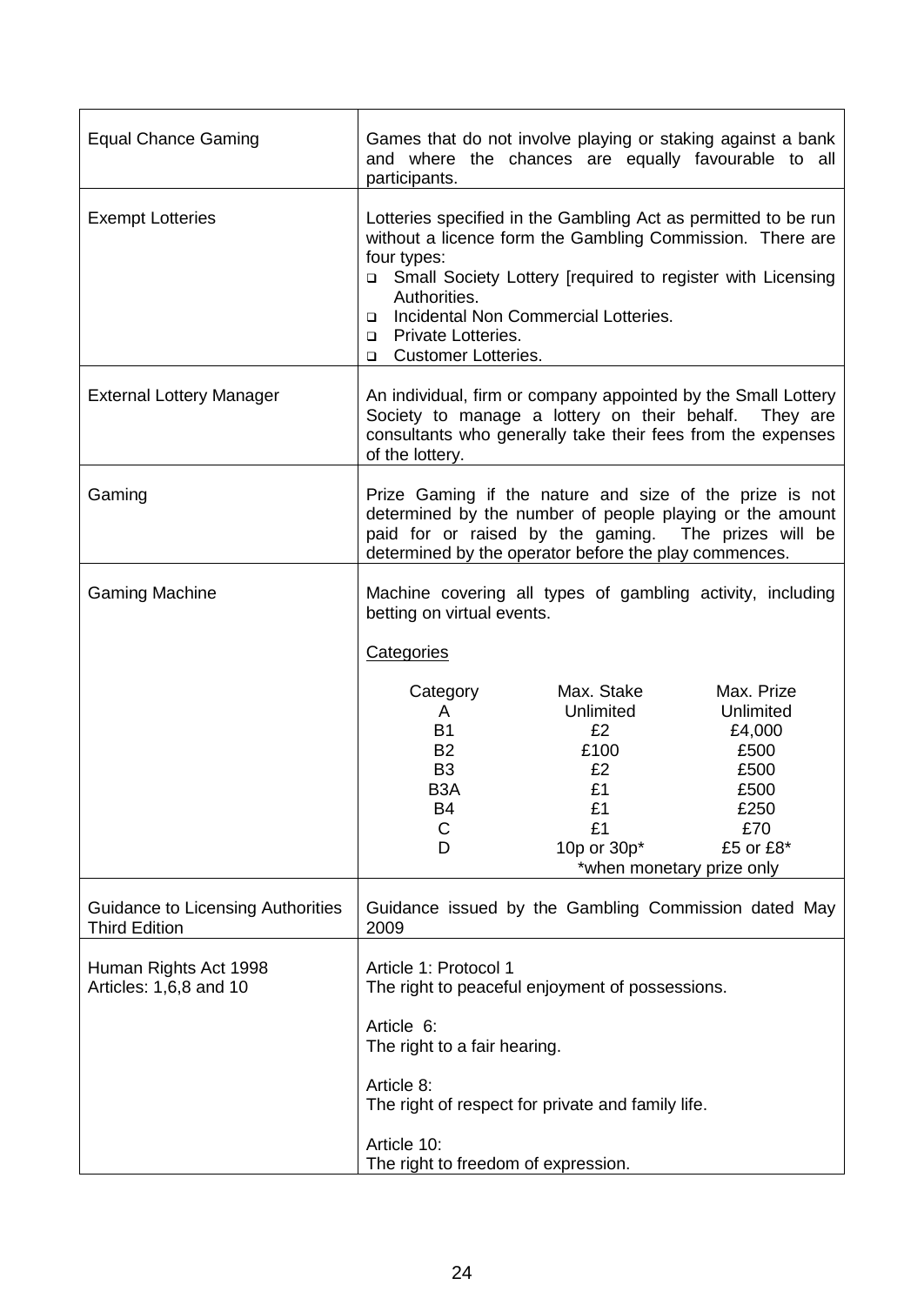| | |
|---|---|
| Equal Chance Gaming | Games that do not involve playing or staking against a bank and where the chances are equally favourable to all participants. |
| Exempt Lotteries | Lotteries specified in the Gambling Act as permitted to be run without a licence form the Gambling Commission. There are four types:<br>▫ Small Society Lottery [required to register with Licensing Authorities.<br>▫ Incidental Non Commercial Lotteries.<br>▫ Private Lotteries.<br>▫ Customer Lotteries. |
| External Lottery Manager | An individual, firm or company appointed by the Small Lottery Society to manage a lottery on their behalf. They are consultants who generally take their fees from the expenses of the lottery. |
| Gaming | Prize Gaming if the nature and size of the prize is not determined by the number of people playing or the amount paid for or raised by the gaming. The prizes will be determined by the operator before the play commences. |
| Gaming Machine | Machine covering all types of gambling activity, including betting on virtual events.<br><br>Categories<br><br>Category / Max. Stake / Max. Prize<br>A / Unlimited / Unlimited<br>B1 / £2 / £4,000<br>B2 / £100 / £500<br>B3 / £2 / £500<br>B3A / £1 / £500<br>B4 / £1 / £250<br>C / £1 / £70<br>D / 10p or 30p* / £5 or £8*<br>*when monetary prize only |
| Guidance to Licensing Authorities Third Edition | Guidance issued by the Gambling Commission dated May 2009 |
| Human Rights Act 1998<br>Articles: 1,6,8 and 10 | Article 1: Protocol 1<br>The right to peaceful enjoyment of possessions.<br><br>Article 6:<br>The right to a fair hearing.<br><br>Article 8:<br>The right of respect for private and family life.<br><br>Article 10:<br>The right to freedom of expression. |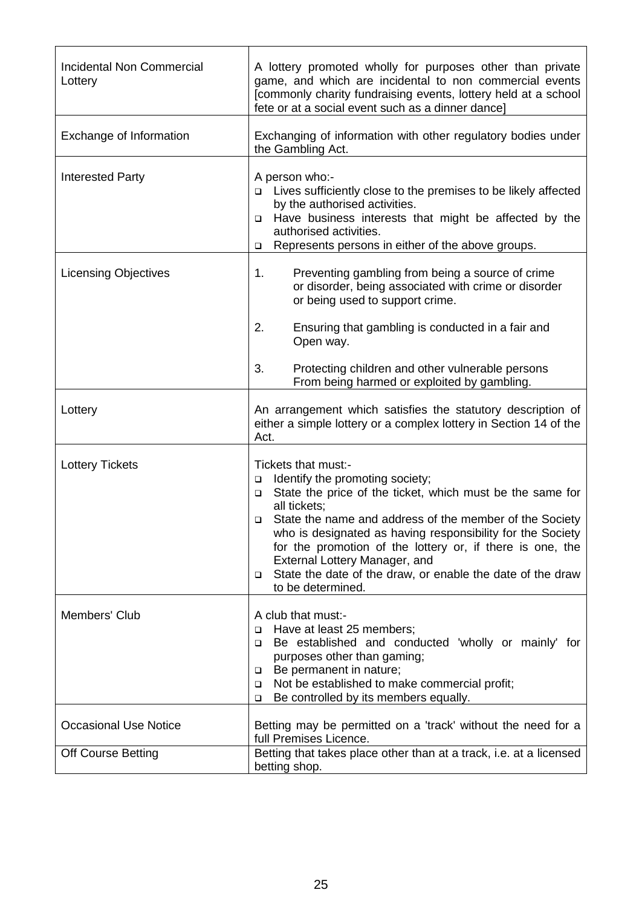| | |
|---|---|
| Incidental Non Commercial Lottery | A lottery promoted wholly for purposes other than private game, and which are incidental to non commercial events [commonly charity fundraising events, lottery held at a school fete or at a social event such as a dinner dance] |
| Exchange of Information | Exchanging of information with other regulatory bodies under the Gambling Act. |
| Interested Party | A person who:-<br>❑ Lives sufficiently close to the premises to be likely affected by the authorised activities.<br>❑ Have business interests that might be affected by the authorised activities.<br>❑ Represents persons in either of the above groups. |
| Licensing Objectives | 1. Preventing gambling from being a source of crime or disorder, being associated with crime or disorder or being used to support crime.<br><br>2. Ensuring that gambling is conducted in a fair and Open way.<br><br>3. Protecting children and other vulnerable persons From being harmed or exploited by gambling. |
| Lottery | An arrangement which satisfies the statutory description of either a simple lottery or a complex lottery in Section 14 of the Act. |
| Lottery Tickets | Tickets that must:-<br>❑ Identify the promoting society;<br>❑ State the price of the ticket, which must be the same for all tickets;<br>❑ State the name and address of the member of the Society who is designated as having responsibility for the Society for the promotion of the lottery or, if there is one, the External Lottery Manager, and<br>❑ State the date of the draw, or enable the date of the draw to be determined. |
| Members' Club | A club that must:-<br>❑ Have at least 25 members;<br>❑ Be established and conducted 'wholly or mainly' for purposes other than gaming;<br>❑ Be permanent in nature;<br>❑ Not be established to make commercial profit;<br>❑ Be controlled by its members equally. |
| Occasional Use Notice | Betting may be permitted on a 'track' without the need for a full Premises Licence. |
| Off Course Betting | Betting that takes place other than at a track, i.e. at a licensed betting shop. |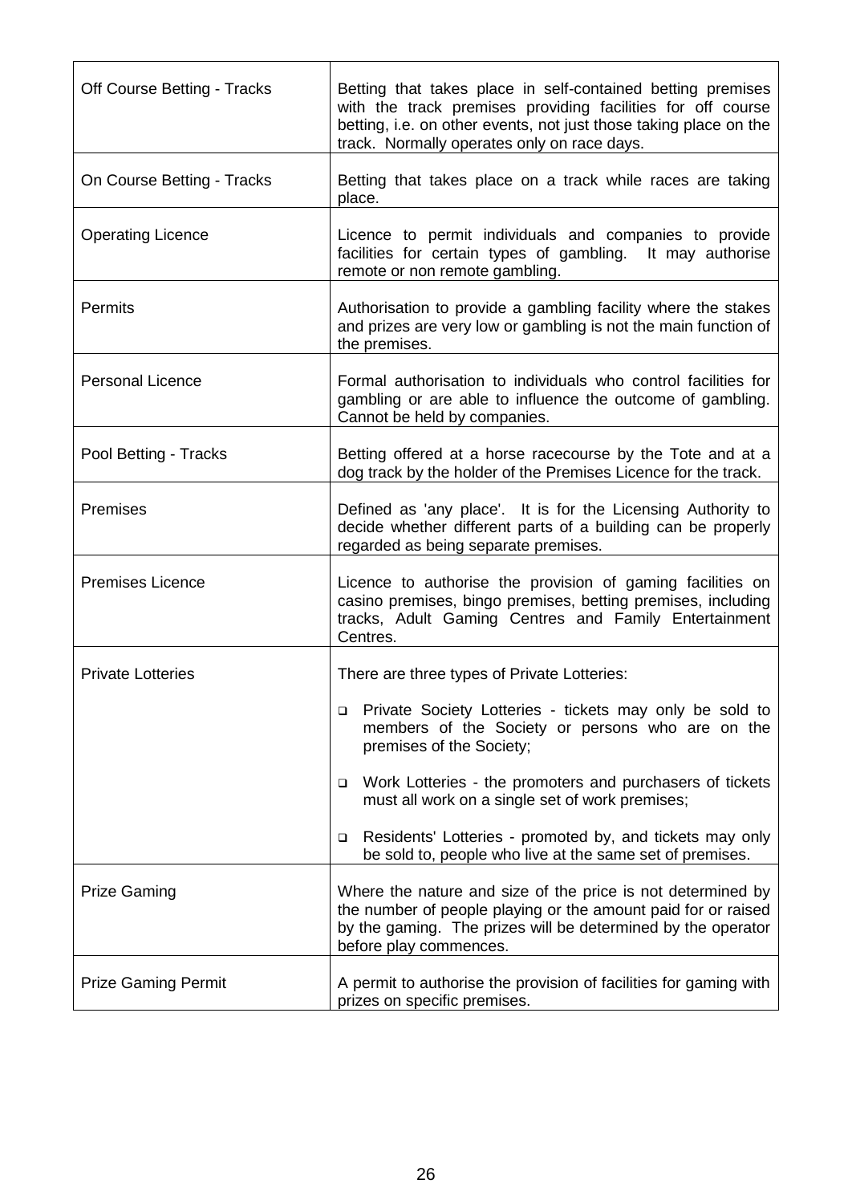| | |
|---|---|
| Off Course Betting - Tracks | Betting that takes place in self-contained betting premises with the track premises providing facilities for off course betting, i.e. on other events, not just those taking place on the track. Normally operates only on race days. |
| On Course Betting - Tracks | Betting that takes place on a track while races are taking place. |
| Operating Licence | Licence to permit individuals and companies to provide facilities for certain types of gambling. It may authorise remote or non remote gambling. |
| Permits | Authorisation to provide a gambling facility where the stakes and prizes are very low or gambling is not the main function of the premises. |
| Personal Licence | Formal authorisation to individuals who control facilities for gambling or are able to influence the outcome of gambling. Cannot be held by companies. |
| Pool Betting - Tracks | Betting offered at a horse racecourse by the Tote and at a dog track by the holder of the Premises Licence for the track. |
| Premises | Defined as 'any place'. It is for the Licensing Authority to decide whether different parts of a building can be properly regarded as being separate premises. |
| Premises Licence | Licence to authorise the provision of gaming facilities on casino premises, bingo premises, betting premises, including tracks, Adult Gaming Centres and Family Entertainment Centres. |
| Private Lotteries | There are three types of Private Lotteries: <br>❑ Private Society Lotteries - tickets may only be sold to members of the Society or persons who are on the premises of the Society; <br>❑ Work Lotteries - the promoters and purchasers of tickets must all work on a single set of work premises; <br>❑ Residents' Lotteries - promoted by, and tickets may only be sold to, people who live at the same set of premises. |
| Prize Gaming | Where the nature and size of the price is not determined by the number of people playing or the amount paid for or raised by the gaming. The prizes will be determined by the operator before play commences. |
| Prize Gaming Permit | A permit to authorise the provision of facilities for gaming with prizes on specific premises. |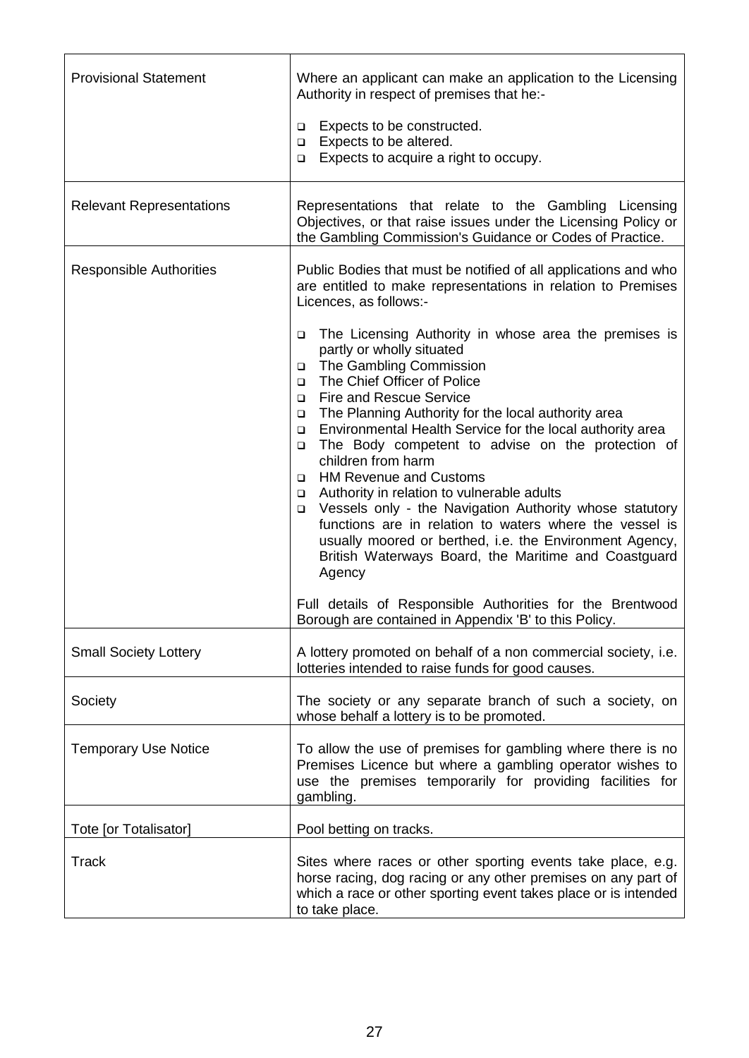| | |
|---|---|
| Provisional Statement | Where an applicant can make an application to the Licensing Authority in respect of premises that he:-<br><br>- Expects to be constructed.<br>- Expects to be altered.<br>- Expects to acquire a right to occupy. |
| Relevant Representations | Representations that relate to the Gambling Licensing Objectives, or that raise issues under the Licensing Policy or the Gambling Commission's Guidance or Codes of Practice. |
| Responsible Authorities | Public Bodies that must be notified of all applications and who are entitled to make representations in relation to Premises Licences, as follows:-<br><br>- The Licensing Authority in whose area the premises is partly or wholly situated<br>- The Gambling Commission<br>- The Chief Officer of Police<br>- Fire and Rescue Service<br>- The Planning Authority for the local authority area<br>- Environmental Health Service for the local authority area<br>- The Body competent to advise on the protection of children from harm<br>- HM Revenue and Customs<br>- Authority in relation to vulnerable adults<br>- Vessels only - the Navigation Authority whose statutory functions are in relation to waters where the vessel is usually moored or berthed, i.e. the Environment Agency, British Waterways Board, the Maritime and Coastguard Agency<br><br>Full details of Responsible Authorities for the Brentwood Borough are contained in Appendix 'B' to this Policy. |
| Small Society Lottery | A lottery promoted on behalf of a non commercial society, i.e. lotteries intended to raise funds for good causes. |
| Society | The society or any separate branch of such a society, on whose behalf a lottery is to be promoted. |
| Temporary Use Notice | To allow the use of premises for gambling where there is no Premises Licence but where a gambling operator wishes to use the premises temporarily for providing facilities for gambling. |
| Tote [or Totalisator] | Pool betting on tracks. |
| Track | Sites where races or other sporting events take place, e.g. horse racing, dog racing or any other premises on any part of which a race or other sporting event takes place or is intended to take place. |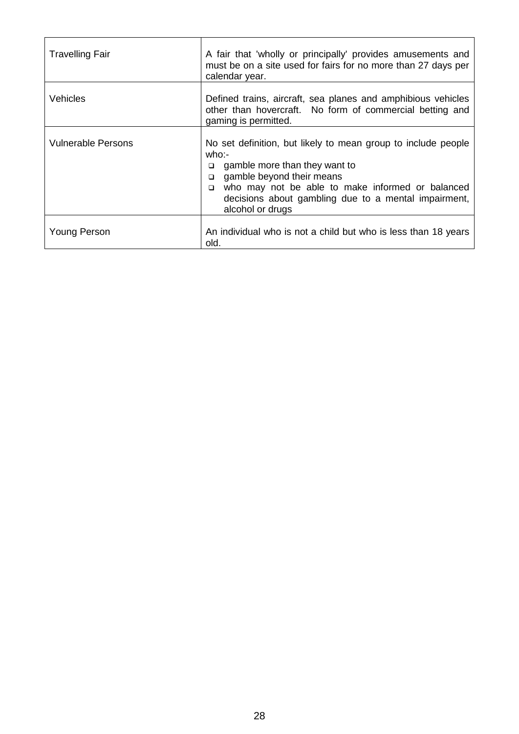| | |
|---|---|
| Travelling Fair | A fair that 'wholly or principally' provides amusements and must be on a site used for fairs for no more than 27 days per calendar year. |
| Vehicles | Defined trains, aircraft, sea planes and amphibious vehicles other than hovercraft. No form of commercial betting and gaming is permitted. |
| Vulnerable Persons | No set definition, but likely to mean group to include people who:-<br>❑ gamble more than they want to<br>❑ gamble beyond their means<br>❑ who may not be able to make informed or balanced decisions about gambling due to a mental impairment, alcohol or drugs |
| Young Person | An individual who is not a child but who is less than 18 years old. |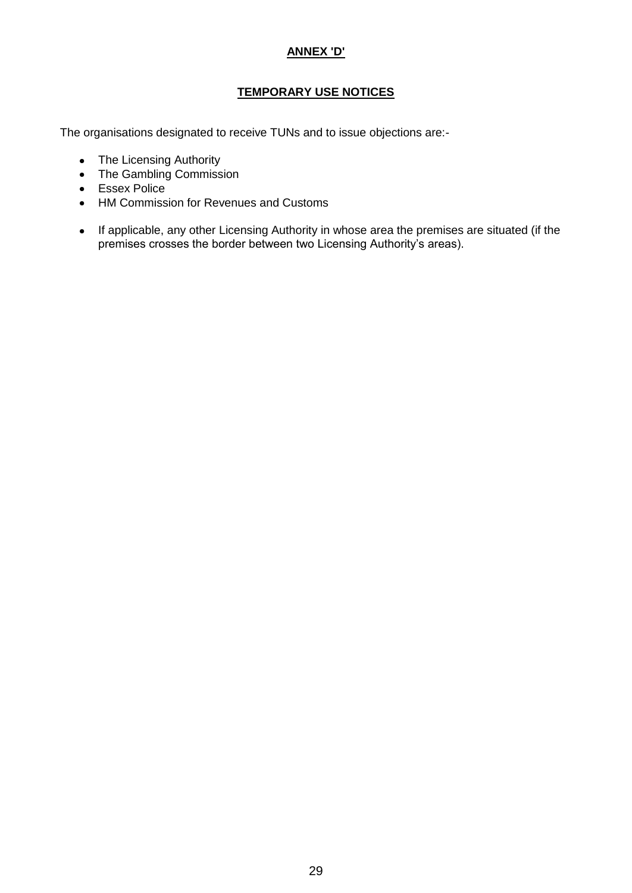**ANNEX 'D'**

**TEMPORARY USE NOTICES**

The organisations designated to receive TUNs and to issue objections are:-

- The Licensing Authority
- The Gambling Commission
- Essex Police
- HM Commission for Revenues and Customs

- If applicable, any other Licensing Authority in whose area the premises are situated (if the premises crosses the border between two Licensing Authority's areas).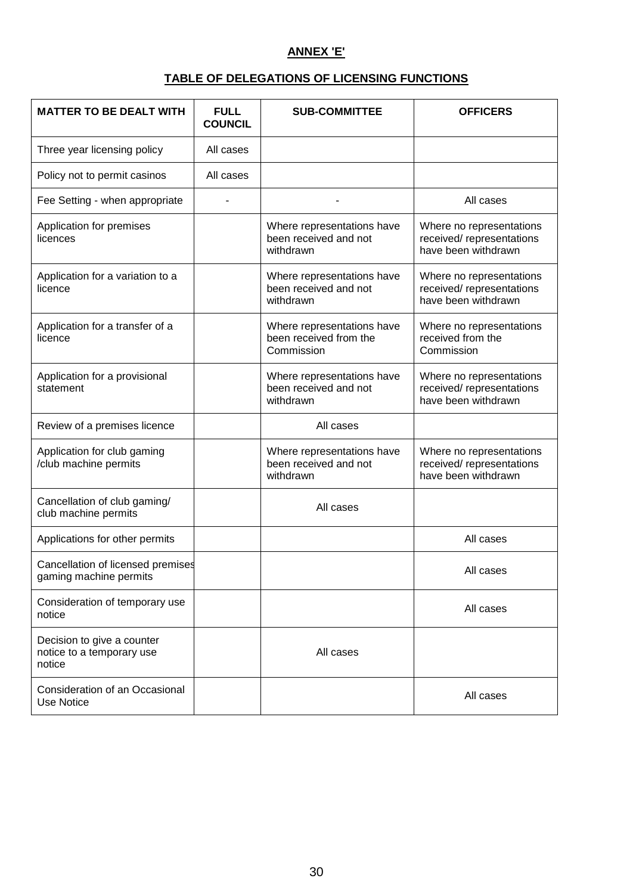**ANNEX 'E'**

**TABLE OF DELEGATIONS OF LICENSING FUNCTIONS**

| MATTER TO BE DEALT WITH | FULL COUNCIL | SUB-COMMITTEE | OFFICERS |
|---|---|---|---|
| Three year licensing policy | All cases | | |
| Policy not to permit casinos | All cases | | |
| Fee Setting - when appropriate | - | - | All cases |
| Application for premises licences | | Where representations have been received and not withdrawn | Where no representations received/ representations have been withdrawn |
| Application for a variation to a licence | | Where representations have been received and not withdrawn | Where no representations received/ representations have been withdrawn |
| Application for a transfer of a licence | | Where representations have been received from the Commission | Where no representations received from the Commission |
| Application for a provisional statement | | Where representations have been received and not withdrawn | Where no representations received/ representations have been withdrawn |
| Review of a premises licence | | All cases | |
| Application for club gaming /club machine permits | | Where representations have been received and not withdrawn | Where no representations received/ representations have been withdrawn |
| Cancellation of club gaming/ club machine permits | | All cases | |
| Applications for other permits | | | All cases |
| Cancellation of licensed premises gaming machine permits | | | All cases |
| Consideration of temporary use notice | | | All cases |
| Decision to give a counter notice to a temporary use notice | | All cases | |
| Consideration of an Occasional Use Notice | | | All cases |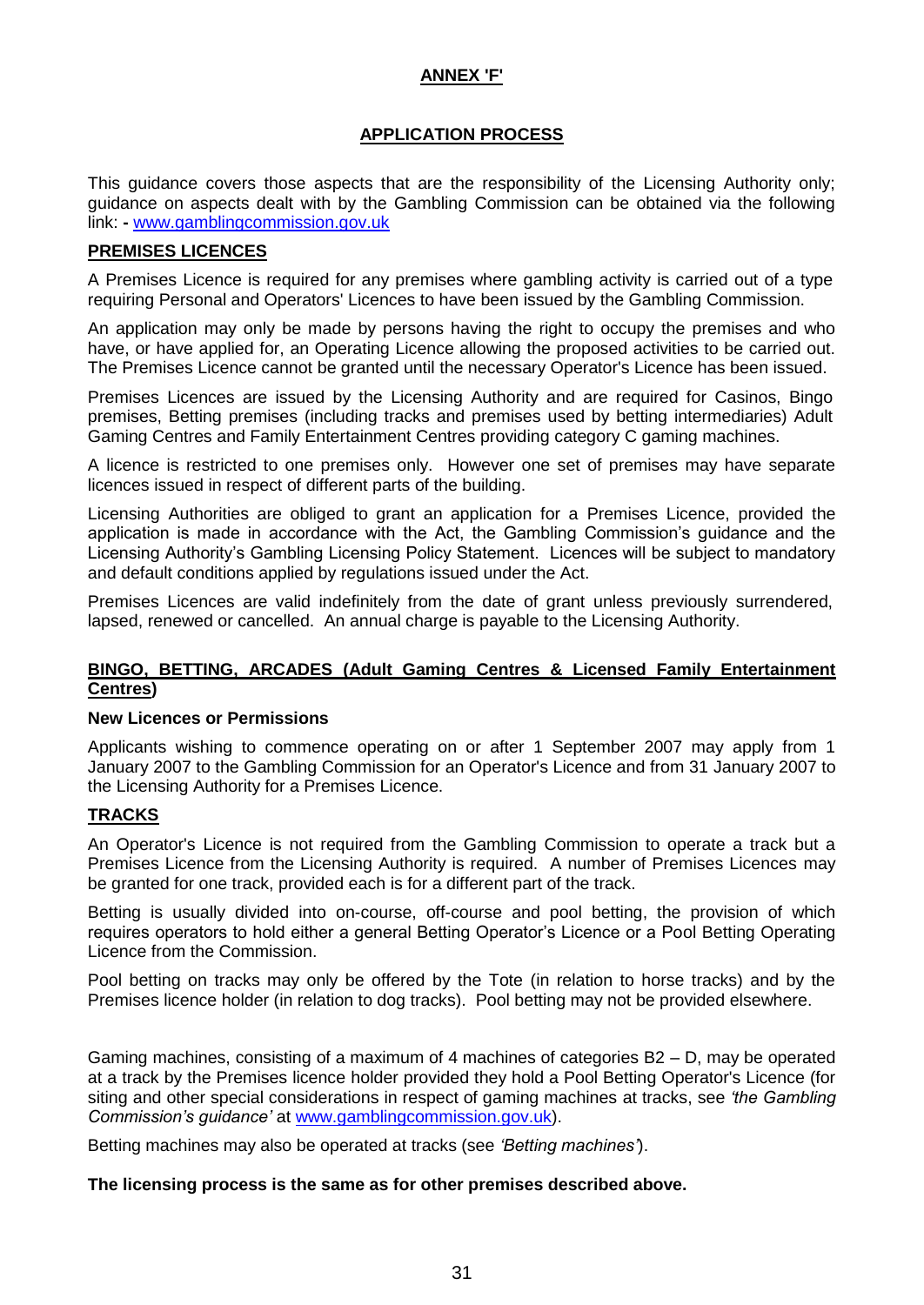# ANNEX 'F'

## APPLICATION PROCESS

This guidance covers those aspects that are the responsibility of the Licensing Authority only; guidance on aspects dealt with by the Gambling Commission can be obtained via the following link: **-** www.gamblingcommission.gov.uk

## PREMISES LICENCES

A Premises Licence is required for any premises where gambling activity is carried out of a type requiring Personal and Operators' Licences to have been issued by the Gambling Commission.

An application may only be made by persons having the right to occupy the premises and who have, or have applied for, an Operating Licence allowing the proposed activities to be carried out. The Premises Licence cannot be granted until the necessary Operator's Licence has been issued.

Premises Licences are issued by the Licensing Authority and are required for Casinos, Bingo premises, Betting premises (including tracks and premises used by betting intermediaries) Adult Gaming Centres and Family Entertainment Centres providing category C gaming machines.

A licence is restricted to one premises only. However one set of premises may have separate licences issued in respect of different parts of the building.

Licensing Authorities are obliged to grant an application for a Premises Licence, provided the application is made in accordance with the Act, the Gambling Commission's guidance and the Licensing Authority's Gambling Licensing Policy Statement. Licences will be subject to mandatory and default conditions applied by regulations issued under the Act.

Premises Licences are valid indefinitely from the date of grant unless previously surrendered, lapsed, renewed or cancelled. An annual charge is payable to the Licensing Authority.

## BINGO, BETTING, ARCADES (Adult Gaming Centres & Licensed Family Entertainment Centres)

### New Licences or Permissions

Applicants wishing to commence operating on or after 1 September 2007 may apply from 1 January 2007 to the Gambling Commission for an Operator's Licence and from 31 January 2007 to the Licensing Authority for a Premises Licence.

## TRACKS

An Operator's Licence is not required from the Gambling Commission to operate a track but a Premises Licence from the Licensing Authority is required. A number of Premises Licences may be granted for one track, provided each is for a different part of the track.

Betting is usually divided into on-course, off-course and pool betting, the provision of which requires operators to hold either a general Betting Operator's Licence or a Pool Betting Operating Licence from the Commission.

Pool betting on tracks may only be offered by the Tote (in relation to horse tracks) and by the Premises licence holder (in relation to dog tracks). Pool betting may not be provided elsewhere.

Gaming machines, consisting of a maximum of 4 machines of categories B2 – D, may be operated at a track by the Premises licence holder provided they hold a Pool Betting Operator's Licence (for siting and other special considerations in respect of gaming machines at tracks, see *'the Gambling Commission's guidance'* at www.gamblingcommission.gov.uk).

Betting machines may also be operated at tracks (see *'Betting machines'*).

**The licensing process is the same as for other premises described above.**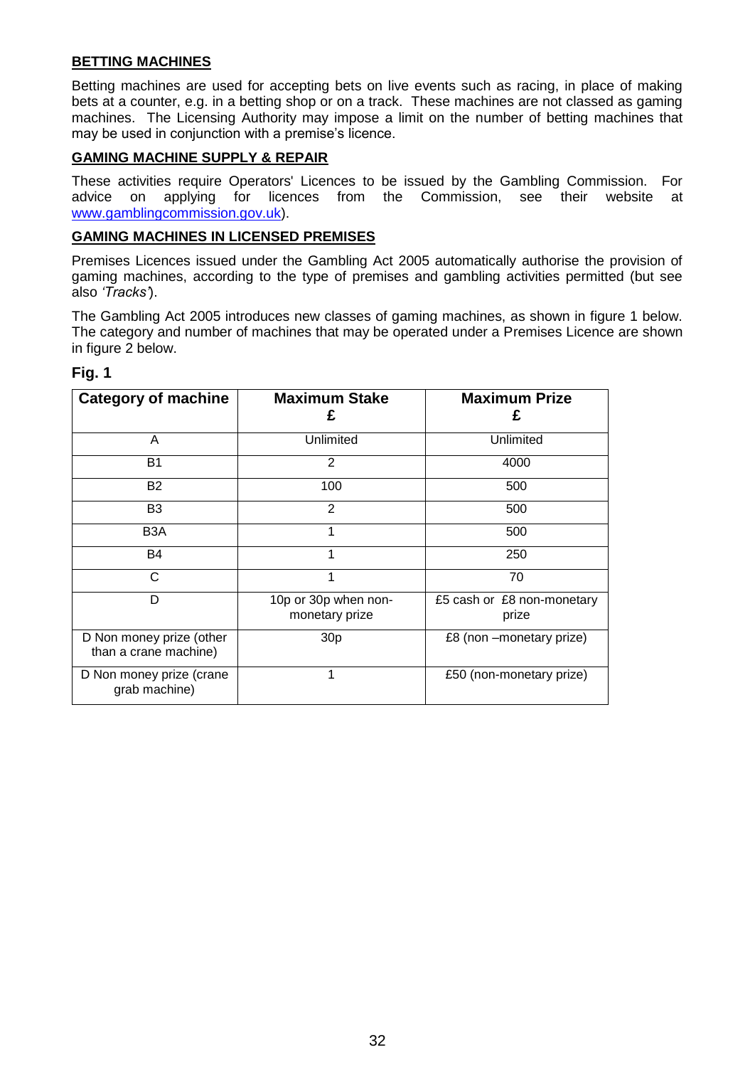## BETTING MACHINES

Betting machines are used for accepting bets on live events such as racing, in place of making bets at a counter, e.g. in a betting shop or on a track. These machines are not classed as gaming machines. The Licensing Authority may impose a limit on the number of betting machines that may be used in conjunction with a premise's licence.

## GAMING MACHINE SUPPLY & REPAIR

These activities require Operators' Licences to be issued by the Gambling Commission. For advice on applying for licences from the Commission, see their website at www.gamblingcommission.gov.uk).

## GAMING MACHINES IN LICENSED PREMISES

Premises Licences issued under the Gambling Act 2005 automatically authorise the provision of gaming machines, according to the type of premises and gambling activities permitted (but see also *'Tracks'*).

The Gambling Act 2005 introduces new classes of gaming machines, as shown in figure 1 below. The category and number of machines that may be operated under a Premises Licence are shown in figure 2 below.

**Fig. 1**

| Category of machine | Maximum Stake £ | Maximum Prize £ |
|---|---|---|
| A | Unlimited | Unlimited |
| B1 | 2 | 4000 |
| B2 | 100 | 500 |
| B3 | 2 | 500 |
| B3A | 1 | 500 |
| B4 | 1 | 250 |
| C | 1 | 70 |
| D | 10p or 30p when non-monetary prize | £5 cash or £8 non-monetary prize |
| D Non money prize (other than a crane machine) | 30p | £8 (non –monetary prize) |
| D Non money prize (crane grab machine) | 1 | £50 (non-monetary prize) |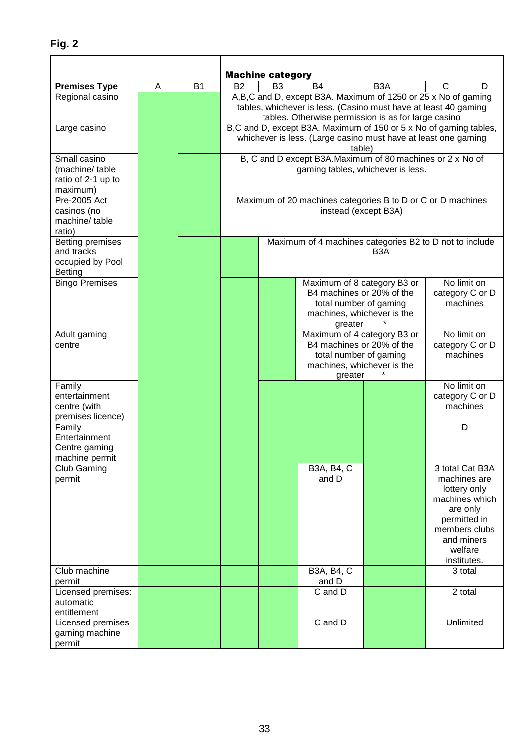**Fig. 2**

| | | | Machine category | | | | | |
|---|---|---|---|---|---|---|---|---|
| **Premises Type** | A | B1 | B2 | B3 | B4 | B3A | C | D |
| Regional casino | | | A,B,C and D, except B3A. Maximum of 1250 or 25 x No of gaming tables, whichever is less. (Casino must have at least 40 gaming tables. Otherwise permission is as for large casino | | | | | |
| Large casino | | | B,C and D, except B3A. Maximum of 150 or 5 x No of gaming tables, whichever is less. (Large casino must have at least one gaming table) | | | | | |
| Small casino (machine/ table ratio of 2-1 up to maximum) | | | B, C and D except B3A.Maximum of 80 machines or 2 x No of gaming tables, whichever is less. | | | | | |
| Pre-2005 Act casinos (no machine/ table ratio) | | | Maximum of 20 machines categories B to D or C or D machines instead (except B3A) | | | | | |
| Betting premises and tracks occupied by Pool Betting | | | | Maximum of 4 machines categories B2 to D not to include B3A | | | | |
| Bingo Premises | | | | | Maximum of 8 category B3 or B4 machines or 20% of the total number of gaming machines, whichever is the greater * | | No limit on category C or D machines | |
| Adult gaming centre | | | | | Maximum of 4 category B3 or B4 machines or 20% of the total number of gaming machines, whichever is the greater * | | No limit on category C or D machines | |
| Family entertainment centre (with premises licence) | | | | | | | No limit on category C or D machines | |
| Family Entertainment Centre gaming machine permit | | | | | | | D | |
| Club Gaming permit | | | | | B3A, B4, C and D | | 3 total Cat B3A machines are lottery only machines which are only permitted in members clubs and miners welfare institutes. | |
| Club machine permit | | | | | B3A, B4, C and D | | 3 total | |
| Licensed premises: automatic entitlement | | | | | C and D | | 2 total | |
| Licensed premises gaming machine permit | | | | | C and D | | Unlimited | |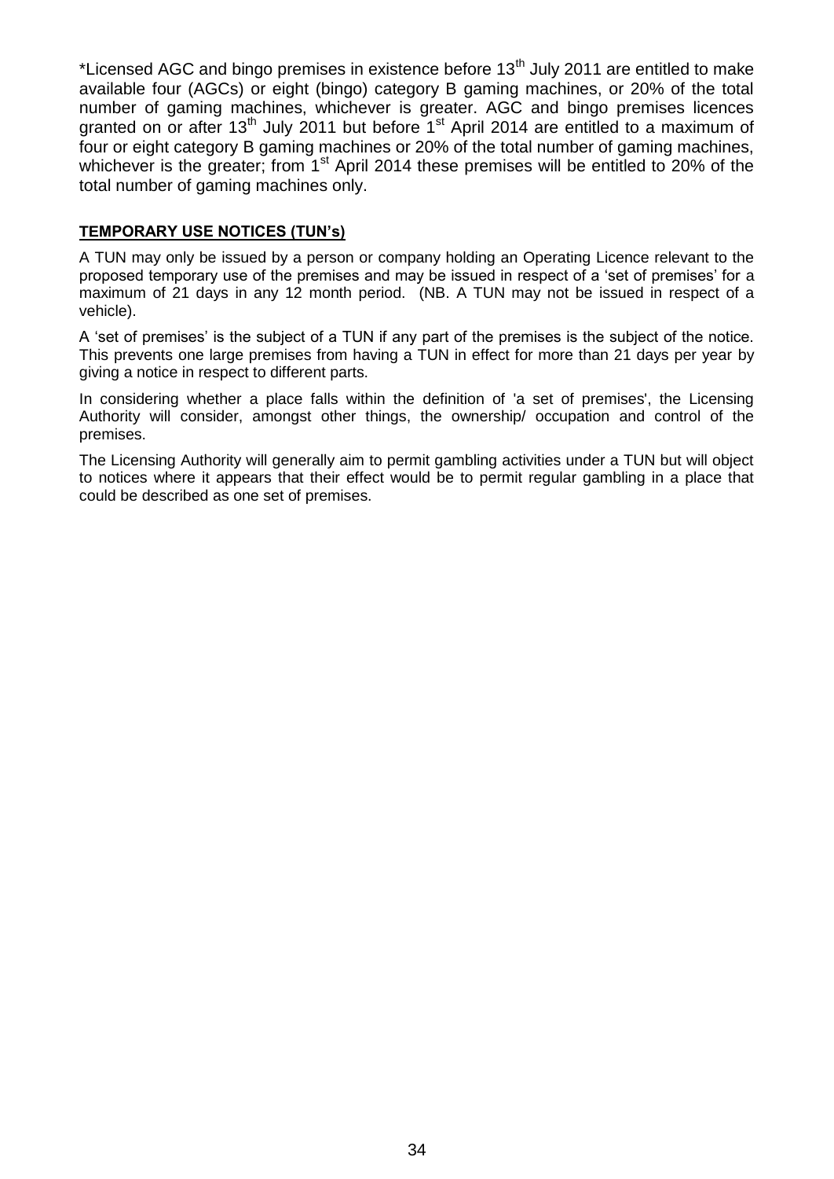*Licensed AGC and bingo premises in existence before 13th July 2011 are entitled to make available four (AGCs) or eight (bingo) category B gaming machines, or 20% of the total number of gaming machines, whichever is greater. AGC and bingo premises licences granted on or after 13th July 2011 but before 1st April 2014 are entitled to a maximum of four or eight category B gaming machines or 20% of the total number of gaming machines, whichever is the greater; from 1st April 2014 these premises will be entitled to 20% of the total number of gaming machines only.

**TEMPORARY USE NOTICES (TUN's)**

A TUN may only be issued by a person or company holding an Operating Licence relevant to the proposed temporary use of the premises and may be issued in respect of a 'set of premises' for a maximum of 21 days in any 12 month period. (NB. A TUN may not be issued in respect of a vehicle).

A 'set of premises' is the subject of a TUN if any part of the premises is the subject of the notice. This prevents one large premises from having a TUN in effect for more than 21 days per year by giving a notice in respect to different parts.

In considering whether a place falls within the definition of 'a set of premises', the Licensing Authority will consider, amongst other things, the ownership/ occupation and control of the premises.

The Licensing Authority will generally aim to permit gambling activities under a TUN but will object to notices where it appears that their effect would be to permit regular gambling in a place that could be described as one set of premises.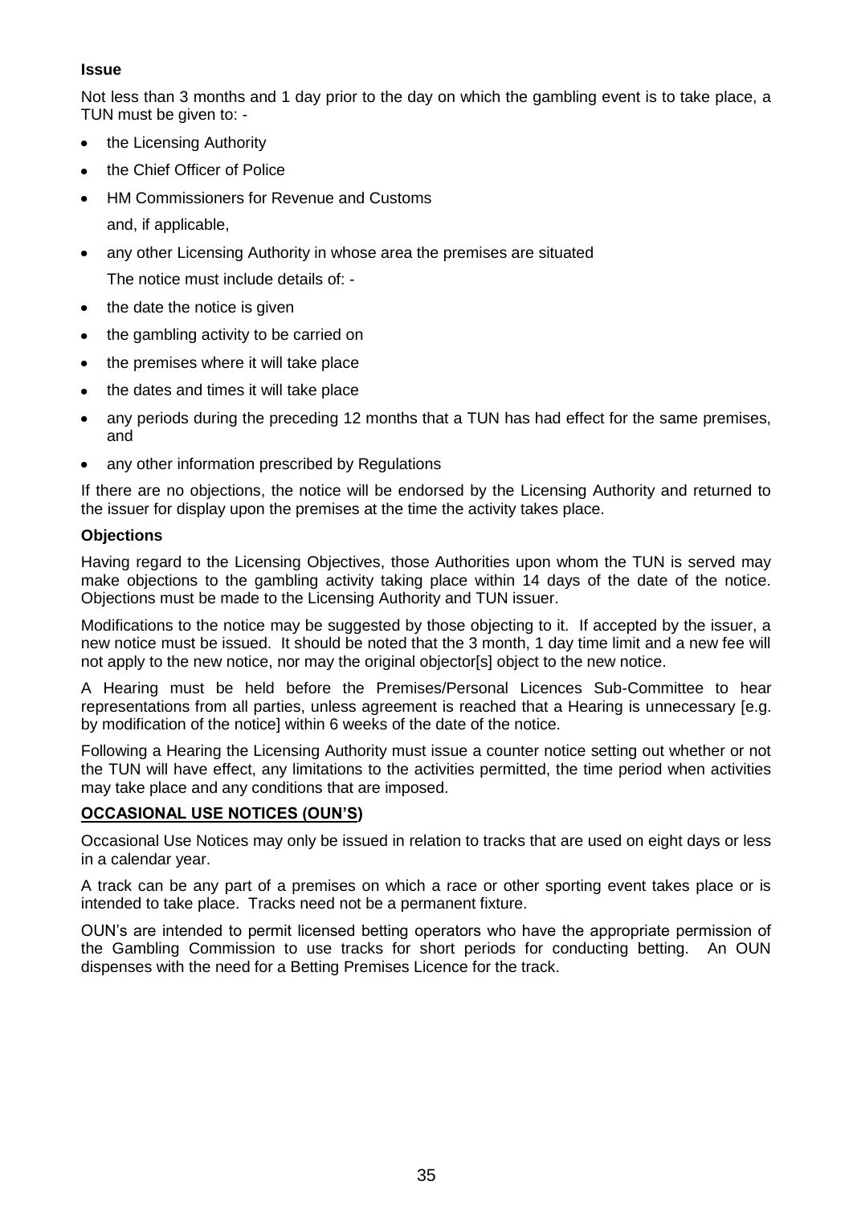**Issue**

Not less than 3 months and 1 day prior to the day on which the gambling event is to take place, a TUN must be given to: -

- the Licensing Authority
- the Chief Officer of Police
- HM Commissioners for Revenue and Customs

  and, if applicable,

- any other Licensing Authority in whose area the premises are situated

  The notice must include details of: -

- the date the notice is given
- the gambling activity to be carried on
- the premises where it will take place
- the dates and times it will take place
- any periods during the preceding 12 months that a TUN has had effect for the same premises, and
- any other information prescribed by Regulations

If there are no objections, the notice will be endorsed by the Licensing Authority and returned to the issuer for display upon the premises at the time the activity takes place.

**Objections**

Having regard to the Licensing Objectives, those Authorities upon whom the TUN is served may make objections to the gambling activity taking place within 14 days of the date of the notice. Objections must be made to the Licensing Authority and TUN issuer.

Modifications to the notice may be suggested by those objecting to it. If accepted by the issuer, a new notice must be issued. It should be noted that the 3 month, 1 day time limit and a new fee will not apply to the new notice, nor may the original objector[s] object to the new notice.

A Hearing must be held before the Premises/Personal Licences Sub-Committee to hear representations from all parties, unless agreement is reached that a Hearing is unnecessary [e.g. by modification of the notice] within 6 weeks of the date of the notice.

Following a Hearing the Licensing Authority must issue a counter notice setting out whether or not the TUN will have effect, any limitations to the activities permitted, the time period when activities may take place and any conditions that are imposed.

**OCCASIONAL USE NOTICES (OUN'S)**

Occasional Use Notices may only be issued in relation to tracks that are used on eight days or less in a calendar year.

A track can be any part of a premises on which a race or other sporting event takes place or is intended to take place. Tracks need not be a permanent fixture.

OUN's are intended to permit licensed betting operators who have the appropriate permission of the Gambling Commission to use tracks for short periods for conducting betting. An OUN dispenses with the need for a Betting Premises Licence for the track.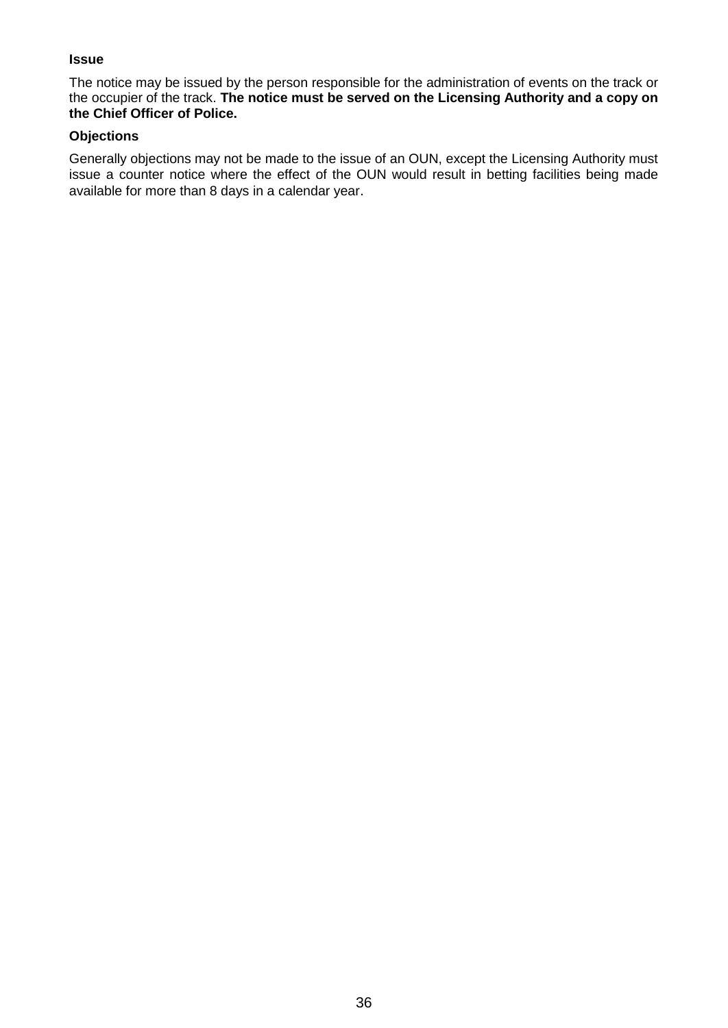**Issue**

The notice may be issued by the person responsible for the administration of events on the track or the occupier of the track. **The notice must be served on the Licensing Authority and a copy on the Chief Officer of Police.**

**Objections**

Generally objections may not be made to the issue of an OUN, except the Licensing Authority must issue a counter notice where the effect of the OUN would result in betting facilities being made available for more than 8 days in a calendar year.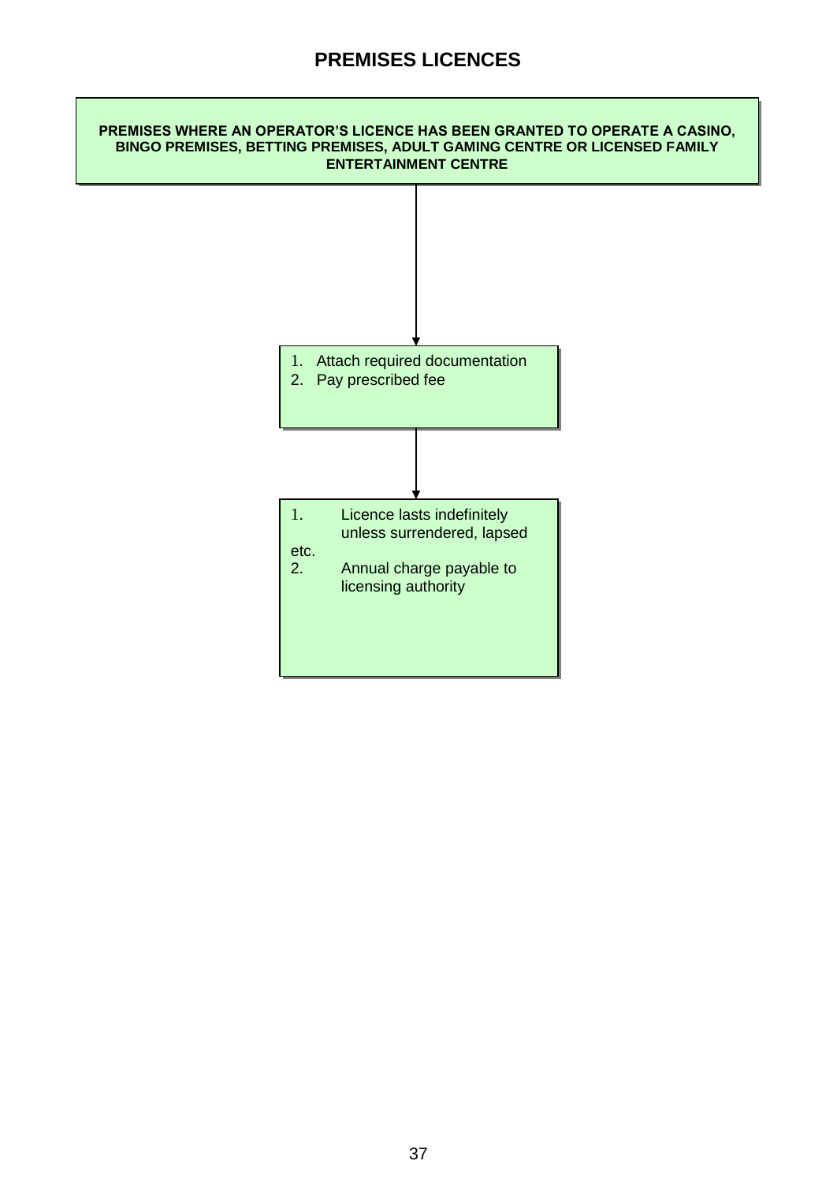# PREMISES LICENCES

**PREMISES WHERE AN OPERATOR'S LICENCE HAS BEEN GRANTED TO OPERATE A CASINO, BINGO PREMISES, BETTING PREMISES, ADULT GAMING CENTRE OR LICENSED FAMILY ENTERTAINMENT CENTRE**

↓

1. Attach required documentation
2. Pay prescribed fee

↓

1. Licence lasts indefinitely unless surrendered, lapsed etc.
2. Annual charge payable to licensing authority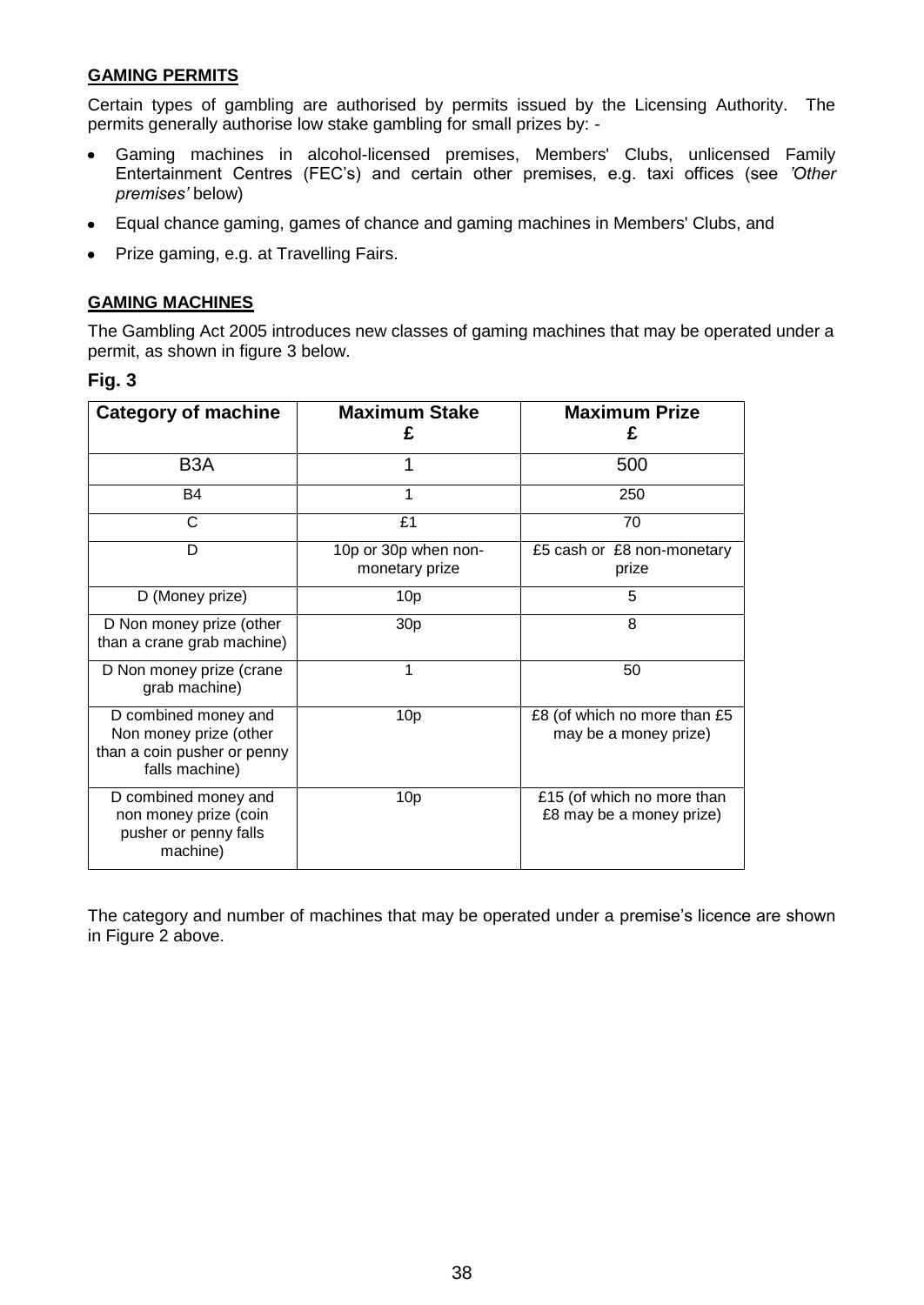## GAMING PERMITS

Certain types of gambling are authorised by permits issued by the Licensing Authority. The permits generally authorise low stake gambling for small prizes by: -

- Gaming machines in alcohol-licensed premises, Members' Clubs, unlicensed Family Entertainment Centres (FEC's) and certain other premises, e.g. taxi offices (see *'Other premises'* below)
- Equal chance gaming, games of chance and gaming machines in Members' Clubs, and
- Prize gaming, e.g. at Travelling Fairs.

## GAMING MACHINES

The Gambling Act 2005 introduces new classes of gaming machines that may be operated under a permit, as shown in figure 3 below.

**Fig. 3**

| Category of machine | Maximum Stake £ | Maximum Prize £ |
|---|---|---|
| B3A | 1 | 500 |
| B4 | 1 | 250 |
| C | £1 | 70 |
| D | 10p or 30p when non-monetary prize | £5 cash or £8 non-monetary prize |
| D (Money prize) | 10p | 5 |
| D Non money prize (other than a crane grab machine) | 30p | 8 |
| D Non money prize (crane grab machine) | 1 | 50 |
| D combined money and Non money prize (other than a coin pusher or penny falls machine) | 10p | £8 (of which no more than £5 may be a money prize) |
| D combined money and non money prize (coin pusher or penny falls machine) | 10p | £15 (of which no more than £8 may be a money prize) |

The category and number of machines that may be operated under a premise's licence are shown in Figure 2 above.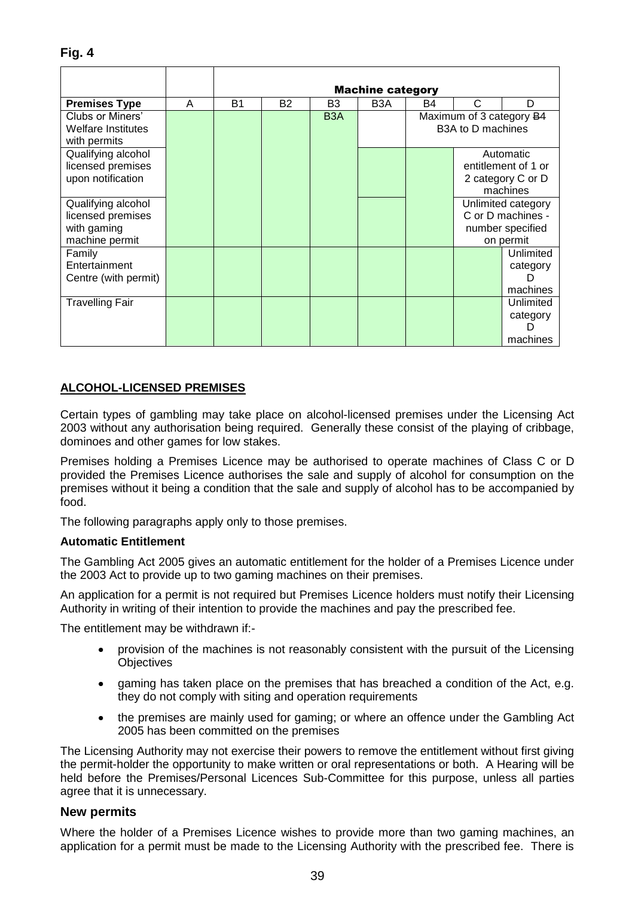**Fig. 4**

| | | Machine category | | | | | | |
|---|---|---|---|---|---|---|---|---|
| **Premises Type** | A | B1 | B2 | B3 | B3A | B4 | C | D |
| Clubs or Miners' Welfare Institutes with permits | | | | B3A | | Maximum of 3 category ~~B4~~ B3A to D machines | | |
| Qualifying alcohol licensed premises upon notification | | | | | | | Automatic entitlement of 1 or 2 category C or D machines | |
| Qualifying alcohol licensed premises with gaming machine permit | | | | | | | Unlimited category C or D machines - number specified on permit | |
| Family Entertainment Centre (with permit) | | | | | | | | Unlimited category D machines |
| Travelling Fair | | | | | | | | Unlimited category D machines |

## ALCOHOL-LICENSED PREMISES

Certain types of gambling may take place on alcohol-licensed premises under the Licensing Act 2003 without any authorisation being required. Generally these consist of the playing of cribbage, dominoes and other games for low stakes.

Premises holding a Premises Licence may be authorised to operate machines of Class C or D provided the Premises Licence authorises the sale and supply of alcohol for consumption on the premises without it being a condition that the sale and supply of alcohol has to be accompanied by food.

The following paragraphs apply only to those premises.

**Automatic Entitlement**

The Gambling Act 2005 gives an automatic entitlement for the holder of a Premises Licence under the 2003 Act to provide up to two gaming machines on their premises.

An application for a permit is not required but Premises Licence holders must notify their Licensing Authority in writing of their intention to provide the machines and pay the prescribed fee.

The entitlement may be withdrawn if:-

- provision of the machines is not reasonably consistent with the pursuit of the Licensing Objectives
- gaming has taken place on the premises that has breached a condition of the Act, e.g. they do not comply with siting and operation requirements
- the premises are mainly used for gaming; or where an offence under the Gambling Act 2005 has been committed on the premises

The Licensing Authority may not exercise their powers to remove the entitlement without first giving the permit-holder the opportunity to make written or oral representations or both. A Hearing will be held before the Premises/Personal Licences Sub-Committee for this purpose, unless all parties agree that it is unnecessary.

### New permits

Where the holder of a Premises Licence wishes to provide more than two gaming machines, an application for a permit must be made to the Licensing Authority with the prescribed fee. There is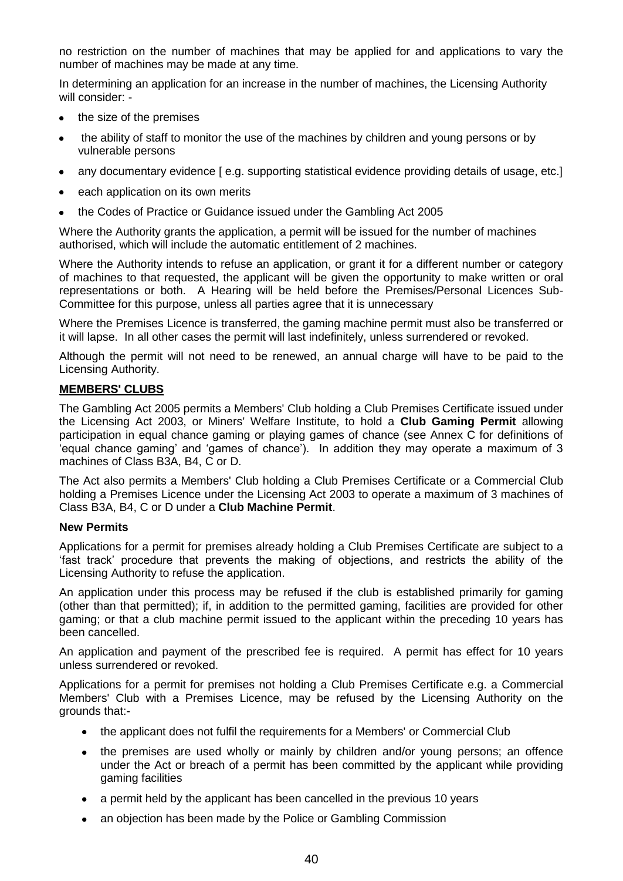no restriction on the number of machines that may be applied for and applications to vary the number of machines may be made at any time.

In determining an application for an increase in the number of machines, the Licensing Authority will consider: -

- the size of the premises
- the ability of staff to monitor the use of the machines by children and young persons or by vulnerable persons
- any documentary evidence [ e.g. supporting statistical evidence providing details of usage, etc.]
- each application on its own merits
- the Codes of Practice or Guidance issued under the Gambling Act 2005

Where the Authority grants the application, a permit will be issued for the number of machines authorised, which will include the automatic entitlement of 2 machines.

Where the Authority intends to refuse an application, or grant it for a different number or category of machines to that requested, the applicant will be given the opportunity to make written or oral representations or both. A Hearing will be held before the Premises/Personal Licences Sub-Committee for this purpose, unless all parties agree that it is unnecessary

Where the Premises Licence is transferred, the gaming machine permit must also be transferred or it will lapse. In all other cases the permit will last indefinitely, unless surrendered or revoked.

Although the permit will not need to be renewed, an annual charge will have to be paid to the Licensing Authority.

## MEMBERS' CLUBS

The Gambling Act 2005 permits a Members' Club holding a Club Premises Certificate issued under the Licensing Act 2003, or Miners' Welfare Institute, to hold a **Club Gaming Permit** allowing participation in equal chance gaming or playing games of chance (see Annex C for definitions of 'equal chance gaming' and 'games of chance'). In addition they may operate a maximum of 3 machines of Class B3A, B4, C or D.

The Act also permits a Members' Club holding a Club Premises Certificate or a Commercial Club holding a Premises Licence under the Licensing Act 2003 to operate a maximum of 3 machines of Class B3A, B4, C or D under a **Club Machine Permit**.

### New Permits

Applications for a permit for premises already holding a Club Premises Certificate are subject to a 'fast track' procedure that prevents the making of objections, and restricts the ability of the Licensing Authority to refuse the application.

An application under this process may be refused if the club is established primarily for gaming (other than that permitted); if, in addition to the permitted gaming, facilities are provided for other gaming; or that a club machine permit issued to the applicant within the preceding 10 years has been cancelled.

An application and payment of the prescribed fee is required. A permit has effect for 10 years unless surrendered or revoked.

Applications for a permit for premises not holding a Club Premises Certificate e.g. a Commercial Members' Club with a Premises Licence, may be refused by the Licensing Authority on the grounds that:-

- the applicant does not fulfil the requirements for a Members' or Commercial Club
- the premises are used wholly or mainly by children and/or young persons; an offence under the Act or breach of a permit has been committed by the applicant while providing gaming facilities
- a permit held by the applicant has been cancelled in the previous 10 years
- an objection has been made by the Police or Gambling Commission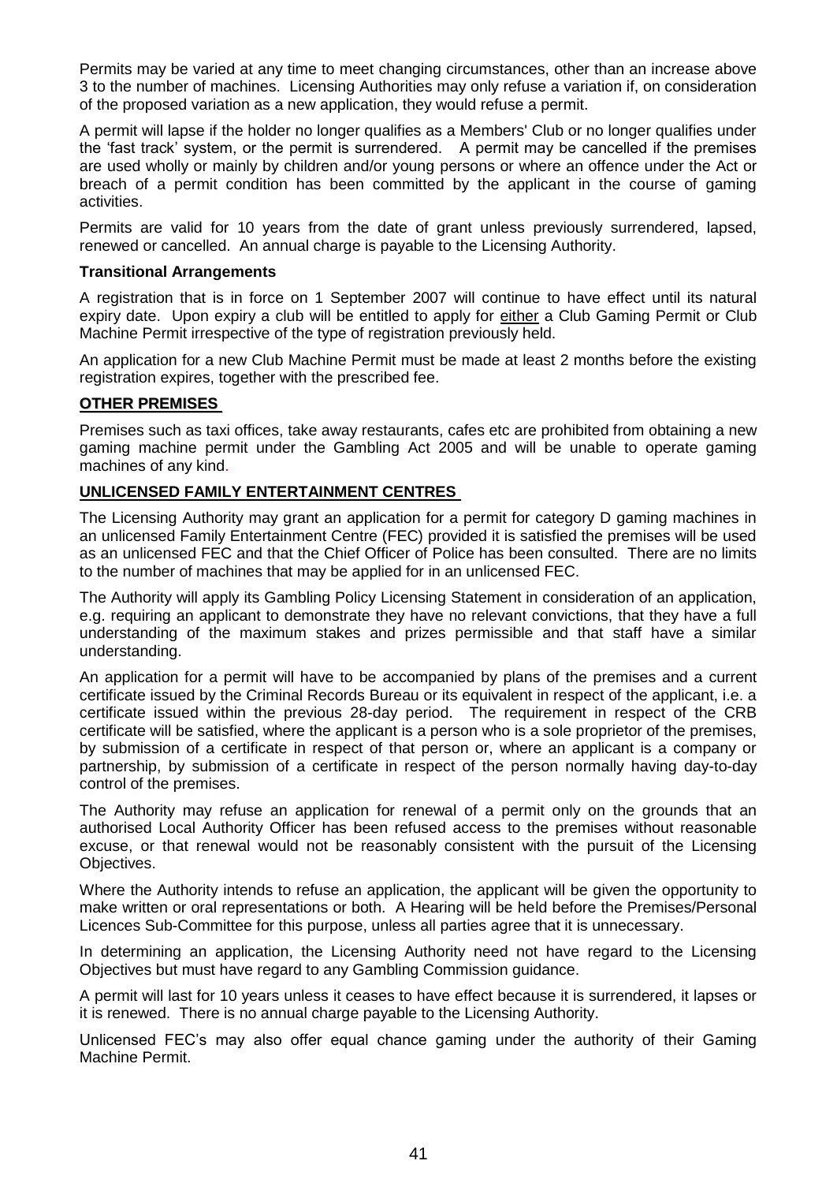Permits may be varied at any time to meet changing circumstances, other than an increase above 3 to the number of machines. Licensing Authorities may only refuse a variation if, on consideration of the proposed variation as a new application, they would refuse a permit.

A permit will lapse if the holder no longer qualifies as a Members' Club or no longer qualifies under the 'fast track' system, or the permit is surrendered. A permit may be cancelled if the premises are used wholly or mainly by children and/or young persons or where an offence under the Act or breach of a permit condition has been committed by the applicant in the course of gaming activities.

Permits are valid for 10 years from the date of grant unless previously surrendered, lapsed, renewed or cancelled. An annual charge is payable to the Licensing Authority.

**Transitional Arrangements**

A registration that is in force on 1 September 2007 will continue to have effect until its natural expiry date. Upon expiry a club will be entitled to apply for either a Club Gaming Permit or Club Machine Permit irrespective of the type of registration previously held.

An application for a new Club Machine Permit must be made at least 2 months before the existing registration expires, together with the prescribed fee.

**OTHER PREMISES**

Premises such as taxi offices, take away restaurants, cafes etc are prohibited from obtaining a new gaming machine permit under the Gambling Act 2005 and will be unable to operate gaming machines of any kind.

**UNLICENSED FAMILY ENTERTAINMENT CENTRES**

The Licensing Authority may grant an application for a permit for category D gaming machines in an unlicensed Family Entertainment Centre (FEC) provided it is satisfied the premises will be used as an unlicensed FEC and that the Chief Officer of Police has been consulted. There are no limits to the number of machines that may be applied for in an unlicensed FEC.

The Authority will apply its Gambling Policy Licensing Statement in consideration of an application, e.g. requiring an applicant to demonstrate they have no relevant convictions, that they have a full understanding of the maximum stakes and prizes permissible and that staff have a similar understanding.

An application for a permit will have to be accompanied by plans of the premises and a current certificate issued by the Criminal Records Bureau or its equivalent in respect of the applicant, i.e. a certificate issued within the previous 28-day period. The requirement in respect of the CRB certificate will be satisfied, where the applicant is a person who is a sole proprietor of the premises, by submission of a certificate in respect of that person or, where an applicant is a company or partnership, by submission of a certificate in respect of the person normally having day-to-day control of the premises.

The Authority may refuse an application for renewal of a permit only on the grounds that an authorised Local Authority Officer has been refused access to the premises without reasonable excuse, or that renewal would not be reasonably consistent with the pursuit of the Licensing Objectives.

Where the Authority intends to refuse an application, the applicant will be given the opportunity to make written or oral representations or both. A Hearing will be held before the Premises/Personal Licences Sub-Committee for this purpose, unless all parties agree that it is unnecessary.

In determining an application, the Licensing Authority need not have regard to the Licensing Objectives but must have regard to any Gambling Commission guidance.

A permit will last for 10 years unless it ceases to have effect because it is surrendered, it lapses or it is renewed. There is no annual charge payable to the Licensing Authority.

Unlicensed FEC's may also offer equal chance gaming under the authority of their Gaming Machine Permit.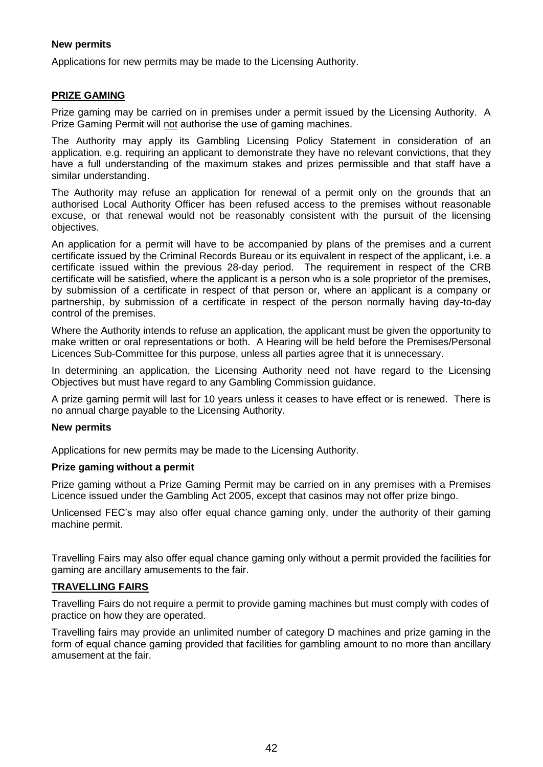**New permits**

Applications for new permits may be made to the Licensing Authority.

## PRIZE GAMING

Prize gaming may be carried on in premises under a permit issued by the Licensing Authority. A Prize Gaming Permit will not authorise the use of gaming machines.

The Authority may apply its Gambling Licensing Policy Statement in consideration of an application, e.g. requiring an applicant to demonstrate they have no relevant convictions, that they have a full understanding of the maximum stakes and prizes permissible and that staff have a similar understanding.

The Authority may refuse an application for renewal of a permit only on the grounds that an authorised Local Authority Officer has been refused access to the premises without reasonable excuse, or that renewal would not be reasonably consistent with the pursuit of the licensing objectives.

An application for a permit will have to be accompanied by plans of the premises and a current certificate issued by the Criminal Records Bureau or its equivalent in respect of the applicant, i.e. a certificate issued within the previous 28-day period. The requirement in respect of the CRB certificate will be satisfied, where the applicant is a person who is a sole proprietor of the premises, by submission of a certificate in respect of that person or, where an applicant is a company or partnership, by submission of a certificate in respect of the person normally having day-to-day control of the premises.

Where the Authority intends to refuse an application, the applicant must be given the opportunity to make written or oral representations or both. A Hearing will be held before the Premises/Personal Licences Sub-Committee for this purpose, unless all parties agree that it is unnecessary.

In determining an application, the Licensing Authority need not have regard to the Licensing Objectives but must have regard to any Gambling Commission guidance.

A prize gaming permit will last for 10 years unless it ceases to have effect or is renewed. There is no annual charge payable to the Licensing Authority.

**New permits**

Applications for new permits may be made to the Licensing Authority.

**Prize gaming without a permit**

Prize gaming without a Prize Gaming Permit may be carried on in any premises with a Premises Licence issued under the Gambling Act 2005, except that casinos may not offer prize bingo.

Unlicensed FEC's may also offer equal chance gaming only, under the authority of their gaming machine permit.

Travelling Fairs may also offer equal chance gaming only without a permit provided the facilities for gaming are ancillary amusements to the fair.

## TRAVELLING FAIRS

Travelling Fairs do not require a permit to provide gaming machines but must comply with codes of practice on how they are operated.

Travelling fairs may provide an unlimited number of category D machines and prize gaming in the form of equal chance gaming provided that facilities for gambling amount to no more than ancillary amusement at the fair.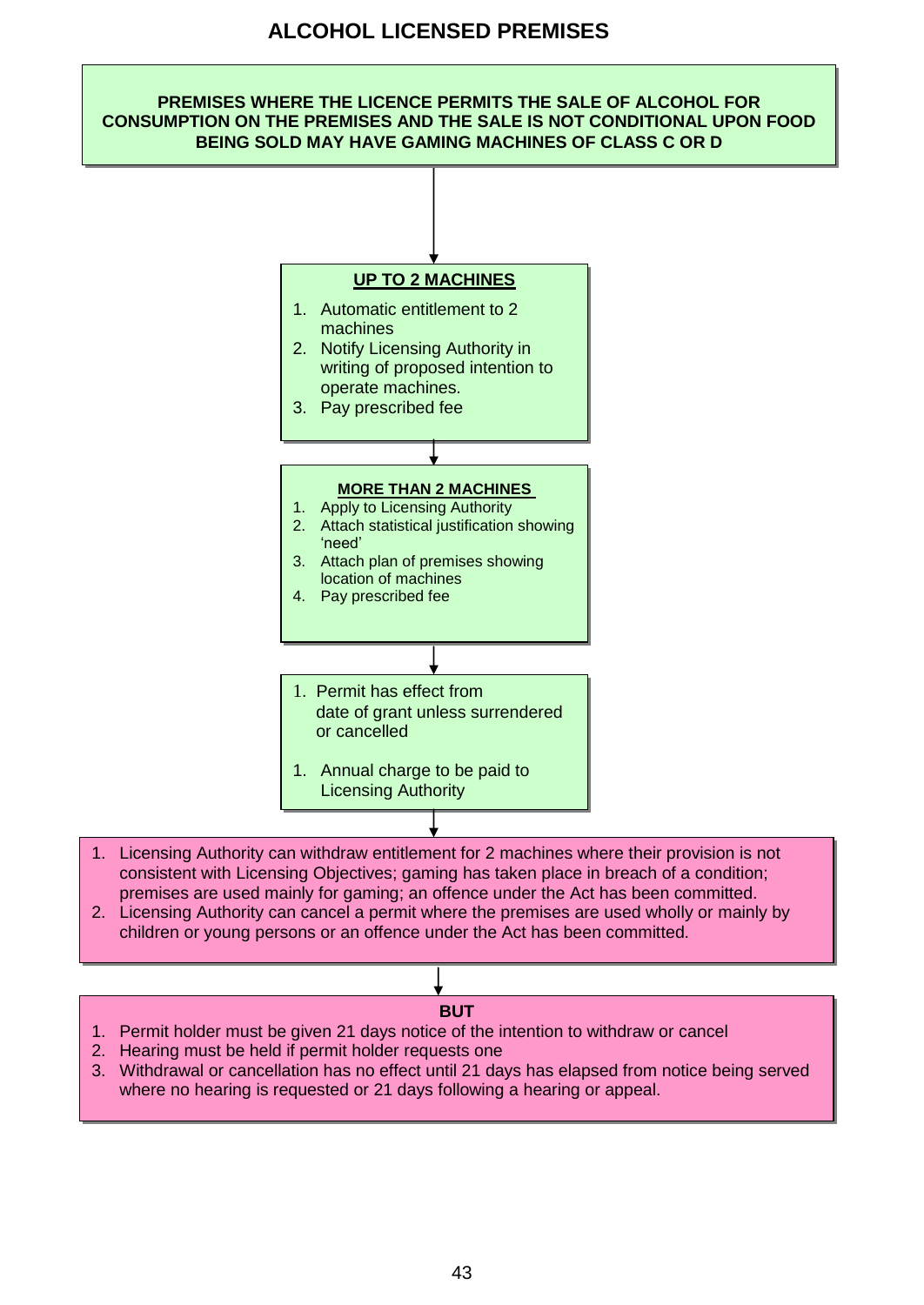# ALCOHOL LICENSED PREMISES

**PREMISES WHERE THE LICENCE PERMITS THE SALE OF ALCOHOL FOR CONSUMPTION ON THE PREMISES AND THE SALE IS NOT CONDITIONAL UPON FOOD BEING SOLD MAY HAVE GAMING MACHINES OF CLASS C OR D**

↓

**UP TO 2 MACHINES**

1. Automatic entitlement to 2 machines
2. Notify Licensing Authority in writing of proposed intention to operate machines.
3. Pay prescribed fee

↓

**MORE THAN 2 MACHINES**

1. Apply to Licensing Authority
2. Attach statistical justification showing 'need'
3. Attach plan of premises showing location of machines
4. Pay prescribed fee

↓

1. Permit has effect from date of grant unless surrendered or cancelled

1. Annual charge to be paid to Licensing Authority

↓

1. Licensing Authority can withdraw entitlement for 2 machines where their provision is not consistent with Licensing Objectives; gaming has taken place in breach of a condition; premises are used mainly for gaming; an offence under the Act has been committed.
2. Licensing Authority can cancel a permit where the premises are used wholly or mainly by children or young persons or an offence under the Act has been committed.

↓

**BUT**

1. Permit holder must be given 21 days notice of the intention to withdraw or cancel
2. Hearing must be held if permit holder requests one
3. Withdrawal or cancellation has no effect until 21 days has elapsed from notice being served where no hearing is requested or 21 days following a hearing or appeal.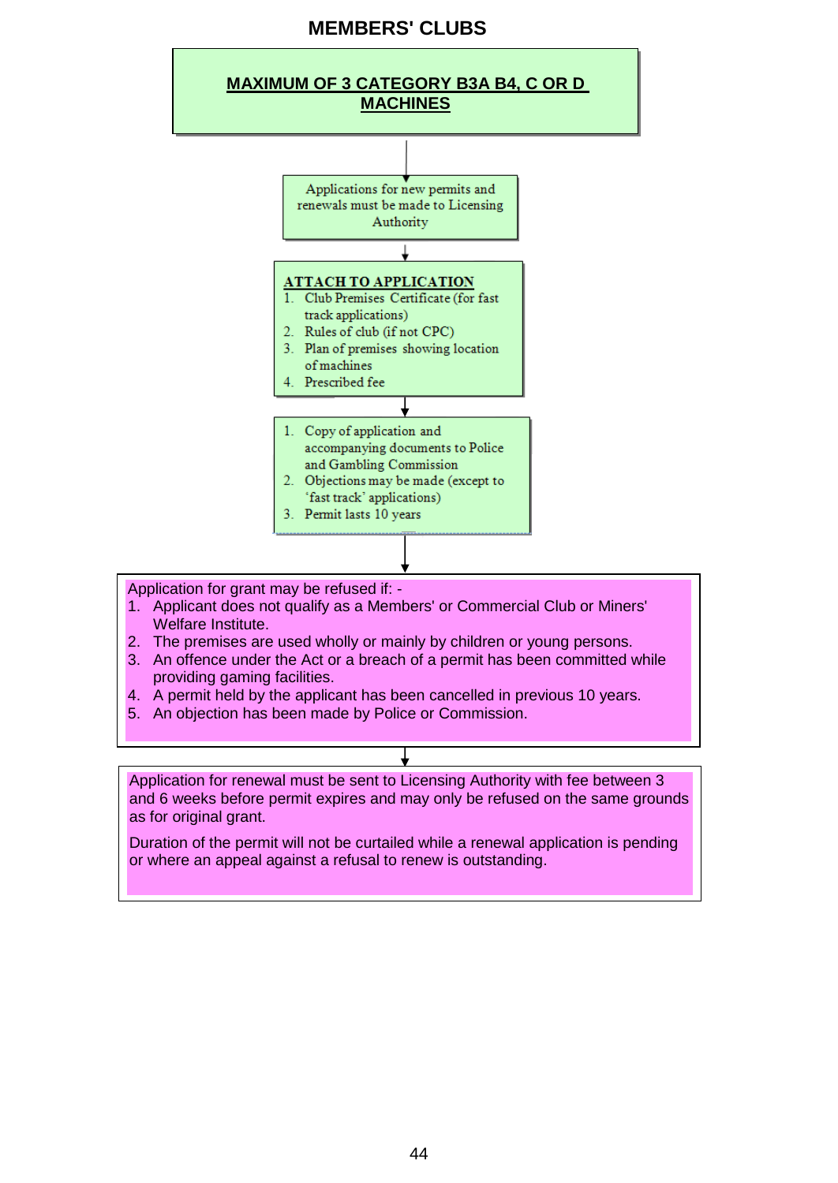# MEMBERS' CLUBS

## MAXIMUM OF 3 CATEGORY B3A B4, C OR D MACHINES

Applications for new permits and renewals must be made to Licensing Authority

**ATTACH TO APPLICATION**

1. Club Premises Certificate (for fast track applications)
2. Rules of club (if not CPC)
3. Plan of premises showing location of machines
4. Prescribed fee

1. Copy of application and accompanying documents to Police and Gambling Commission
2. Objections may be made (except to 'fast track' applications)
3. Permit lasts 10 years

Application for grant may be refused if: -

1. Applicant does not qualify as a Members' or Commercial Club or Miners' Welfare Institute.
2. The premises are used wholly or mainly by children or young persons.
3. An offence under the Act or a breach of a permit has been committed while providing gaming facilities.
4. A permit held by the applicant has been cancelled in previous 10 years.
5. An objection has been made by Police or Commission.

Application for renewal must be sent to Licensing Authority with fee between 3 and 6 weeks before permit expires and may only be refused on the same grounds as for original grant.

Duration of the permit will not be curtailed while a renewal application is pending or where an appeal against a refusal to renew is outstanding.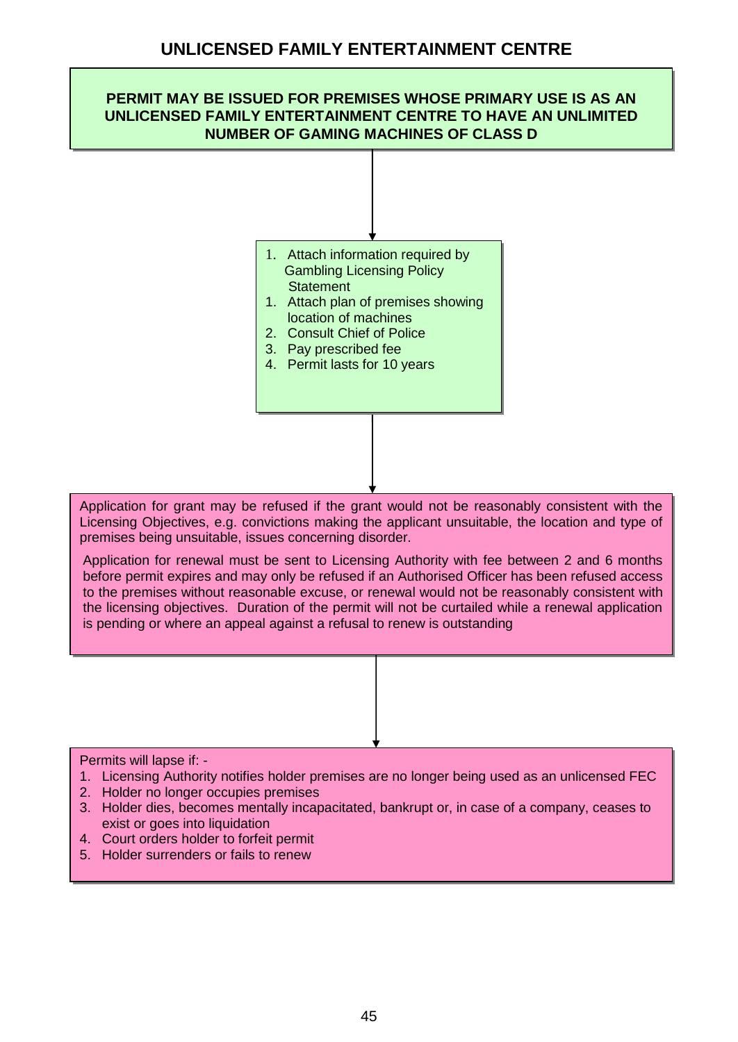# UNLICENSED FAMILY ENTERTAINMENT CENTRE

**PERMIT MAY BE ISSUED FOR PREMISES WHOSE PRIMARY USE IS AS AN UNLICENSED FAMILY ENTERTAINMENT CENTRE TO HAVE AN UNLIMITED NUMBER OF GAMING MACHINES OF CLASS D**

1. Attach information required by Gambling Licensing Policy Statement
1. Attach plan of premises showing location of machines
2. Consult Chief of Police
3. Pay prescribed fee
4. Permit lasts for 10 years

Application for grant may be refused if the grant would not be reasonably consistent with the Licensing Objectives, e.g. convictions making the applicant unsuitable, the location and type of premises being unsuitable, issues concerning disorder.

Application for renewal must be sent to Licensing Authority with fee between 2 and 6 months before permit expires and may only be refused if an Authorised Officer has been refused access to the premises without reasonable excuse, or renewal would not be reasonably consistent with the licensing objectives. Duration of the permit will not be curtailed while a renewal application is pending or where an appeal against a refusal to renew is outstanding

Permits will lapse if: -

1. Licensing Authority notifies holder premises are no longer being used as an unlicensed FEC
2. Holder no longer occupies premises
3. Holder dies, becomes mentally incapacitated, bankrupt or, in case of a company, ceases to exist or goes into liquidation
4. Court orders holder to forfeit permit
5. Holder surrenders or fails to renew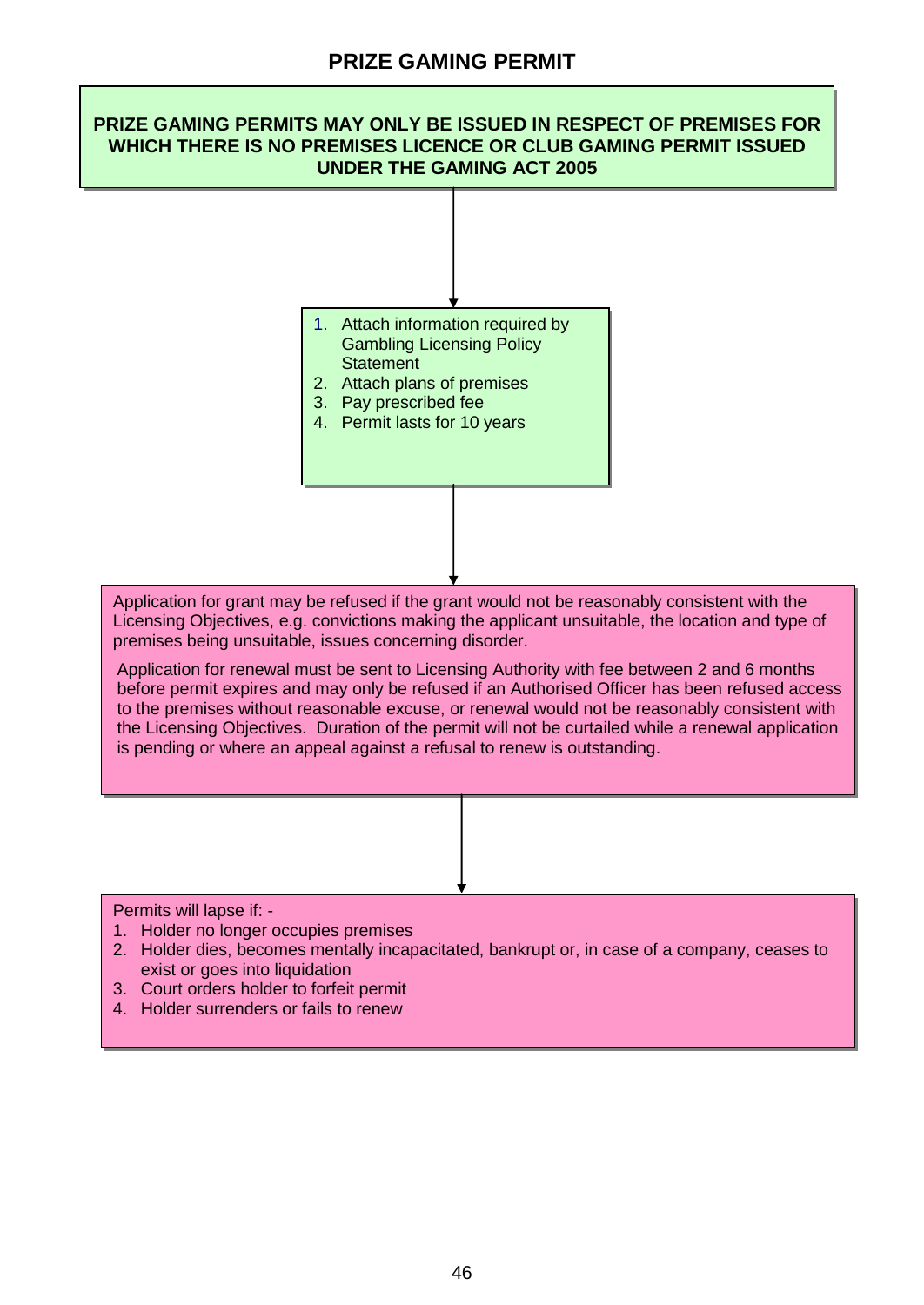# PRIZE GAMING PERMIT

**PRIZE GAMING PERMITS MAY ONLY BE ISSUED IN RESPECT OF PREMISES FOR WHICH THERE IS NO PREMISES LICENCE OR CLUB GAMING PERMIT ISSUED UNDER THE GAMING ACT 2005**

1. Attach information required by Gambling Licensing Policy Statement
2. Attach plans of premises
3. Pay prescribed fee
4. Permit lasts for 10 years

Application for grant may be refused if the grant would not be reasonably consistent with the Licensing Objectives, e.g. convictions making the applicant unsuitable, the location and type of premises being unsuitable, issues concerning disorder.

Application for renewal must be sent to Licensing Authority with fee between 2 and 6 months before permit expires and may only be refused if an Authorised Officer has been refused access to the premises without reasonable excuse, or renewal would not be reasonably consistent with the Licensing Objectives. Duration of the permit will not be curtailed while a renewal application is pending or where an appeal against a refusal to renew is outstanding.

Permits will lapse if: -

1. Holder no longer occupies premises
2. Holder dies, becomes mentally incapacitated, bankrupt or, in case of a company, ceases to exist or goes into liquidation
3. Court orders holder to forfeit permit
4. Holder surrenders or fails to renew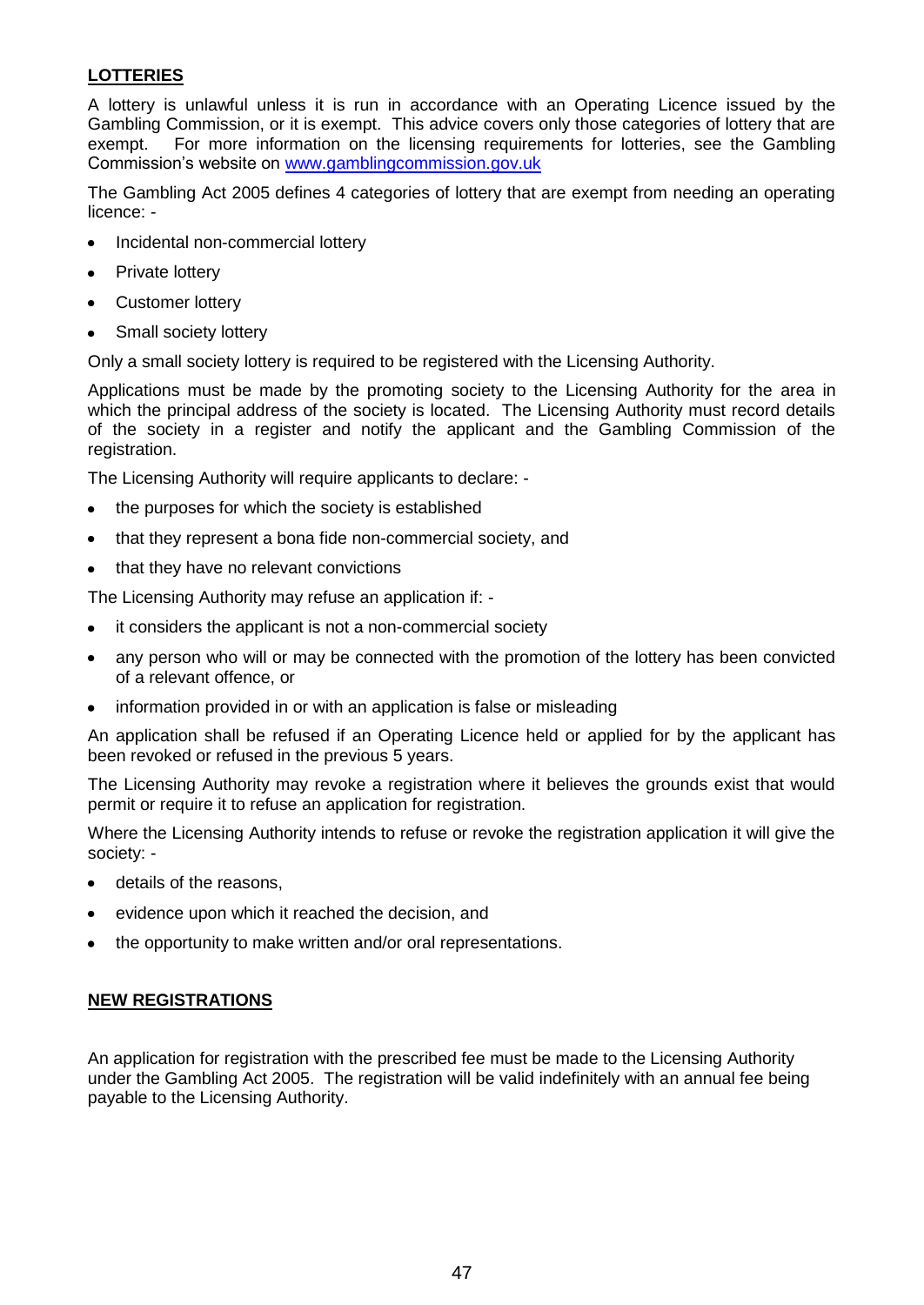## LOTTERIES

A lottery is unlawful unless it is run in accordance with an Operating Licence issued by the Gambling Commission, or it is exempt. This advice covers only those categories of lottery that are exempt. For more information on the licensing requirements for lotteries, see the Gambling Commission's website on [www.gamblingcommission.gov.uk](http://www.gamblingcommission.gov.uk)

The Gambling Act 2005 defines 4 categories of lottery that are exempt from needing an operating licence: -

- Incidental non-commercial lottery
- Private lottery
- Customer lottery
- Small society lottery

Only a small society lottery is required to be registered with the Licensing Authority.

Applications must be made by the promoting society to the Licensing Authority for the area in which the principal address of the society is located. The Licensing Authority must record details of the society in a register and notify the applicant and the Gambling Commission of the registration.

The Licensing Authority will require applicants to declare: -

- the purposes for which the society is established
- that they represent a bona fide non-commercial society, and
- that they have no relevant convictions

The Licensing Authority may refuse an application if: -

- it considers the applicant is not a non-commercial society
- any person who will or may be connected with the promotion of the lottery has been convicted of a relevant offence, or
- information provided in or with an application is false or misleading

An application shall be refused if an Operating Licence held or applied for by the applicant has been revoked or refused in the previous 5 years.

The Licensing Authority may revoke a registration where it believes the grounds exist that would permit or require it to refuse an application for registration.

Where the Licensing Authority intends to refuse or revoke the registration application it will give the society: -

- details of the reasons,
- evidence upon which it reached the decision, and
- the opportunity to make written and/or oral representations.

## NEW REGISTRATIONS

An application for registration with the prescribed fee must be made to the Licensing Authority under the Gambling Act 2005. The registration will be valid indefinitely with an annual fee being payable to the Licensing Authority.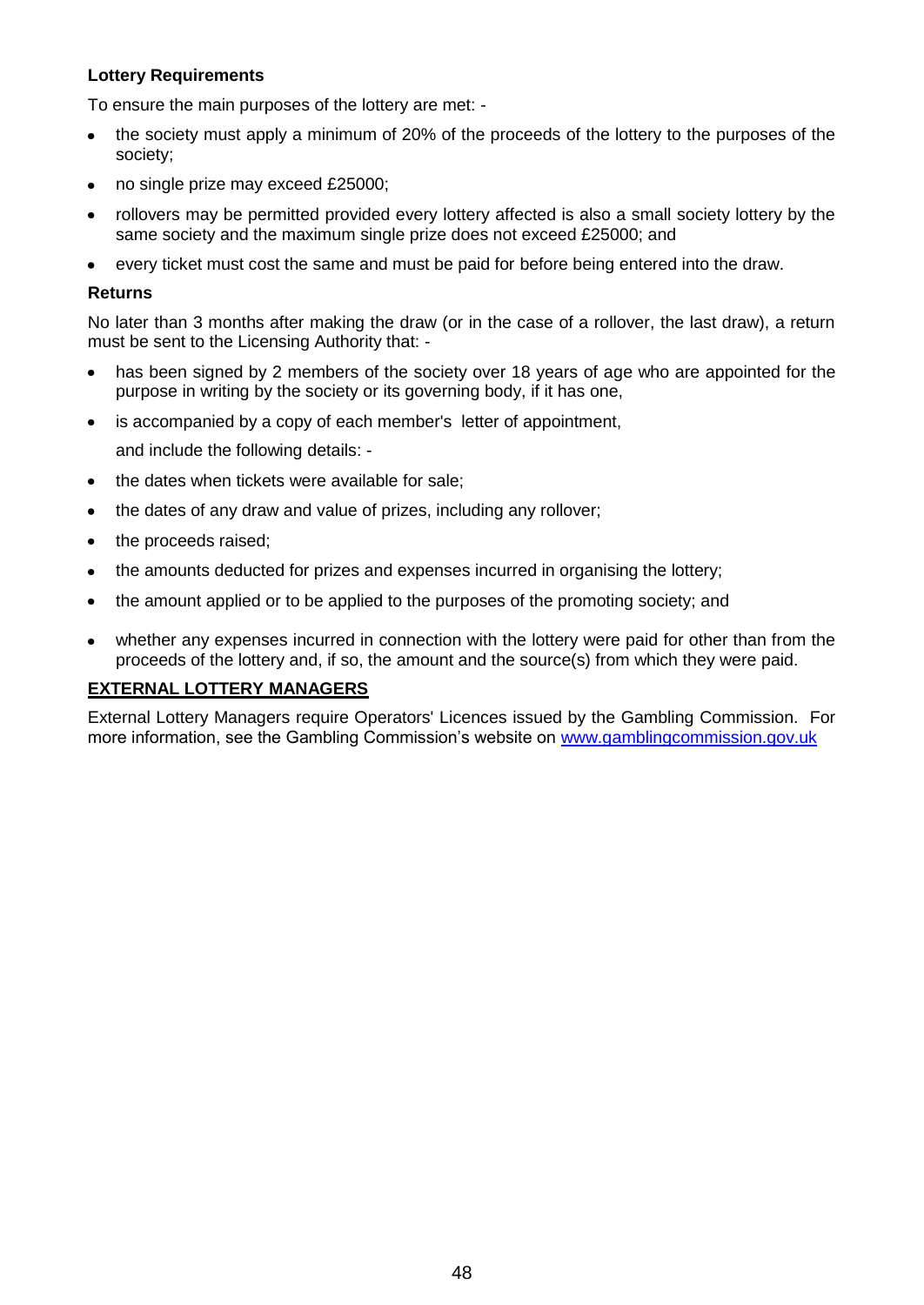**Lottery Requirements**

To ensure the main purposes of the lottery are met: -

- the society must apply a minimum of 20% of the proceeds of the lottery to the purposes of the society;
- no single prize may exceed £25000;
- rollovers may be permitted provided every lottery affected is also a small society lottery by the same society and the maximum single prize does not exceed £25000; and
- every ticket must cost the same and must be paid for before being entered into the draw.

**Returns**

No later than 3 months after making the draw (or in the case of a rollover, the last draw), a return must be sent to the Licensing Authority that: -

- has been signed by 2 members of the society over 18 years of age who are appointed for the purpose in writing by the society or its governing body, if it has one,
- is accompanied by a copy of each member's letter of appointment,

  and include the following details: -

- the dates when tickets were available for sale;
- the dates of any draw and value of prizes, including any rollover;
- the proceeds raised;
- the amounts deducted for prizes and expenses incurred in organising the lottery;
- the amount applied or to be applied to the purposes of the promoting society; and
- whether any expenses incurred in connection with the lottery were paid for other than from the proceeds of the lottery and, if so, the amount and the source(s) from which they were paid.

**EXTERNAL LOTTERY MANAGERS**

External Lottery Managers require Operators' Licences issued by the Gambling Commission. For more information, see the Gambling Commission's website on [www.gamblingcommission.gov.uk](http://www.gamblingcommission.gov.uk)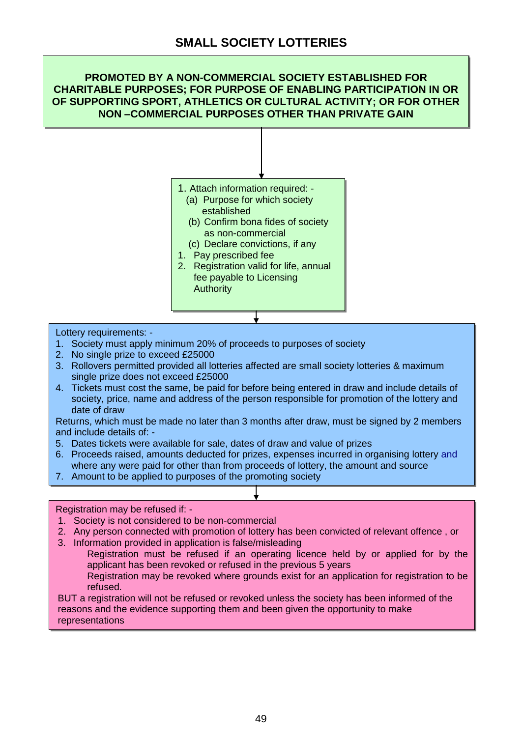## SMALL SOCIETY LOTTERIES

**PROMOTED BY A NON-COMMERCIAL SOCIETY ESTABLISHED FOR CHARITABLE PURPOSES; FOR PURPOSE OF ENABLING PARTICIPATION IN OR OF SUPPORTING SPORT, ATHLETICS OR CULTURAL ACTIVITY; OR FOR OTHER NON –COMMERCIAL PURPOSES OTHER THAN PRIVATE GAIN**

1. Attach information required: -
   - (a) Purpose for which society established
   - (b) Confirm bona fides of society as non-commercial
   - (c) Declare convictions, if any
1. Pay prescribed fee
2. Registration valid for life, annual fee payable to Licensing Authority

Lottery requirements: -

1. Society must apply minimum 20% of proceeds to purposes of society
2. No single prize to exceed £25000
3. Rollovers permitted provided all lotteries affected are small society lotteries & maximum single prize does not exceed £25000
4. Tickets must cost the same, be paid for before being entered in draw and include details of society, price, name and address of the person responsible for promotion of the lottery and date of draw

Returns, which must be made no later than 3 months after draw, must be signed by 2 members and include details of: -

5. Dates tickets were available for sale, dates of draw and value of prizes
6. Proceeds raised, amounts deducted for prizes, expenses incurred in organising lottery and where any were paid for other than from proceeds of lottery, the amount and source
7. Amount to be applied to purposes of the promoting society

Registration may be refused if: -

1. Society is not considered to be non-commercial
2. Any person connected with promotion of lottery has been convicted of relevant offence , or
3. Information provided in application is false/misleading

   Registration must be refused if an operating licence held by or applied for by the applicant has been revoked or refused in the previous 5 years

   Registration may be revoked where grounds exist for an application for registration to be refused.

BUT a registration will not be refused or revoked unless the society has been informed of the reasons and the evidence supporting them and been given the opportunity to make representations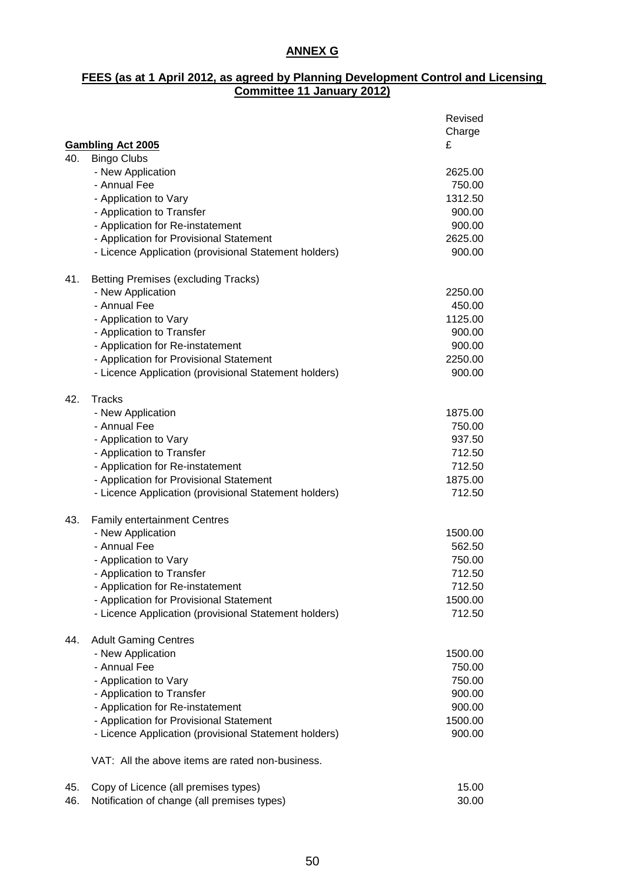**ANNEX G**

**FEES (as at 1 April 2012, as agreed by Planning Development Control and Licensing Committee 11 January 2012)**

| | **Gambling Act 2005** | Revised Charge £ |
|---|---|---|
| 40. | Bingo Clubs | |
| | - New Application | 2625.00 |
| | - Annual Fee | 750.00 |
| | - Application to Vary | 1312.50 |
| | - Application to Transfer | 900.00 |
| | - Application for Re-instatement | 900.00 |
| | - Application for Provisional Statement | 2625.00 |
| | - Licence Application (provisional Statement holders) | 900.00 |
| 41. | Betting Premises (excluding Tracks) | |
| | - New Application | 2250.00 |
| | - Annual Fee | 450.00 |
| | - Application to Vary | 1125.00 |
| | - Application to Transfer | 900.00 |
| | - Application for Re-instatement | 900.00 |
| | - Application for Provisional Statement | 2250.00 |
| | - Licence Application (provisional Statement holders) | 900.00 |
| 42. | Tracks | |
| | - New Application | 1875.00 |
| | - Annual Fee | 750.00 |
| | - Application to Vary | 937.50 |
| | - Application to Transfer | 712.50 |
| | - Application for Re-instatement | 712.50 |
| | - Application for Provisional Statement | 1875.00 |
| | - Licence Application (provisional Statement holders) | 712.50 |
| 43. | Family entertainment Centres | |
| | - New Application | 1500.00 |
| | - Annual Fee | 562.50 |
| | - Application to Vary | 750.00 |
| | - Application to Transfer | 712.50 |
| | - Application for Re-instatement | 712.50 |
| | - Application for Provisional Statement | 1500.00 |
| | - Licence Application (provisional Statement holders) | 712.50 |
| 44. | Adult Gaming Centres | |
| | - New Application | 1500.00 |
| | - Annual Fee | 750.00 |
| | - Application to Vary | 750.00 |
| | - Application to Transfer | 900.00 |
| | - Application for Re-instatement | 900.00 |
| | - Application for Provisional Statement | 1500.00 |
| | - Licence Application (provisional Statement holders) | 900.00 |
| | VAT: All the above items are rated non-business. | |
| 45. | Copy of Licence (all premises types) | 15.00 |
| 46. | Notification of change (all premises types) | 30.00 |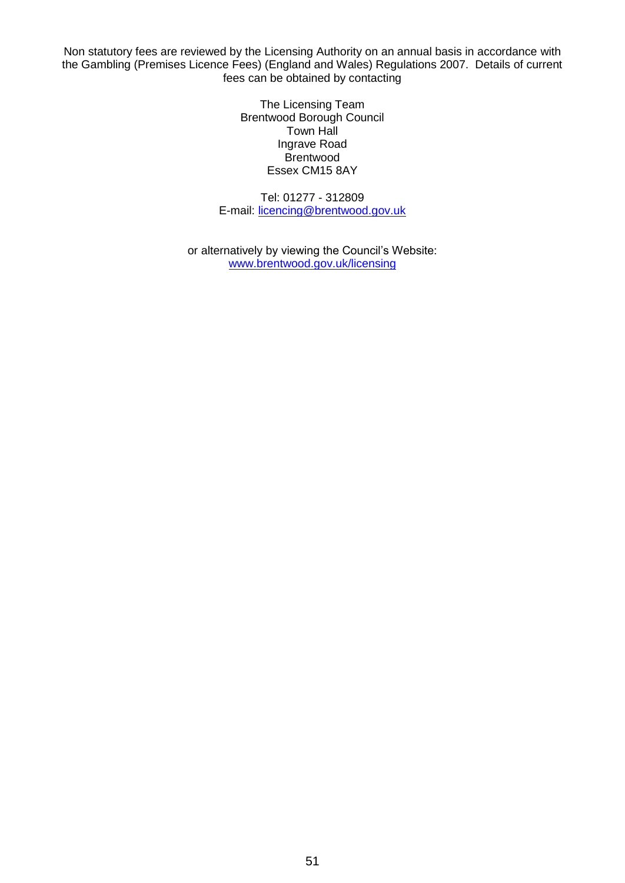Non statutory fees are reviewed by the Licensing Authority on an annual basis in accordance with the Gambling (Premises Licence Fees) (England and Wales) Regulations 2007. Details of current fees can be obtained by contacting

The Licensing Team
Brentwood Borough Council
Town Hall
Ingrave Road
Brentwood
Essex CM15 8AY

Tel: 01277 - 312809
E-mail: licencing@brentwood.gov.uk

or alternatively by viewing the Council's Website:
www.brentwood.gov.uk/licensing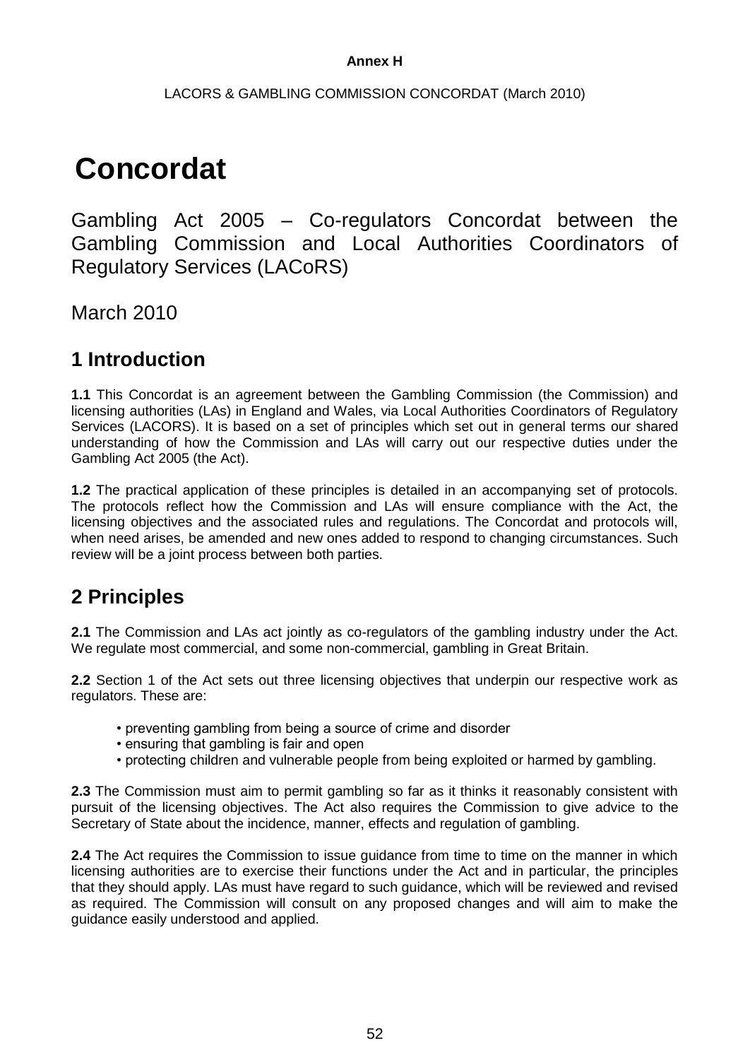**Annex H**

LACORS & GAMBLING COMMISSION CONCORDAT (March 2010)

# Concordat

Gambling Act 2005 – Co-regulators Concordat between the Gambling Commission and Local Authorities Coordinators of Regulatory Services (LACoRS)

March 2010

## 1 Introduction

**1.1** This Concordat is an agreement between the Gambling Commission (the Commission) and licensing authorities (LAs) in England and Wales, via Local Authorities Coordinators of Regulatory Services (LACORS). It is based on a set of principles which set out in general terms our shared understanding of how the Commission and LAs will carry out our respective duties under the Gambling Act 2005 (the Act).

**1.2** The practical application of these principles is detailed in an accompanying set of protocols. The protocols reflect how the Commission and LAs will ensure compliance with the Act, the licensing objectives and the associated rules and regulations. The Concordat and protocols will, when need arises, be amended and new ones added to respond to changing circumstances. Such review will be a joint process between both parties.

## 2 Principles

**2.1** The Commission and LAs act jointly as co-regulators of the gambling industry under the Act. We regulate most commercial, and some non-commercial, gambling in Great Britain.

**2.2** Section 1 of the Act sets out three licensing objectives that underpin our respective work as regulators. These are:

- preventing gambling from being a source of crime and disorder
- ensuring that gambling is fair and open
- protecting children and vulnerable people from being exploited or harmed by gambling.

**2.3** The Commission must aim to permit gambling so far as it thinks it reasonably consistent with pursuit of the licensing objectives. The Act also requires the Commission to give advice to the Secretary of State about the incidence, manner, effects and regulation of gambling.

**2.4** The Act requires the Commission to issue guidance from time to time on the manner in which licensing authorities are to exercise their functions under the Act and in particular, the principles that they should apply. LAs must have regard to such guidance, which will be reviewed and revised as required. The Commission will consult on any proposed changes and will aim to make the guidance easily understood and applied.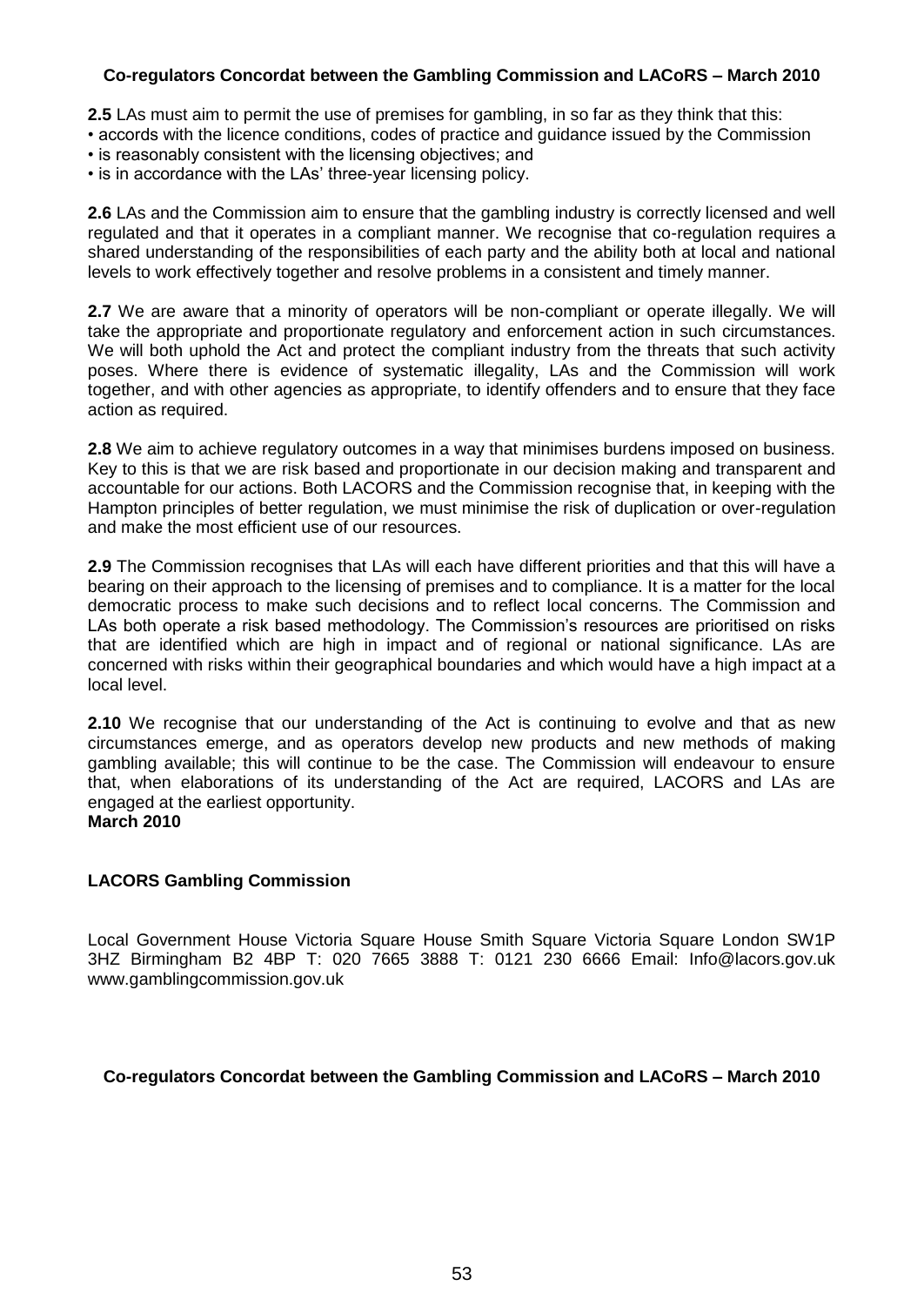**2.5** LAs must aim to permit the use of premises for gambling, in so far as they think that this:

- accords with the licence conditions, codes of practice and guidance issued by the Commission
- is reasonably consistent with the licensing objectives; and
- is in accordance with the LAs' three-year licensing policy.

**2.6** LAs and the Commission aim to ensure that the gambling industry is correctly licensed and well regulated and that it operates in a compliant manner. We recognise that co-regulation requires a shared understanding of the responsibilities of each party and the ability both at local and national levels to work effectively together and resolve problems in a consistent and timely manner.

**2.7** We are aware that a minority of operators will be non-compliant or operate illegally. We will take the appropriate and proportionate regulatory and enforcement action in such circumstances. We will both uphold the Act and protect the compliant industry from the threats that such activity poses. Where there is evidence of systematic illegality, LAs and the Commission will work together, and with other agencies as appropriate, to identify offenders and to ensure that they face action as required.

**2.8** We aim to achieve regulatory outcomes in a way that minimises burdens imposed on business. Key to this is that we are risk based and proportionate in our decision making and transparent and accountable for our actions. Both LACORS and the Commission recognise that, in keeping with the Hampton principles of better regulation, we must minimise the risk of duplication or over-regulation and make the most efficient use of our resources.

**2.9** The Commission recognises that LAs will each have different priorities and that this will have a bearing on their approach to the licensing of premises and to compliance. It is a matter for the local democratic process to make such decisions and to reflect local concerns. The Commission and LAs both operate a risk based methodology. The Commission's resources are prioritised on risks that are identified which are high in impact and of regional or national significance. LAs are concerned with risks within their geographical boundaries and which would have a high impact at a local level.

**2.10** We recognise that our understanding of the Act is continuing to evolve and that as new circumstances emerge, and as operators develop new products and new methods of making gambling available; this will continue to be the case. The Commission will endeavour to ensure that, when elaborations of its understanding of the Act are required, LACORS and LAs are engaged at the earliest opportunity.

**March 2010**

**LACORS Gambling Commission**

Local Government House Victoria Square House Smith Square Victoria Square London SW1P 3HZ Birmingham B2 4BP T: 020 7665 3888 T: 0121 230 6666 Email: Info@lacors.gov.uk www.gamblingcommission.gov.uk